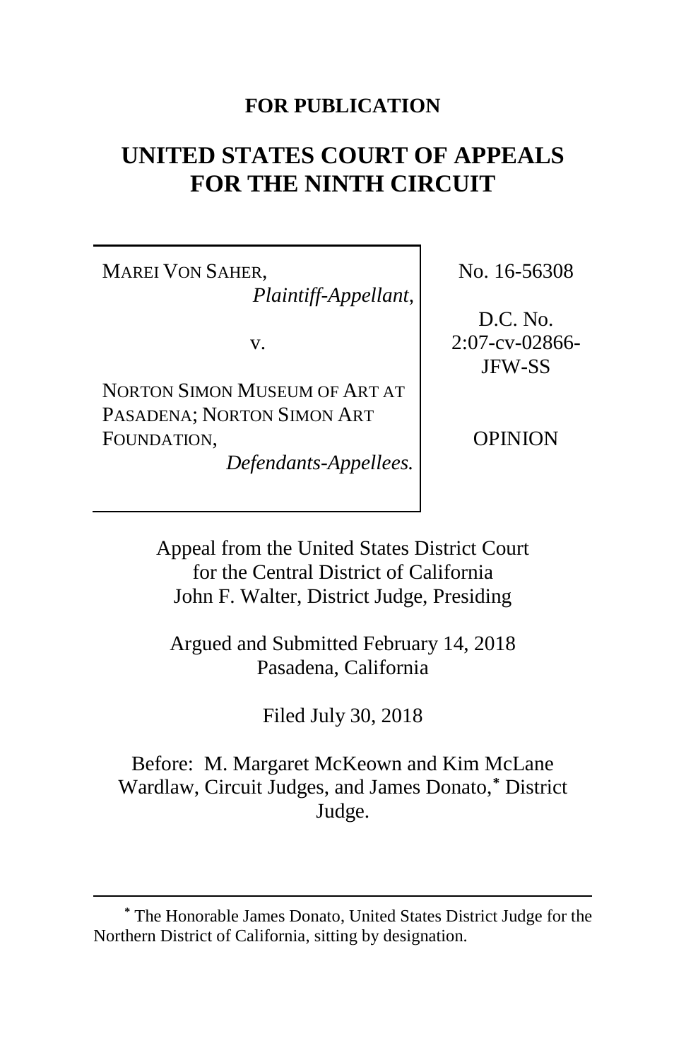**FOR PUBLICATION**

# UNITED STATES COURT OF APPEALS FOR THE NINTH CIRCUIT

| | |
|---|---|
| MAREI VON SAHER, *Plaintiff-Appellant*, v. NORTON SIMON MUSEUM OF ART AT PASADENA; NORTON SIMON ART FOUNDATION, *Defendants-Appellees.* | No. 16-56308 D.C. No. 2:07-cv-02866-JFW-SS OPINION |

Appeal from the United States District Court for the Central District of California
John F. Walter, District Judge, Presiding

Argued and Submitted February 14, 2018
Pasadena, California

Filed July 30, 2018

Before: M. Margaret McKeown and Kim McLane Wardlaw, Circuit Judges, and James Donato,* District Judge.

---

\* The Honorable James Donato, United States District Judge for the Northern District of California, sitting by designation.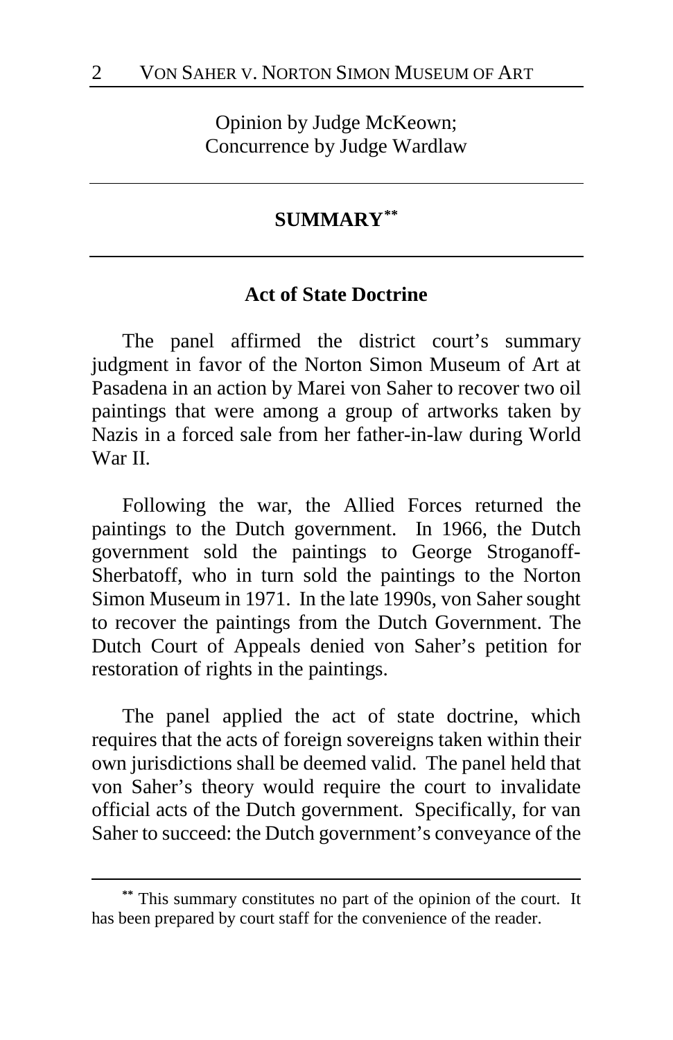Opinion by Judge McKeown;
Concurrence by Judge Wardlaw

## SUMMARY[**]

### Act of State Doctrine

The panel affirmed the district court's summary judgment in favor of the Norton Simon Museum of Art at Pasadena in an action by Marei von Saher to recover two oil paintings that were among a group of artworks taken by Nazis in a forced sale from her father-in-law during World War II.

Following the war, the Allied Forces returned the paintings to the Dutch government. In 1966, the Dutch government sold the paintings to George Stroganoff-Sherbatoff, who in turn sold the paintings to the Norton Simon Museum in 1971. In the late 1990s, von Saher sought to recover the paintings from the Dutch Government. The Dutch Court of Appeals denied von Saher's petition for restoration of rights in the paintings.

The panel applied the act of state doctrine, which requires that the acts of foreign sovereigns taken within their own jurisdictions shall be deemed valid. The panel held that von Saher's theory would require the court to invalidate official acts of the Dutch government. Specifically, for van Saher to succeed: the Dutch government's conveyance of the

[**] This summary constitutes no part of the opinion of the court. It has been prepared by court staff for the convenience of the reader.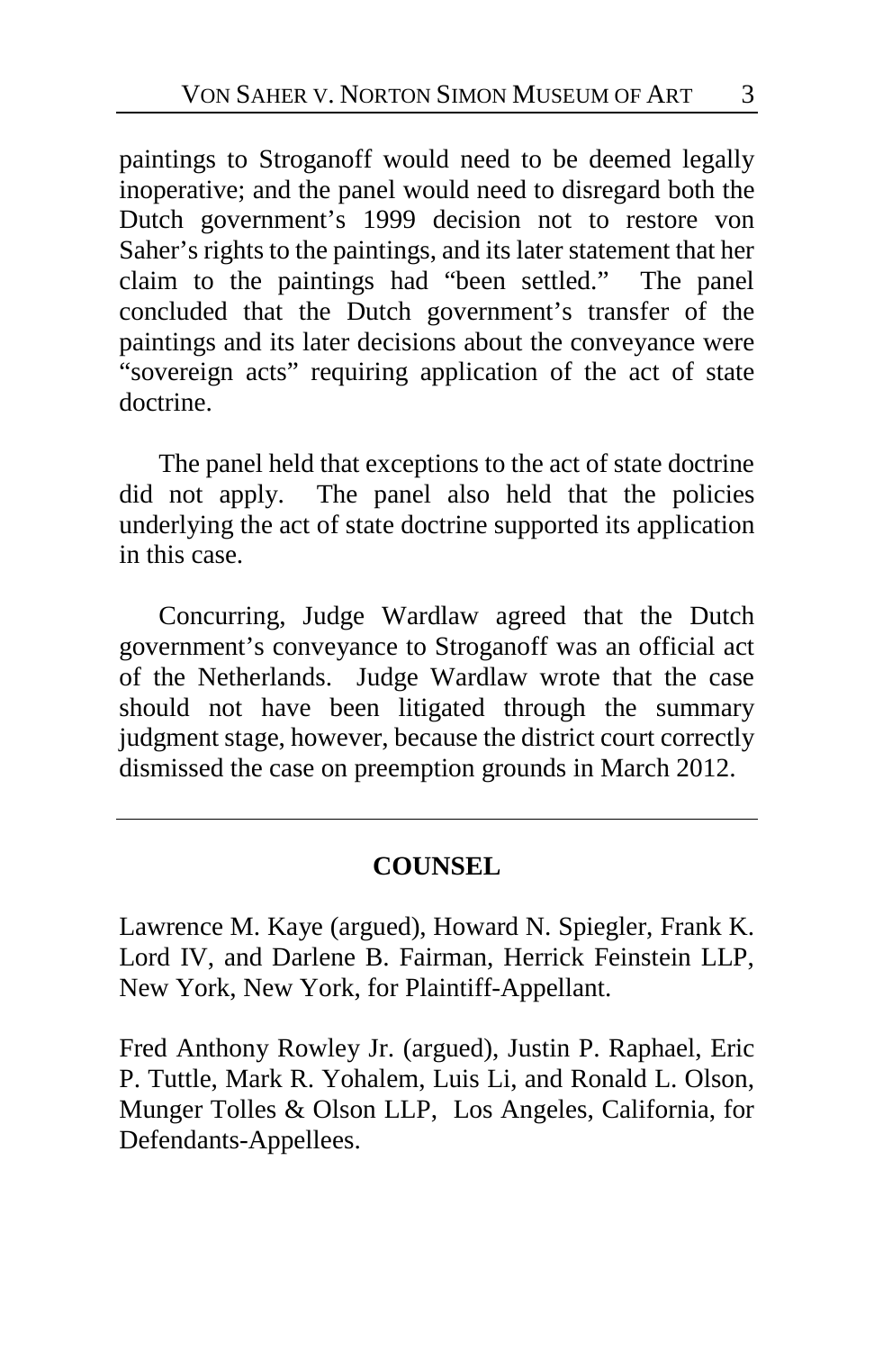paintings to Stroganoff would need to be deemed legally inoperative; and the panel would need to disregard both the Dutch government's 1999 decision not to restore von Saher's rights to the paintings, and its later statement that her claim to the paintings had "been settled." The panel concluded that the Dutch government's transfer of the paintings and its later decisions about the conveyance were "sovereign acts" requiring application of the act of state doctrine.

The panel held that exceptions to the act of state doctrine did not apply. The panel also held that the policies underlying the act of state doctrine supported its application in this case.

Concurring, Judge Wardlaw agreed that the Dutch government's conveyance to Stroganoff was an official act of the Netherlands. Judge Wardlaw wrote that the case should not have been litigated through the summary judgment stage, however, because the district court correctly dismissed the case on preemption grounds in March 2012.

---

## COUNSEL

Lawrence M. Kaye (argued), Howard N. Spiegler, Frank K. Lord IV, and Darlene B. Fairman, Herrick Feinstein LLP, New York, New York, for Plaintiff-Appellant.

Fred Anthony Rowley Jr. (argued), Justin P. Raphael, Eric P. Tuttle, Mark R. Yohalem, Luis Li, and Ronald L. Olson, Munger Tolles & Olson LLP, Los Angeles, California, for Defendants-Appellees.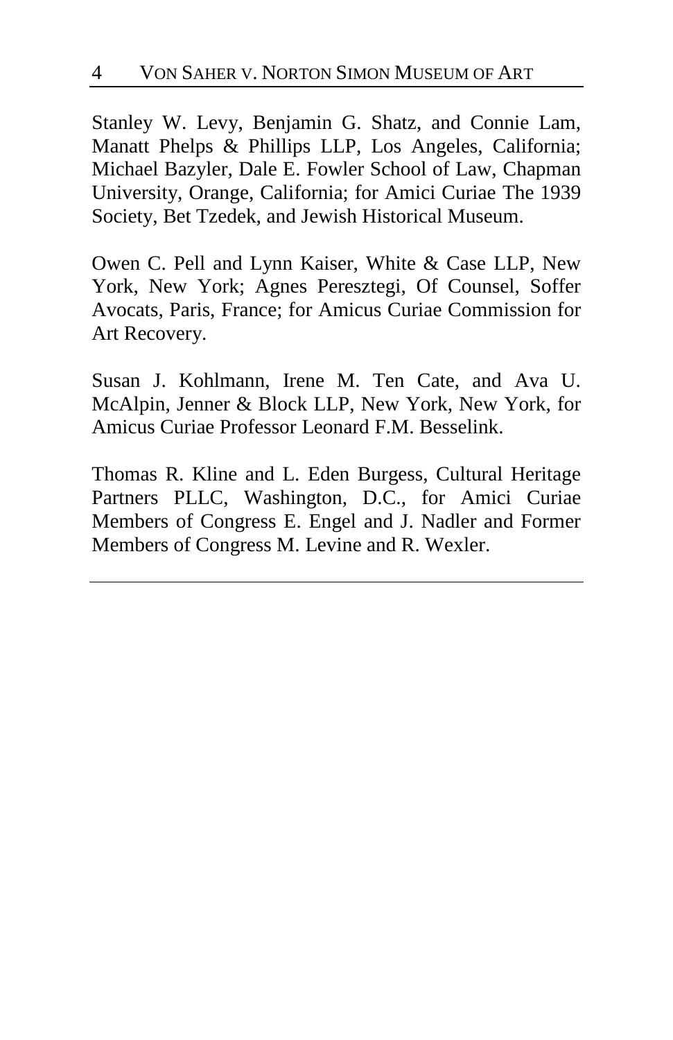Stanley W. Levy, Benjamin G. Shatz, and Connie Lam, Manatt Phelps & Phillips LLP, Los Angeles, California; Michael Bazyler, Dale E. Fowler School of Law, Chapman University, Orange, California; for Amici Curiae The 1939 Society, Bet Tzedek, and Jewish Historical Museum.

Owen C. Pell and Lynn Kaiser, White & Case LLP, New York, New York; Agnes Peresztegi, Of Counsel, Soffer Avocats, Paris, France; for Amicus Curiae Commission for Art Recovery.

Susan J. Kohlmann, Irene M. Ten Cate, and Ava U. McAlpin, Jenner & Block LLP, New York, New York, for Amicus Curiae Professor Leonard F.M. Besselink.

Thomas R. Kline and L. Eden Burgess, Cultural Heritage Partners PLLC, Washington, D.C., for Amici Curiae Members of Congress E. Engel and J. Nadler and Former Members of Congress M. Levine and R. Wexler.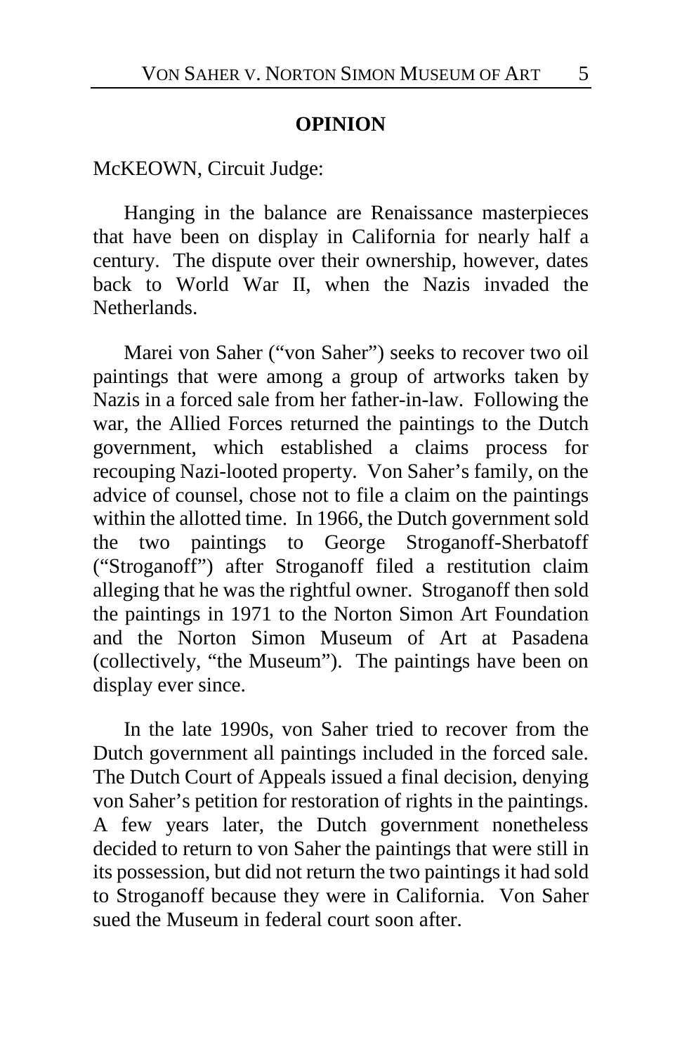## OPINION

McKEOWN, Circuit Judge:

Hanging in the balance are Renaissance masterpieces that have been on display in California for nearly half a century. The dispute over their ownership, however, dates back to World War II, when the Nazis invaded the Netherlands.

Marei von Saher ("von Saher") seeks to recover two oil paintings that were among a group of artworks taken by Nazis in a forced sale from her father-in-law. Following the war, the Allied Forces returned the paintings to the Dutch government, which established a claims process for recouping Nazi-looted property. Von Saher's family, on the advice of counsel, chose not to file a claim on the paintings within the allotted time. In 1966, the Dutch government sold the two paintings to George Stroganoff-Sherbatoff ("Stroganoff") after Stroganoff filed a restitution claim alleging that he was the rightful owner. Stroganoff then sold the paintings in 1971 to the Norton Simon Art Foundation and the Norton Simon Museum of Art at Pasadena (collectively, "the Museum"). The paintings have been on display ever since.

In the late 1990s, von Saher tried to recover from the Dutch government all paintings included in the forced sale. The Dutch Court of Appeals issued a final decision, denying von Saher's petition for restoration of rights in the paintings. A few years later, the Dutch government nonetheless decided to return to von Saher the paintings that were still in its possession, but did not return the two paintings it had sold to Stroganoff because they were in California. Von Saher sued the Museum in federal court soon after.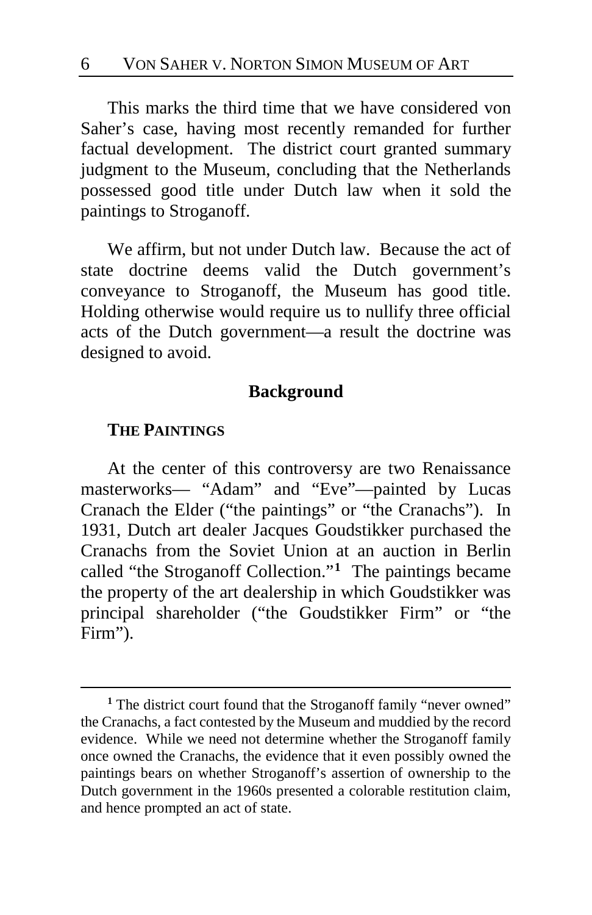This marks the third time that we have considered von Saher's case, having most recently remanded for further factual development. The district court granted summary judgment to the Museum, concluding that the Netherlands possessed good title under Dutch law when it sold the paintings to Stroganoff.

We affirm, but not under Dutch law. Because the act of state doctrine deems valid the Dutch government's conveyance to Stroganoff, the Museum has good title. Holding otherwise would require us to nullify three official acts of the Dutch government—a result the doctrine was designed to avoid.

## Background

### THE PAINTINGS

At the center of this controversy are two Renaissance masterworks— "Adam" and "Eve"—painted by Lucas Cranach the Elder ("the paintings" or "the Cranachs"). In 1931, Dutch art dealer Jacques Goudstikker purchased the Cranachs from the Soviet Union at an auction in Berlin called "the Stroganoff Collection."[1] The paintings became the property of the art dealership in which Goudstikker was principal shareholder ("the Goudstikker Firm" or "the Firm").

---

[1] The district court found that the Stroganoff family "never owned" the Cranachs, a fact contested by the Museum and muddied by the record evidence. While we need not determine whether the Stroganoff family once owned the Cranachs, the evidence that it even possibly owned the paintings bears on whether Stroganoff's assertion of ownership to the Dutch government in the 1960s presented a colorable restitution claim, and hence prompted an act of state.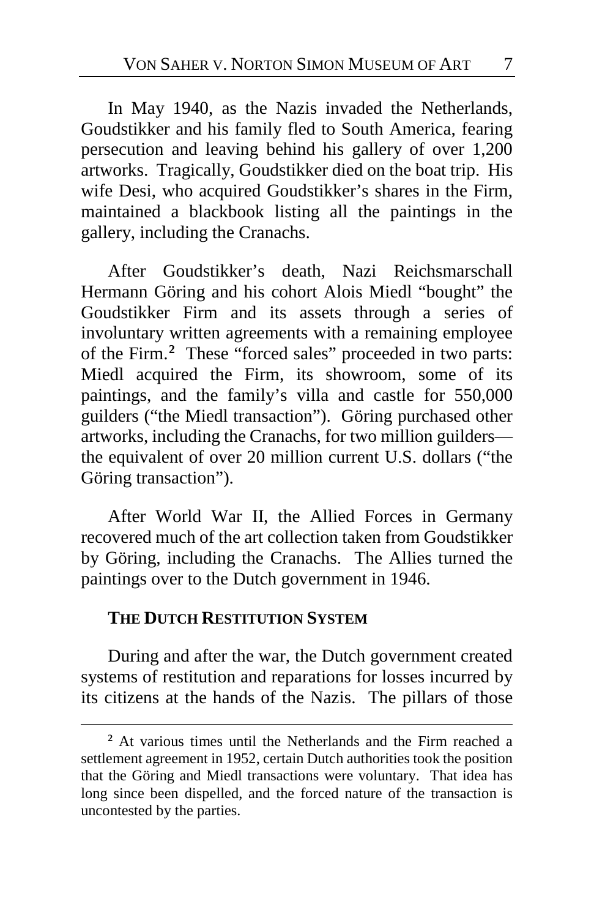In May 1940, as the Nazis invaded the Netherlands, Goudstikker and his family fled to South America, fearing persecution and leaving behind his gallery of over 1,200 artworks. Tragically, Goudstikker died on the boat trip. His wife Desi, who acquired Goudstikker's shares in the Firm, maintained a blackbook listing all the paintings in the gallery, including the Cranachs.

After Goudstikker's death, Nazi Reichsmarschall Hermann Göring and his cohort Alois Miedl "bought" the Goudstikker Firm and its assets through a series of involuntary written agreements with a remaining employee of the Firm.[2] These "forced sales" proceeded in two parts: Miedl acquired the Firm, its showroom, some of its paintings, and the family's villa and castle for 550,000 guilders ("the Miedl transaction"). Göring purchased other artworks, including the Cranachs, for two million guilders—the equivalent of over 20 million current U.S. dollars ("the Göring transaction").

After World War II, the Allied Forces in Germany recovered much of the art collection taken from Goudstikker by Göring, including the Cranachs. The Allies turned the paintings over to the Dutch government in 1946.

## THE DUTCH RESTITUTION SYSTEM

During and after the war, the Dutch government created systems of restitution and reparations for losses incurred by its citizens at the hands of the Nazis. The pillars of those

[2] At various times until the Netherlands and the Firm reached a settlement agreement in 1952, certain Dutch authorities took the position that the Göring and Miedl transactions were voluntary. That idea has long since been dispelled, and the forced nature of the transaction is uncontested by the parties.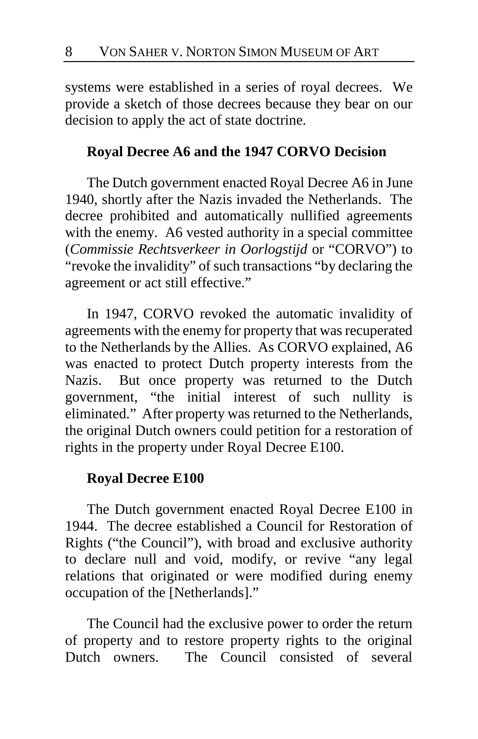systems were established in a series of royal decrees. We provide a sketch of those decrees because they bear on our decision to apply the act of state doctrine.

**Royal Decree A6 and the 1947 CORVO Decision**

The Dutch government enacted Royal Decree A6 in June 1940, shortly after the Nazis invaded the Netherlands. The decree prohibited and automatically nullified agreements with the enemy. A6 vested authority in a special committee (*Commissie Rechtsverkeer in Oorlogstijd* or "CORVO") to "revoke the invalidity" of such transactions "by declaring the agreement or act still effective."

In 1947, CORVO revoked the automatic invalidity of agreements with the enemy for property that was recuperated to the Netherlands by the Allies. As CORVO explained, A6 was enacted to protect Dutch property interests from the Nazis. But once property was returned to the Dutch government, "the initial interest of such nullity is eliminated." After property was returned to the Netherlands, the original Dutch owners could petition for a restoration of rights in the property under Royal Decree E100.

**Royal Decree E100**

The Dutch government enacted Royal Decree E100 in 1944. The decree established a Council for Restoration of Rights ("the Council"), with broad and exclusive authority to declare null and void, modify, or revive "any legal relations that originated or were modified during enemy occupation of the [Netherlands]."

The Council had the exclusive power to order the return of property and to restore property rights to the original Dutch owners. The Council consisted of several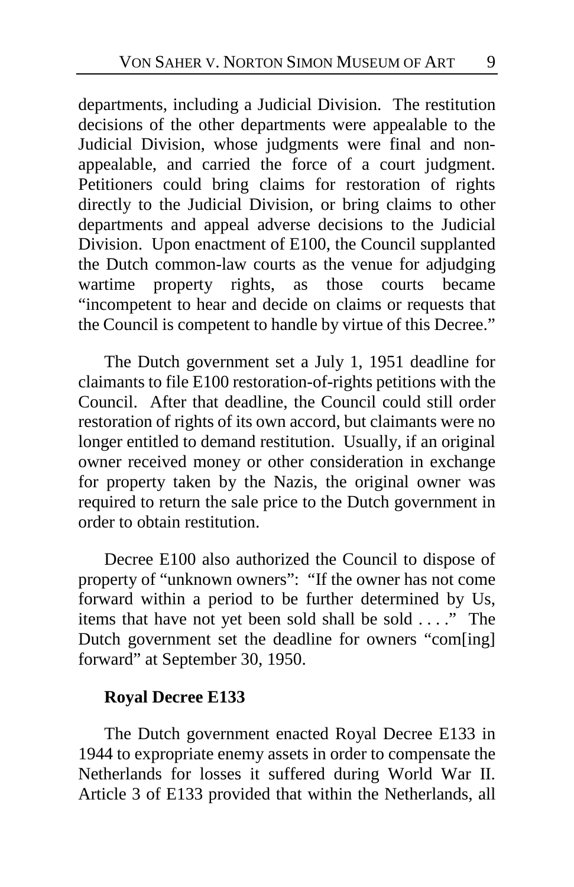departments, including a Judicial Division. The restitution decisions of the other departments were appealable to the Judicial Division, whose judgments were final and non-appealable, and carried the force of a court judgment. Petitioners could bring claims for restoration of rights directly to the Judicial Division, or bring claims to other departments and appeal adverse decisions to the Judicial Division. Upon enactment of E100, the Council supplanted the Dutch common-law courts as the venue for adjudging wartime property rights, as those courts became "incompetent to hear and decide on claims or requests that the Council is competent to handle by virtue of this Decree."

The Dutch government set a July 1, 1951 deadline for claimants to file E100 restoration-of-rights petitions with the Council. After that deadline, the Council could still order restoration of rights of its own accord, but claimants were no longer entitled to demand restitution. Usually, if an original owner received money or other consideration in exchange for property taken by the Nazis, the original owner was required to return the sale price to the Dutch government in order to obtain restitution.

Decree E100 also authorized the Council to dispose of property of "unknown owners": "If the owner has not come forward within a period to be further determined by Us, items that have not yet been sold shall be sold . . . ." The Dutch government set the deadline for owners "com[ing] forward" at September 30, 1950.

**Royal Decree E133**

The Dutch government enacted Royal Decree E133 in 1944 to expropriate enemy assets in order to compensate the Netherlands for losses it suffered during World War II. Article 3 of E133 provided that within the Netherlands, all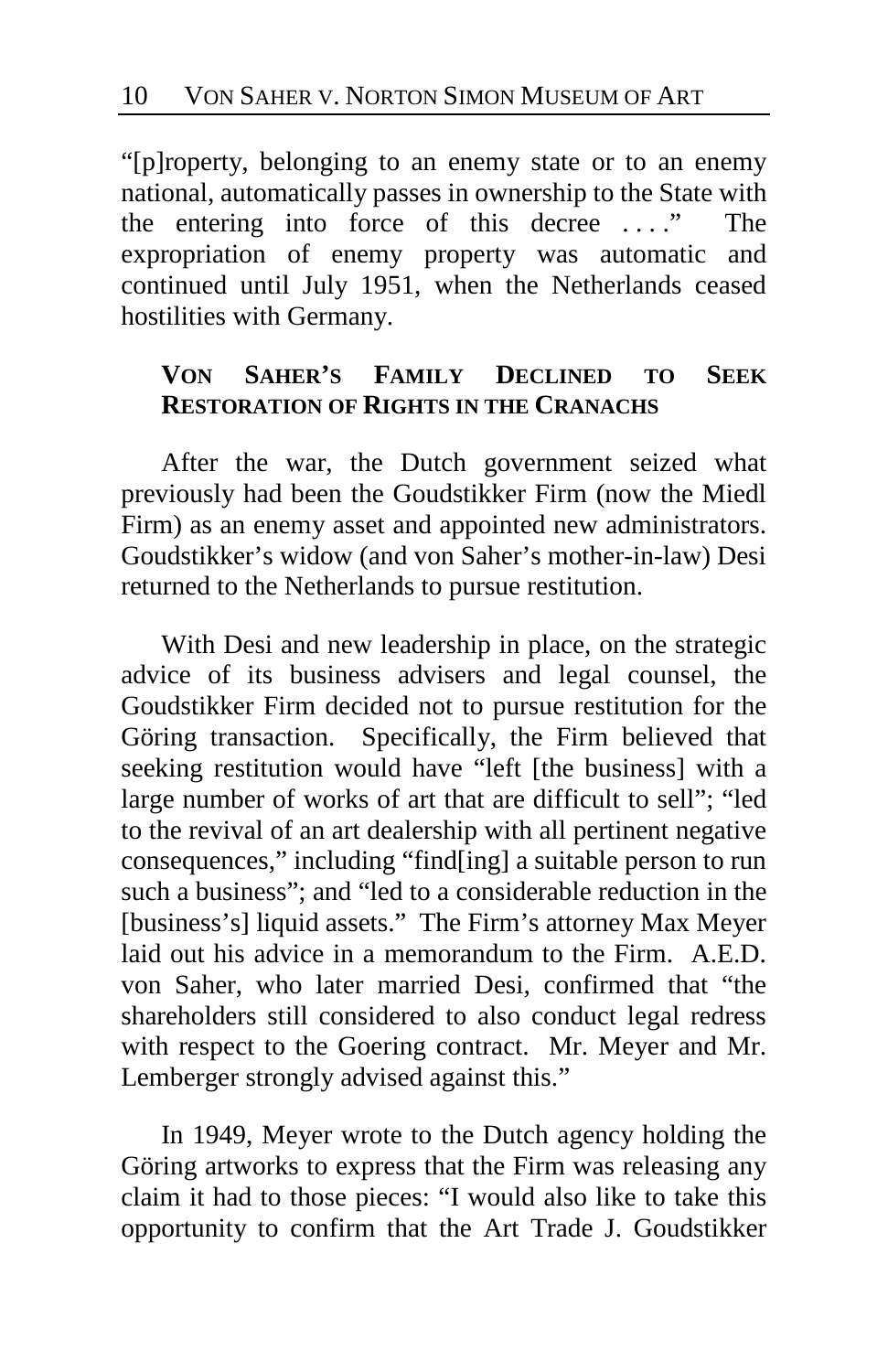"[p]roperty, belonging to an enemy state or to an enemy national, automatically passes in ownership to the State with the entering into force of this decree . . . ." The expropriation of enemy property was automatic and continued until July 1951, when the Netherlands ceased hostilities with Germany.

### VON SAHER'S FAMILY DECLINED TO SEEK RESTORATION OF RIGHTS IN THE CRANACHS

After the war, the Dutch government seized what previously had been the Goudstikker Firm (now the Miedl Firm) as an enemy asset and appointed new administrators. Goudstikker's widow (and von Saher's mother-in-law) Desi returned to the Netherlands to pursue restitution.

With Desi and new leadership in place, on the strategic advice of its business advisers and legal counsel, the Goudstikker Firm decided not to pursue restitution for the Göring transaction. Specifically, the Firm believed that seeking restitution would have "left [the business] with a large number of works of art that are difficult to sell"; "led to the revival of an art dealership with all pertinent negative consequences," including "find[ing] a suitable person to run such a business"; and "led to a considerable reduction in the [business's] liquid assets." The Firm's attorney Max Meyer laid out his advice in a memorandum to the Firm. A.E.D. von Saher, who later married Desi, confirmed that "the shareholders still considered to also conduct legal redress with respect to the Goering contract. Mr. Meyer and Mr. Lemberger strongly advised against this."

In 1949, Meyer wrote to the Dutch agency holding the Göring artworks to express that the Firm was releasing any claim it had to those pieces: "I would also like to take this opportunity to confirm that the Art Trade J. Goudstikker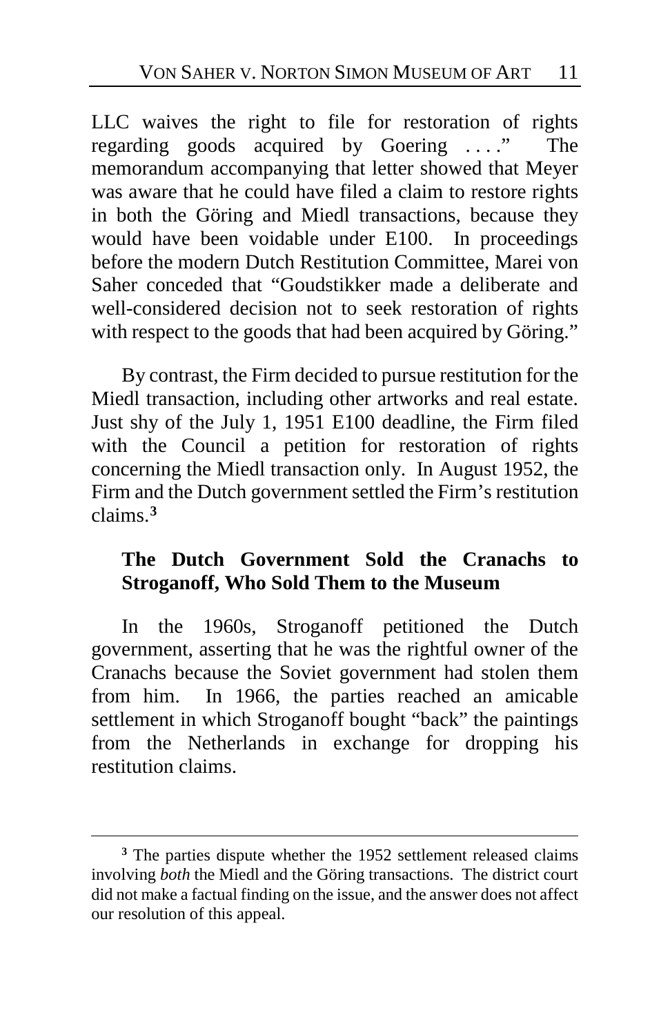LLC waives the right to file for restoration of rights regarding goods acquired by Goering . . . ." The memorandum accompanying that letter showed that Meyer was aware that he could have filed a claim to restore rights in both the Göring and Miedl transactions, because they would have been voidable under E100. In proceedings before the modern Dutch Restitution Committee, Marei von Saher conceded that "Goudstikker made a deliberate and well-considered decision not to seek restoration of rights with respect to the goods that had been acquired by Göring."

By contrast, the Firm decided to pursue restitution for the Miedl transaction, including other artworks and real estate. Just shy of the July 1, 1951 E100 deadline, the Firm filed with the Council a petition for restoration of rights concerning the Miedl transaction only. In August 1952, the Firm and the Dutch government settled the Firm's restitution claims.[3]

**The Dutch Government Sold the Cranachs to Stroganoff, Who Sold Them to the Museum**

In the 1960s, Stroganoff petitioned the Dutch government, asserting that he was the rightful owner of the Cranachs because the Soviet government had stolen them from him. In 1966, the parties reached an amicable settlement in which Stroganoff bought "back" the paintings from the Netherlands in exchange for dropping his restitution claims.

---

[3] The parties dispute whether the 1952 settlement released claims involving *both* the Miedl and the Göring transactions. The district court did not make a factual finding on the issue, and the answer does not affect our resolution of this appeal.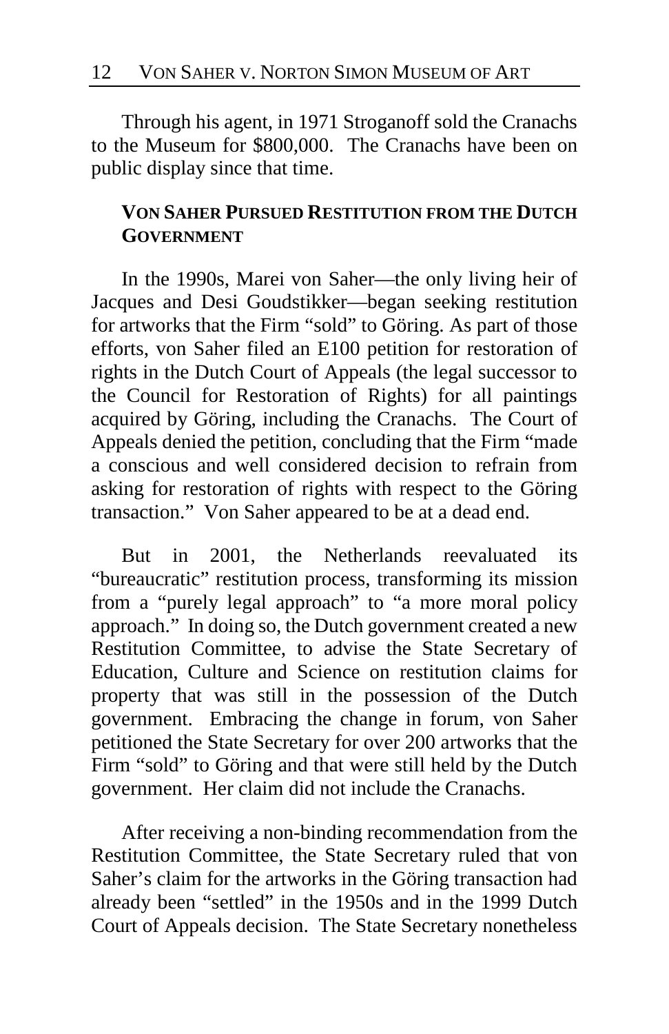Through his agent, in 1971 Stroganoff sold the Cranachs to the Museum for $800,000. The Cranachs have been on public display since that time.

**VON SAHER PURSUED RESTITUTION FROM THE DUTCH GOVERNMENT**

In the 1990s, Marei von Saher—the only living heir of Jacques and Desi Goudstikker—began seeking restitution for artworks that the Firm "sold" to Göring. As part of those efforts, von Saher filed an E100 petition for restoration of rights in the Dutch Court of Appeals (the legal successor to the Council for Restoration of Rights) for all paintings acquired by Göring, including the Cranachs. The Court of Appeals denied the petition, concluding that the Firm "made a conscious and well considered decision to refrain from asking for restoration of rights with respect to the Göring transaction." Von Saher appeared to be at a dead end.

But in 2001, the Netherlands reevaluated its "bureaucratic" restitution process, transforming its mission from a "purely legal approach" to "a more moral policy approach." In doing so, the Dutch government created a new Restitution Committee, to advise the State Secretary of Education, Culture and Science on restitution claims for property that was still in the possession of the Dutch government. Embracing the change in forum, von Saher petitioned the State Secretary for over 200 artworks that the Firm "sold" to Göring and that were still held by the Dutch government. Her claim did not include the Cranachs.

After receiving a non-binding recommendation from the Restitution Committee, the State Secretary ruled that von Saher's claim for the artworks in the Göring transaction had already been "settled" in the 1950s and in the 1999 Dutch Court of Appeals decision. The State Secretary nonetheless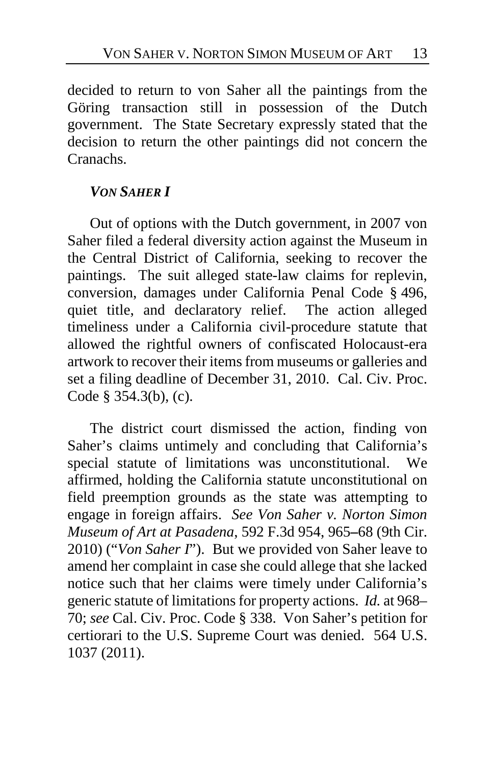decided to return to von Saher all the paintings from the Göring transaction still in possession of the Dutch government. The State Secretary expressly stated that the decision to return the other paintings did not concern the Cranachs.

### *VON SAHER I*

Out of options with the Dutch government, in 2007 von Saher filed a federal diversity action against the Museum in the Central District of California, seeking to recover the paintings. The suit alleged state-law claims for replevin, conversion, damages under California Penal Code § 496, quiet title, and declaratory relief. The action alleged timeliness under a California civil-procedure statute that allowed the rightful owners of confiscated Holocaust-era artwork to recover their items from museums or galleries and set a filing deadline of December 31, 2010. Cal. Civ. Proc. Code § 354.3(b), (c).

The district court dismissed the action, finding von Saher's claims untimely and concluding that California's special statute of limitations was unconstitutional. We affirmed, holding the California statute unconstitutional on field preemption grounds as the state was attempting to engage in foreign affairs. *See Von Saher v. Norton Simon Museum of Art at Pasadena*, 592 F.3d 954, 965–68 (9th Cir. 2010) ("*Von Saher I*"). But we provided von Saher leave to amend her complaint in case she could allege that she lacked notice such that her claims were timely under California's generic statute of limitations for property actions. *Id.* at 968–70; *see* Cal. Civ. Proc. Code § 338. Von Saher's petition for certiorari to the U.S. Supreme Court was denied. 564 U.S. 1037 (2011).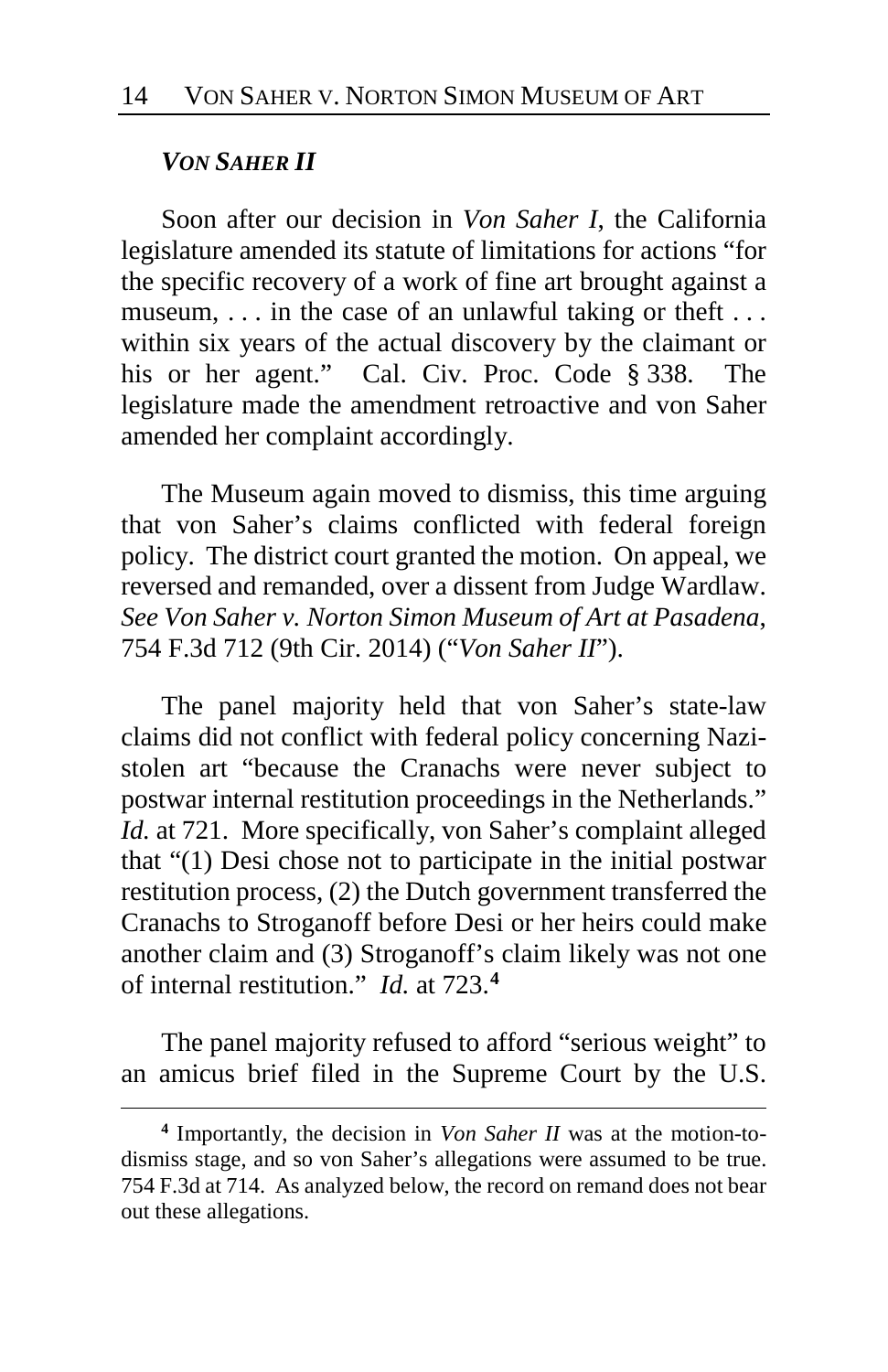***VON SAHER II***

Soon after our decision in *Von Saher I*, the California legislature amended its statute of limitations for actions "for the specific recovery of a work of fine art brought against a museum, . . . in the case of an unlawful taking or theft . . . within six years of the actual discovery by the claimant or his or her agent." Cal. Civ. Proc. Code § 338. The legislature made the amendment retroactive and von Saher amended her complaint accordingly.

The Museum again moved to dismiss, this time arguing that von Saher's claims conflicted with federal foreign policy. The district court granted the motion. On appeal, we reversed and remanded, over a dissent from Judge Wardlaw. *See Von Saher v. Norton Simon Museum of Art at Pasadena*, 754 F.3d 712 (9th Cir. 2014) ("*Von Saher II*").

The panel majority held that von Saher's state-law claims did not conflict with federal policy concerning Nazi-stolen art "because the Cranachs were never subject to postwar internal restitution proceedings in the Netherlands." *Id.* at 721. More specifically, von Saher's complaint alleged that "(1) Desi chose not to participate in the initial postwar restitution process, (2) the Dutch government transferred the Cranachs to Stroganoff before Desi or her heirs could make another claim and (3) Stroganoff's claim likely was not one of internal restitution." *Id.* at 723.[4]

The panel majority refused to afford "serious weight" to an amicus brief filed in the Supreme Court by the U.S.

[4] Importantly, the decision in *Von Saher II* was at the motion-to-dismiss stage, and so von Saher's allegations were assumed to be true. 754 F.3d at 714. As analyzed below, the record on remand does not bear out these allegations.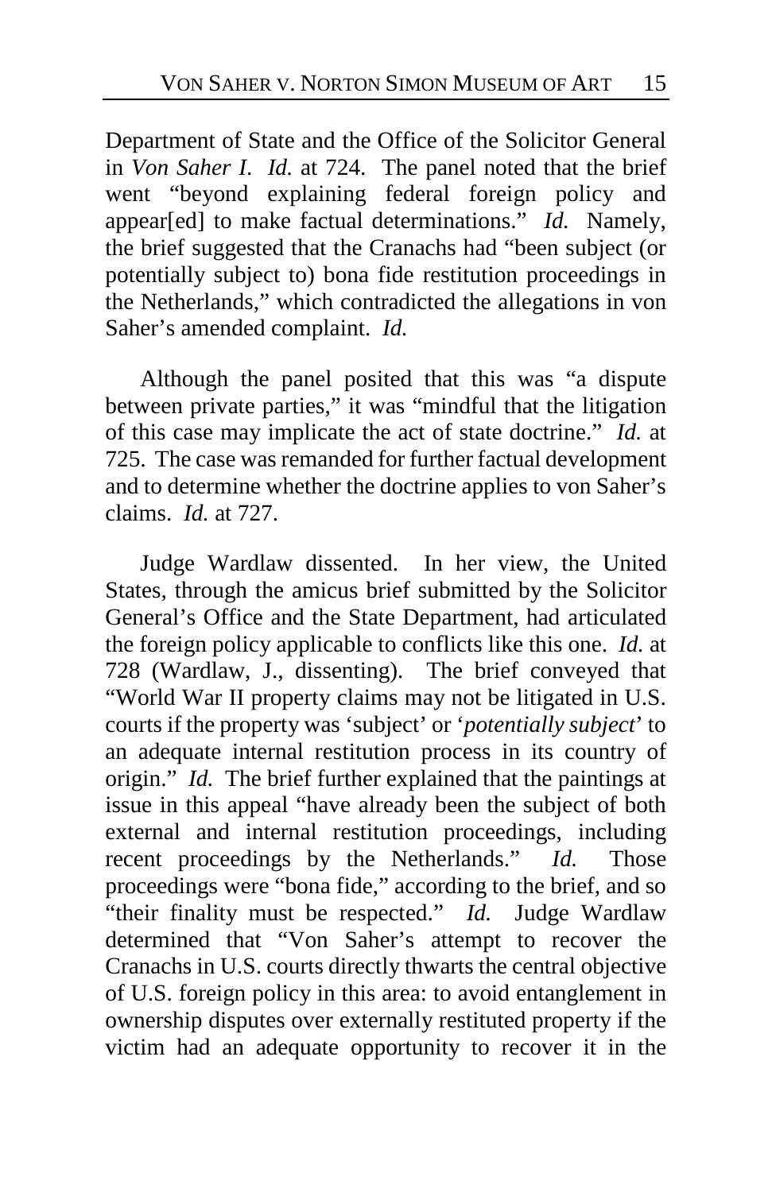Department of State and the Office of the Solicitor General in *Von Saher I*. *Id.* at 724. The panel noted that the brief went "beyond explaining federal foreign policy and appear[ed] to make factual determinations." *Id.* Namely, the brief suggested that the Cranachs had "been subject (or potentially subject to) bona fide restitution proceedings in the Netherlands," which contradicted the allegations in von Saher's amended complaint. *Id.*

Although the panel posited that this was "a dispute between private parties," it was "mindful that the litigation of this case may implicate the act of state doctrine." *Id.* at 725. The case was remanded for further factual development and to determine whether the doctrine applies to von Saher's claims. *Id.* at 727.

Judge Wardlaw dissented. In her view, the United States, through the amicus brief submitted by the Solicitor General's Office and the State Department, had articulated the foreign policy applicable to conflicts like this one. *Id.* at 728 (Wardlaw, J., dissenting). The brief conveyed that "World War II property claims may not be litigated in U.S. courts if the property was 'subject' or '*potentially subject*' to an adequate internal restitution process in its country of origin." *Id.* The brief further explained that the paintings at issue in this appeal "have already been the subject of both external and internal restitution proceedings, including recent proceedings by the Netherlands." *Id.* Those proceedings were "bona fide," according to the brief, and so "their finality must be respected." *Id.* Judge Wardlaw determined that "Von Saher's attempt to recover the Cranachs in U.S. courts directly thwarts the central objective of U.S. foreign policy in this area: to avoid entanglement in ownership disputes over externally restituted property if the victim had an adequate opportunity to recover it in the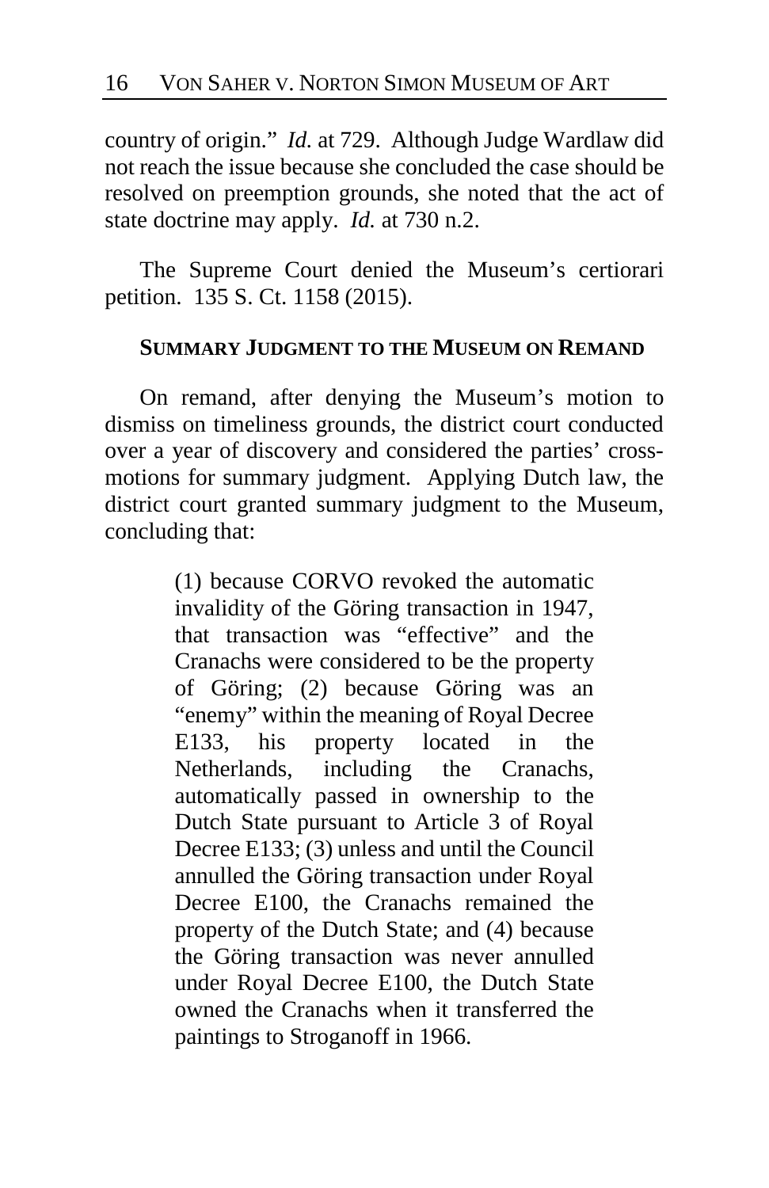country of origin." *Id.* at 729. Although Judge Wardlaw did not reach the issue because she concluded the case should be resolved on preemption grounds, she noted that the act of state doctrine may apply. *Id.* at 730 n.2.

The Supreme Court denied the Museum's certiorari petition. 135 S. Ct. 1158 (2015).

## SUMMARY JUDGMENT TO THE MUSEUM ON REMAND

On remand, after denying the Museum's motion to dismiss on timeliness grounds, the district court conducted over a year of discovery and considered the parties' cross-motions for summary judgment. Applying Dutch law, the district court granted summary judgment to the Museum, concluding that:

> (1) because CORVO revoked the automatic invalidity of the Göring transaction in 1947, that transaction was "effective" and the Cranachs were considered to be the property of Göring; (2) because Göring was an "enemy" within the meaning of Royal Decree E133, his property located in the Netherlands, including the Cranachs, automatically passed in ownership to the Dutch State pursuant to Article 3 of Royal Decree E133; (3) unless and until the Council annulled the Göring transaction under Royal Decree E100, the Cranachs remained the property of the Dutch State; and (4) because the Göring transaction was never annulled under Royal Decree E100, the Dutch State owned the Cranachs when it transferred the paintings to Stroganoff in 1966.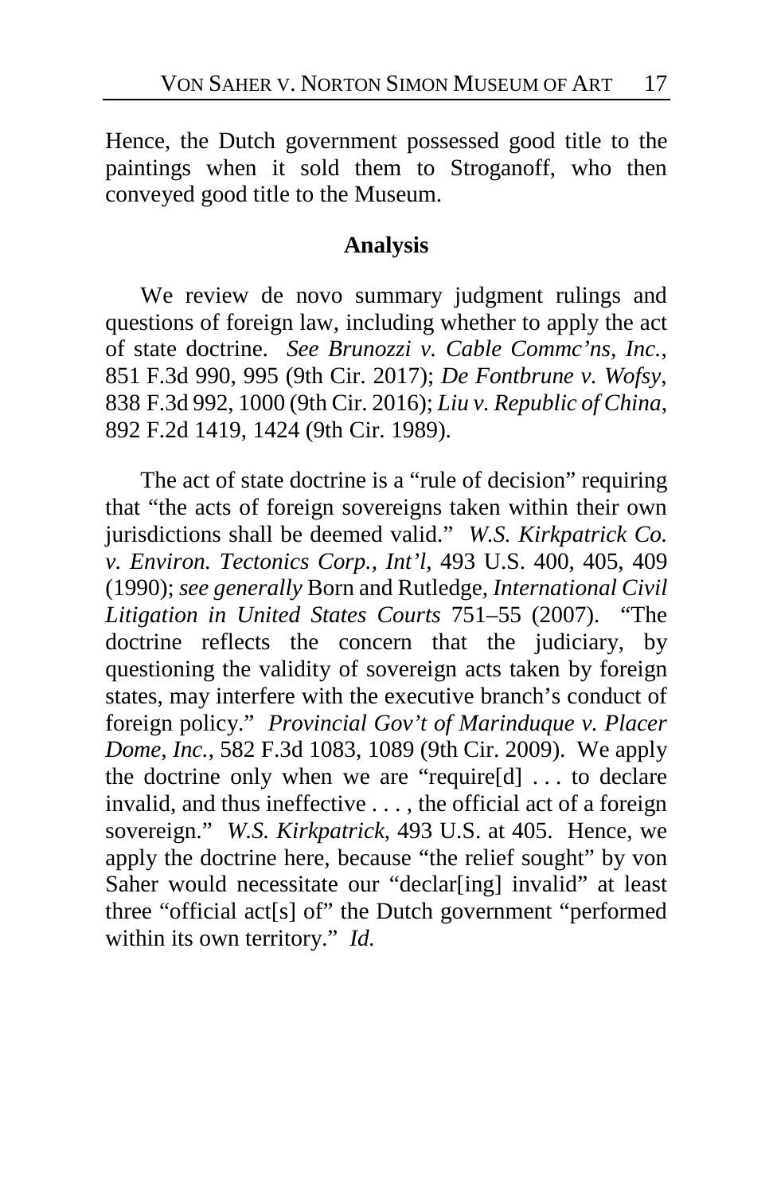Hence, the Dutch government possessed good title to the paintings when it sold them to Stroganoff, who then conveyed good title to the Museum.

## Analysis

We review de novo summary judgment rulings and questions of foreign law, including whether to apply the act of state doctrine. *See Brunozzi v. Cable Commc'ns, Inc.*, 851 F.3d 990, 995 (9th Cir. 2017); *De Fontbrune v. Wofsy*, 838 F.3d 992, 1000 (9th Cir. 2016); *Liu v. Republic of China*, 892 F.2d 1419, 1424 (9th Cir. 1989).

The act of state doctrine is a "rule of decision" requiring that "the acts of foreign sovereigns taken within their own jurisdictions shall be deemed valid." *W.S. Kirkpatrick Co. v. Environ. Tectonics Corp., Int'l*, 493 U.S. 400, 405, 409 (1990); *see generally* Born and Rutledge, *International Civil Litigation in United States Courts* 751–55 (2007). "The doctrine reflects the concern that the judiciary, by questioning the validity of sovereign acts taken by foreign states, may interfere with the executive branch's conduct of foreign policy." *Provincial Gov't of Marinduque v. Placer Dome, Inc.*, 582 F.3d 1083, 1089 (9th Cir. 2009). We apply the doctrine only when we are "require[d] . . . to declare invalid, and thus ineffective . . . , the official act of a foreign sovereign." *W.S. Kirkpatrick*, 493 U.S. at 405. Hence, we apply the doctrine here, because "the relief sought" by von Saher would necessitate our "declar[ing] invalid" at least three "official act[s] of" the Dutch government "performed within its own territory." *Id.*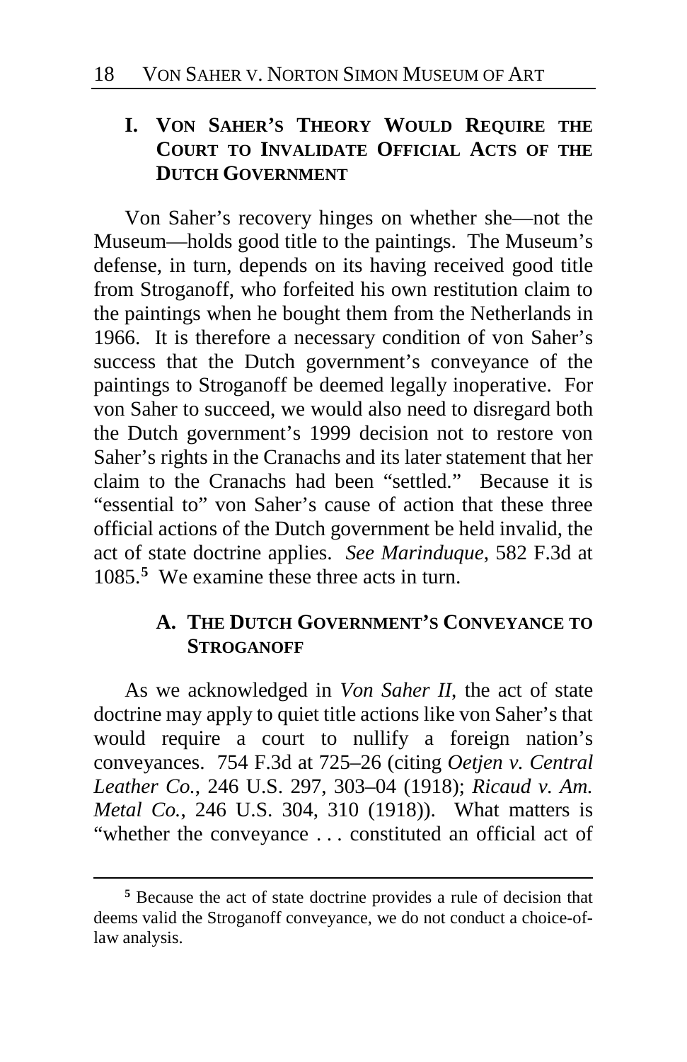## I. Von Saher's Theory Would Require the Court to Invalidate Official Acts of the Dutch Government

Von Saher's recovery hinges on whether she—not the Museum—holds good title to the paintings. The Museum's defense, in turn, depends on its having received good title from Stroganoff, who forfeited his own restitution claim to the paintings when he bought them from the Netherlands in 1966. It is therefore a necessary condition of von Saher's success that the Dutch government's conveyance of the paintings to Stroganoff be deemed legally inoperative. For von Saher to succeed, we would also need to disregard both the Dutch government's 1999 decision not to restore von Saher's rights in the Cranachs and its later statement that her claim to the Cranachs had been "settled." Because it is "essential to" von Saher's cause of action that these three official actions of the Dutch government be held invalid, the act of state doctrine applies. *See Marinduque*, 582 F.3d at 1085.[5] We examine these three acts in turn.

### A. The Dutch Government's Conveyance to Stroganoff

As we acknowledged in *Von Saher II*, the act of state doctrine may apply to quiet title actions like von Saher's that would require a court to nullify a foreign nation's conveyances. 754 F.3d at 725–26 (citing *Oetjen v. Central Leather Co.*, 246 U.S. 297, 303–04 (1918); *Ricaud v. Am. Metal Co.*, 246 U.S. 304, 310 (1918)). What matters is "whether the conveyance . . . constituted an official act of

[5] Because the act of state doctrine provides a rule of decision that deems valid the Stroganoff conveyance, we do not conduct a choice-of-law analysis.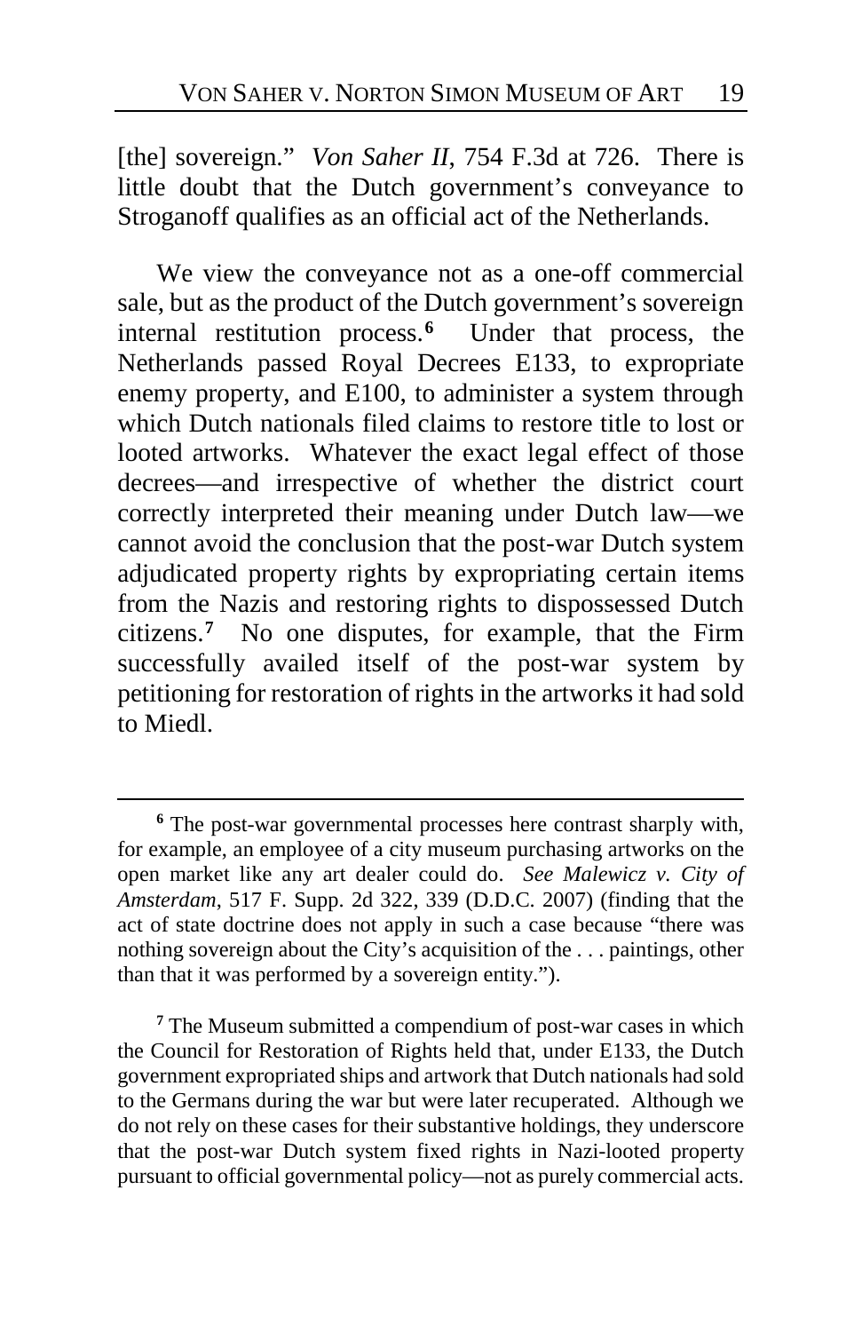[the] sovereign." *Von Saher II*, 754 F.3d at 726. There is little doubt that the Dutch government's conveyance to Stroganoff qualifies as an official act of the Netherlands.

We view the conveyance not as a one-off commercial sale, but as the product of the Dutch government's sovereign internal restitution process.[6] Under that process, the Netherlands passed Royal Decrees E133, to expropriate enemy property, and E100, to administer a system through which Dutch nationals filed claims to restore title to lost or looted artworks. Whatever the exact legal effect of those decrees—and irrespective of whether the district court correctly interpreted their meaning under Dutch law—we cannot avoid the conclusion that the post-war Dutch system adjudicated property rights by expropriating certain items from the Nazis and restoring rights to dispossessed Dutch citizens.[7] No one disputes, for example, that the Firm successfully availed itself of the post-war system by petitioning for restoration of rights in the artworks it had sold to Miedl.

---

[6] The post-war governmental processes here contrast sharply with, for example, an employee of a city museum purchasing artworks on the open market like any art dealer could do. *See Malewicz v. City of Amsterdam*, 517 F. Supp. 2d 322, 339 (D.D.C. 2007) (finding that the act of state doctrine does not apply in such a case because "there was nothing sovereign about the City's acquisition of the . . . paintings, other than that it was performed by a sovereign entity.").

[7] The Museum submitted a compendium of post-war cases in which the Council for Restoration of Rights held that, under E133, the Dutch government expropriated ships and artwork that Dutch nationals had sold to the Germans during the war but were later recuperated. Although we do not rely on these cases for their substantive holdings, they underscore that the post-war Dutch system fixed rights in Nazi-looted property pursuant to official governmental policy—not as purely commercial acts.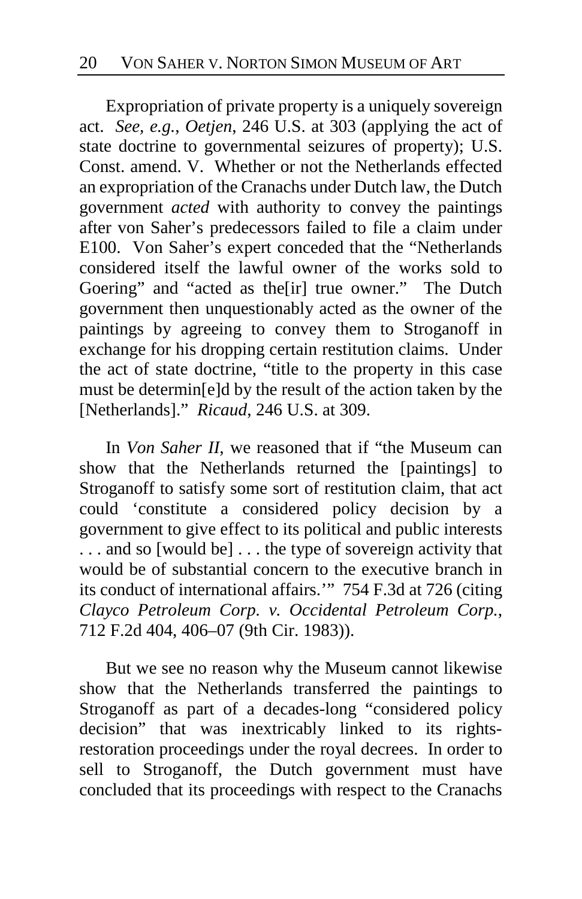Expropriation of private property is a uniquely sovereign act. *See, e.g.*, *Oetjen*, 246 U.S. at 303 (applying the act of state doctrine to governmental seizures of property); U.S. Const. amend. V. Whether or not the Netherlands effected an expropriation of the Cranachs under Dutch law, the Dutch government *acted* with authority to convey the paintings after von Saher's predecessors failed to file a claim under E100. Von Saher's expert conceded that the "Netherlands considered itself the lawful owner of the works sold to Goering" and "acted as the[ir] true owner." The Dutch government then unquestionably acted as the owner of the paintings by agreeing to convey them to Stroganoff in exchange for his dropping certain restitution claims. Under the act of state doctrine, "title to the property in this case must be determin[e]d by the result of the action taken by the [Netherlands]." *Ricaud*, 246 U.S. at 309.

In *Von Saher II*, we reasoned that if "the Museum can show that the Netherlands returned the [paintings] to Stroganoff to satisfy some sort of restitution claim, that act could 'constitute a considered policy decision by a government to give effect to its political and public interests . . . and so [would be] . . . the type of sovereign activity that would be of substantial concern to the executive branch in its conduct of international affairs.'" 754 F.3d at 726 (citing *Clayco Petroleum Corp. v. Occidental Petroleum Corp.*, 712 F.2d 404, 406–07 (9th Cir. 1983)).

But we see no reason why the Museum cannot likewise show that the Netherlands transferred the paintings to Stroganoff as part of a decades-long "considered policy decision" that was inextricably linked to its rights-restoration proceedings under the royal decrees. In order to sell to Stroganoff, the Dutch government must have concluded that its proceedings with respect to the Cranachs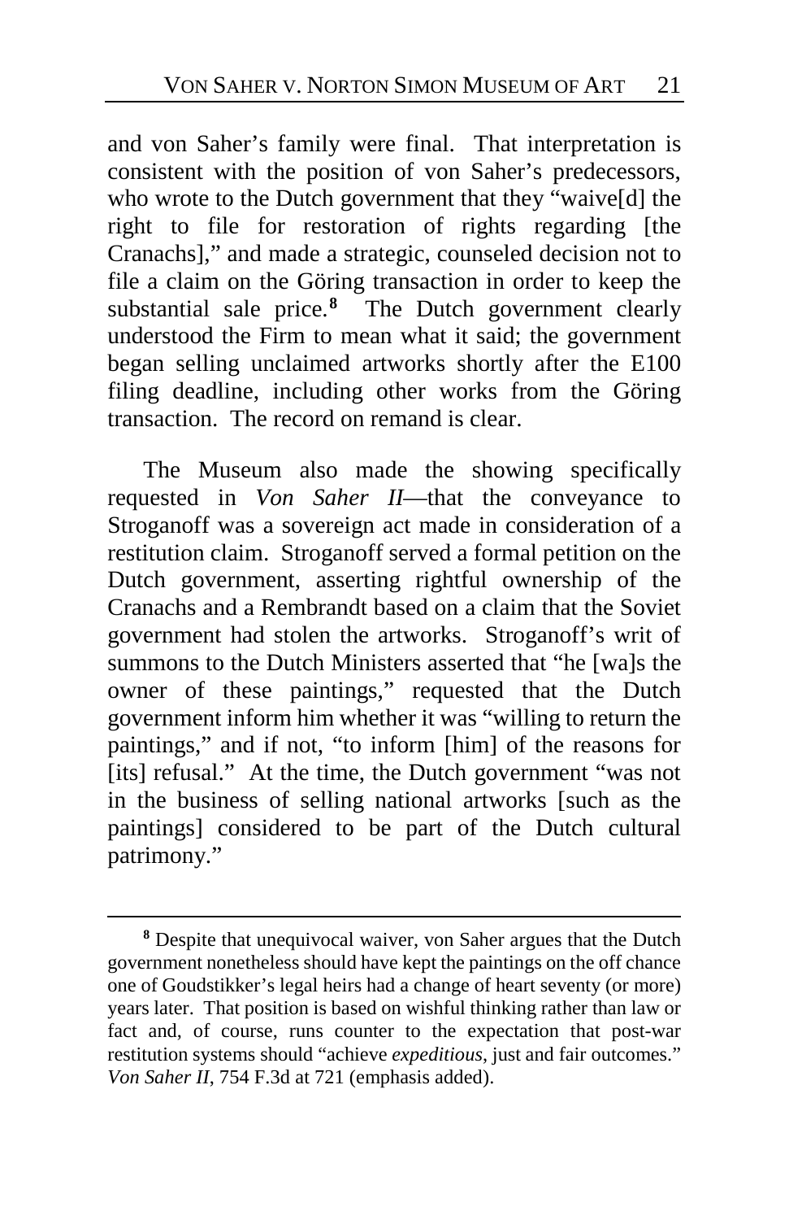and von Saher's family were final. That interpretation is consistent with the position of von Saher's predecessors, who wrote to the Dutch government that they "waive[d] the right to file for restoration of rights regarding [the Cranachs]," and made a strategic, counseled decision not to file a claim on the Göring transaction in order to keep the substantial sale price.[8] The Dutch government clearly understood the Firm to mean what it said; the government began selling unclaimed artworks shortly after the E100 filing deadline, including other works from the Göring transaction. The record on remand is clear.

The Museum also made the showing specifically requested in *Von Saher II*—that the conveyance to Stroganoff was a sovereign act made in consideration of a restitution claim. Stroganoff served a formal petition on the Dutch government, asserting rightful ownership of the Cranachs and a Rembrandt based on a claim that the Soviet government had stolen the artworks. Stroganoff's writ of summons to the Dutch Ministers asserted that "he [wa]s the owner of these paintings," requested that the Dutch government inform him whether it was "willing to return the paintings," and if not, "to inform [him] of the reasons for [its] refusal." At the time, the Dutch government "was not in the business of selling national artworks [such as the paintings] considered to be part of the Dutch cultural patrimony."

---

[8] Despite that unequivocal waiver, von Saher argues that the Dutch government nonetheless should have kept the paintings on the off chance one of Goudstikker's legal heirs had a change of heart seventy (or more) years later. That position is based on wishful thinking rather than law or fact and, of course, runs counter to the expectation that post-war restitution systems should "achieve *expeditious*, just and fair outcomes." *Von Saher II*, 754 F.3d at 721 (emphasis added).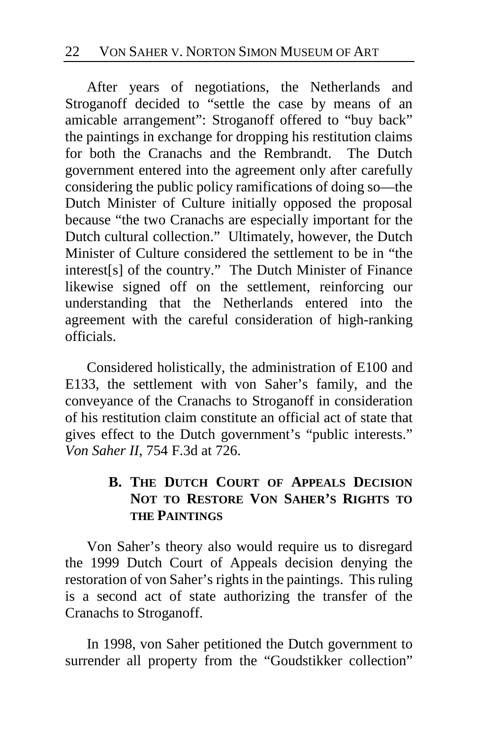After years of negotiations, the Netherlands and Stroganoff decided to "settle the case by means of an amicable arrangement": Stroganoff offered to "buy back" the paintings in exchange for dropping his restitution claims for both the Cranachs and the Rembrandt. The Dutch government entered into the agreement only after carefully considering the public policy ramifications of doing so—the Dutch Minister of Culture initially opposed the proposal because "the two Cranachs are especially important for the Dutch cultural collection." Ultimately, however, the Dutch Minister of Culture considered the settlement to be in "the interest[s] of the country." The Dutch Minister of Finance likewise signed off on the settlement, reinforcing our understanding that the Netherlands entered into the agreement with the careful consideration of high-ranking officials.

Considered holistically, the administration of E100 and E133, the settlement with von Saher's family, and the conveyance of the Cranachs to Stroganoff in consideration of his restitution claim constitute an official act of state that gives effect to the Dutch government's "public interests." *Von Saher II*, 754 F.3d at 726.

### B. The Dutch Court of Appeals Decision Not to Restore Von Saher's Rights to the Paintings

Von Saher's theory also would require us to disregard the 1999 Dutch Court of Appeals decision denying the restoration of von Saher's rights in the paintings. This ruling is a second act of state authorizing the transfer of the Cranachs to Stroganoff.

In 1998, von Saher petitioned the Dutch government to surrender all property from the "Goudstikker collection"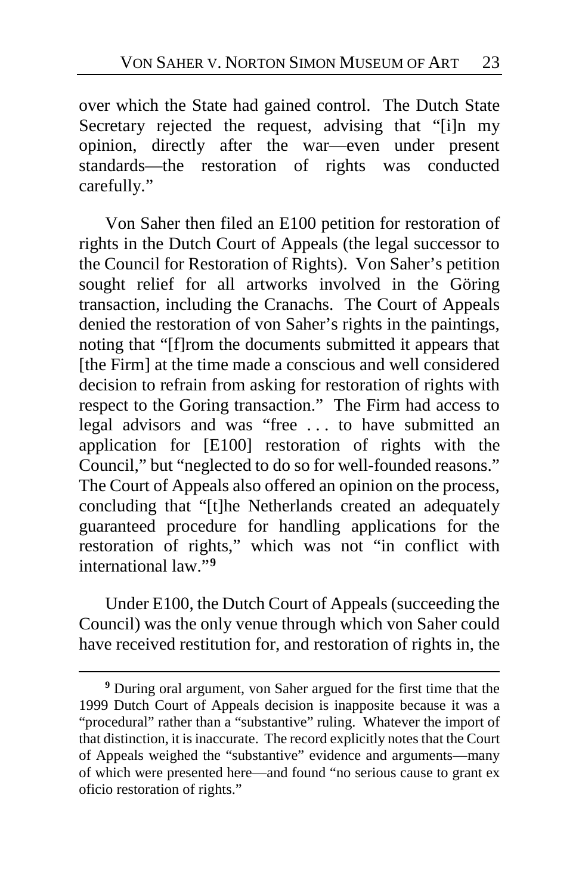over which the State had gained control. The Dutch State Secretary rejected the request, advising that "[i]n my opinion, directly after the war—even under present standards—the restoration of rights was conducted carefully."

Von Saher then filed an E100 petition for restoration of rights in the Dutch Court of Appeals (the legal successor to the Council for Restoration of Rights). Von Saher's petition sought relief for all artworks involved in the Göring transaction, including the Cranachs. The Court of Appeals denied the restoration of von Saher's rights in the paintings, noting that "[f]rom the documents submitted it appears that [the Firm] at the time made a conscious and well considered decision to refrain from asking for restoration of rights with respect to the Goring transaction." The Firm had access to legal advisors and was "free . . . to have submitted an application for [E100] restoration of rights with the Council," but "neglected to do so for well-founded reasons." The Court of Appeals also offered an opinion on the process, concluding that "[t]he Netherlands created an adequately guaranteed procedure for handling applications for the restoration of rights," which was not "in conflict with international law."[9]

Under E100, the Dutch Court of Appeals (succeeding the Council) was the only venue through which von Saher could have received restitution for, and restoration of rights in, the

[9] During oral argument, von Saher argued for the first time that the 1999 Dutch Court of Appeals decision is inapposite because it was a "procedural" rather than a "substantive" ruling. Whatever the import of that distinction, it is inaccurate. The record explicitly notes that the Court of Appeals weighed the "substantive" evidence and arguments—many of which were presented here—and found "no serious cause to grant ex oficio restoration of rights."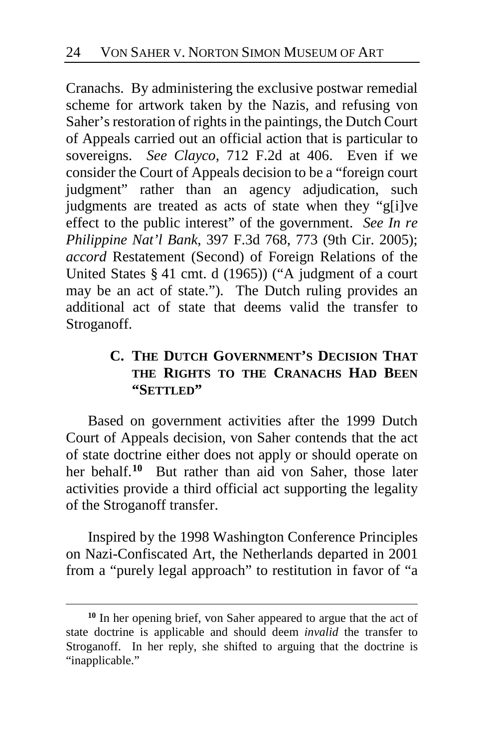Cranachs. By administering the exclusive postwar remedial scheme for artwork taken by the Nazis, and refusing von Saher's restoration of rights in the paintings, the Dutch Court of Appeals carried out an official action that is particular to sovereigns. *See Clayco*, 712 F.2d at 406. Even if we consider the Court of Appeals decision to be a "foreign court judgment" rather than an agency adjudication, such judgments are treated as acts of state when they "g[i]ve effect to the public interest" of the government. *See In re Philippine Nat'l Bank*, 397 F.3d 768, 773 (9th Cir. 2005); *accord* Restatement (Second) of Foreign Relations of the United States § 41 cmt. d (1965)) ("A judgment of a court may be an act of state."). The Dutch ruling provides an additional act of state that deems valid the transfer to Stroganoff.

### C. The Dutch Government's Decision That the Rights to the Cranachs Had Been "Settled"

Based on government activities after the 1999 Dutch Court of Appeals decision, von Saher contends that the act of state doctrine either does not apply or should operate on her behalf.[10] But rather than aid von Saher, those later activities provide a third official act supporting the legality of the Stroganoff transfer.

Inspired by the 1998 Washington Conference Principles on Nazi-Confiscated Art, the Netherlands departed in 2001 from a "purely legal approach" to restitution in favor of "a

[10] In her opening brief, von Saher appeared to argue that the act of state doctrine is applicable and should deem *invalid* the transfer to Stroganoff. In her reply, she shifted to arguing that the doctrine is "inapplicable."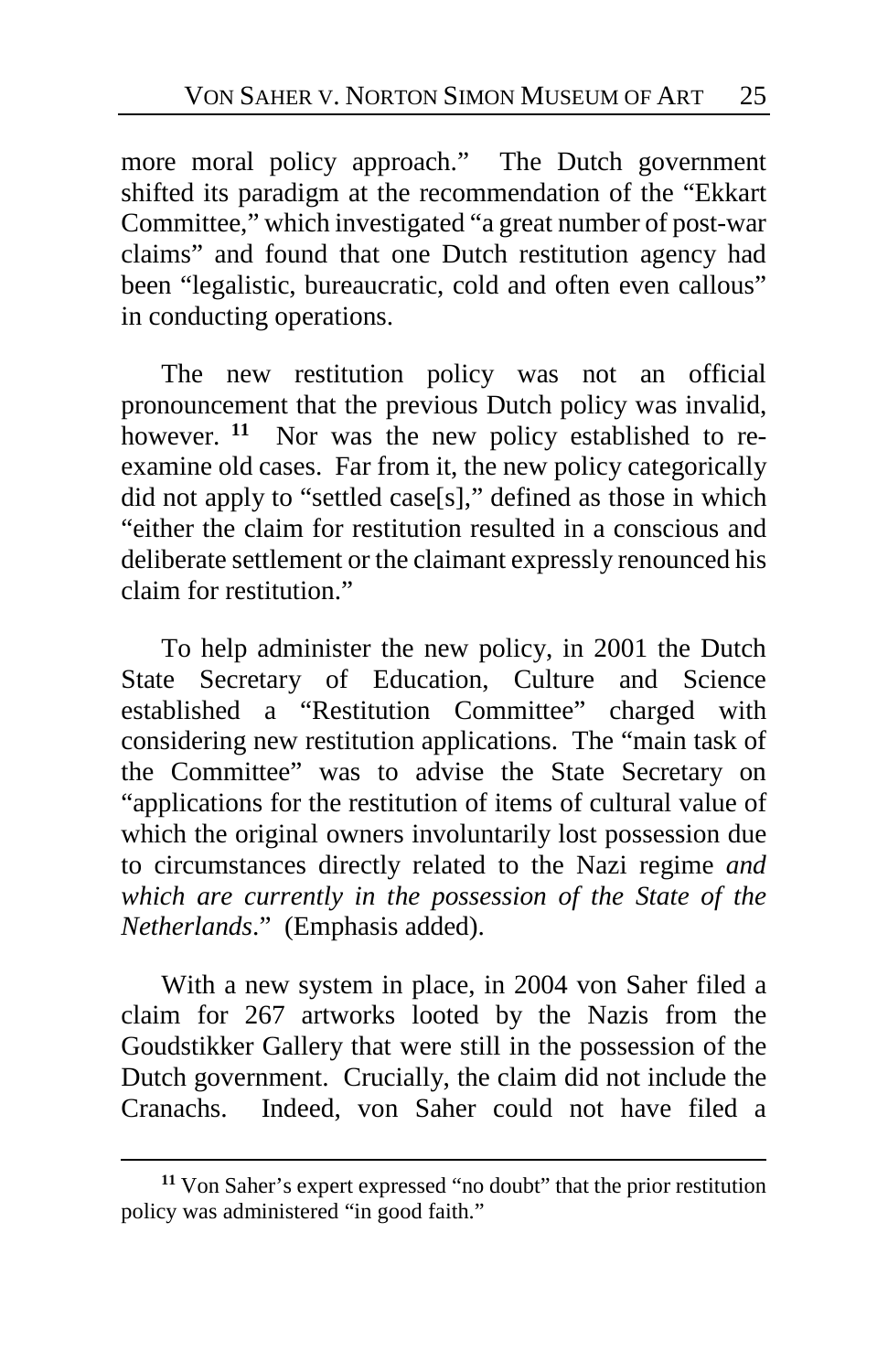more moral policy approach." The Dutch government shifted its paradigm at the recommendation of the "Ekkart Committee," which investigated "a great number of post-war claims" and found that one Dutch restitution agency had been "legalistic, bureaucratic, cold and often even callous" in conducting operations.

The new restitution policy was not an official pronouncement that the previous Dutch policy was invalid, however.[11] Nor was the new policy established to re-examine old cases. Far from it, the new policy categorically did not apply to "settled case[s]," defined as those in which "either the claim for restitution resulted in a conscious and deliberate settlement or the claimant expressly renounced his claim for restitution."

To help administer the new policy, in 2001 the Dutch State Secretary of Education, Culture and Science established a "Restitution Committee" charged with considering new restitution applications. The "main task of the Committee" was to advise the State Secretary on "applications for the restitution of items of cultural value of which the original owners involuntarily lost possession due to circumstances directly related to the Nazi regime *and which are currently in the possession of the State of the Netherlands*." (Emphasis added).

With a new system in place, in 2004 von Saher filed a claim for 267 artworks looted by the Nazis from the Goudstikker Gallery that were still in the possession of the Dutch government. Crucially, the claim did not include the Cranachs. Indeed, von Saher could not have filed a

[11] Von Saher's expert expressed "no doubt" that the prior restitution policy was administered "in good faith."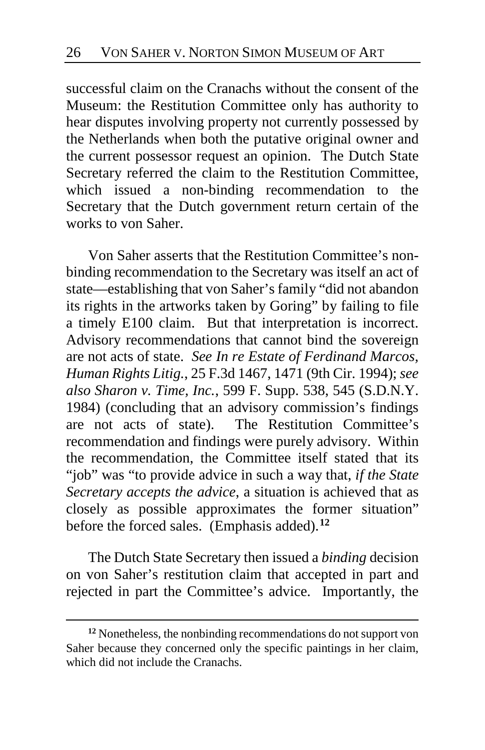successful claim on the Cranachs without the consent of the Museum: the Restitution Committee only has authority to hear disputes involving property not currently possessed by the Netherlands when both the putative original owner and the current possessor request an opinion. The Dutch State Secretary referred the claim to the Restitution Committee, which issued a non-binding recommendation to the Secretary that the Dutch government return certain of the works to von Saher.

Von Saher asserts that the Restitution Committee's non-binding recommendation to the Secretary was itself an act of state—establishing that von Saher's family "did not abandon its rights in the artworks taken by Goring" by failing to file a timely E100 claim. But that interpretation is incorrect. Advisory recommendations that cannot bind the sovereign are not acts of state. *See In re Estate of Ferdinand Marcos, Human Rights Litig.*, 25 F.3d 1467, 1471 (9th Cir. 1994); *see also Sharon v. Time, Inc.*, 599 F. Supp. 538, 545 (S.D.N.Y. 1984) (concluding that an advisory commission's findings are not acts of state). The Restitution Committee's recommendation and findings were purely advisory. Within the recommendation, the Committee itself stated that its "job" was "to provide advice in such a way that, *if the State Secretary accepts the advice*, a situation is achieved that as closely as possible approximates the former situation" before the forced sales. (Emphasis added).[12]

The Dutch State Secretary then issued a *binding* decision on von Saher's restitution claim that accepted in part and rejected in part the Committee's advice. Importantly, the

[12] Nonetheless, the nonbinding recommendations do not support von Saher because they concerned only the specific paintings in her claim, which did not include the Cranachs.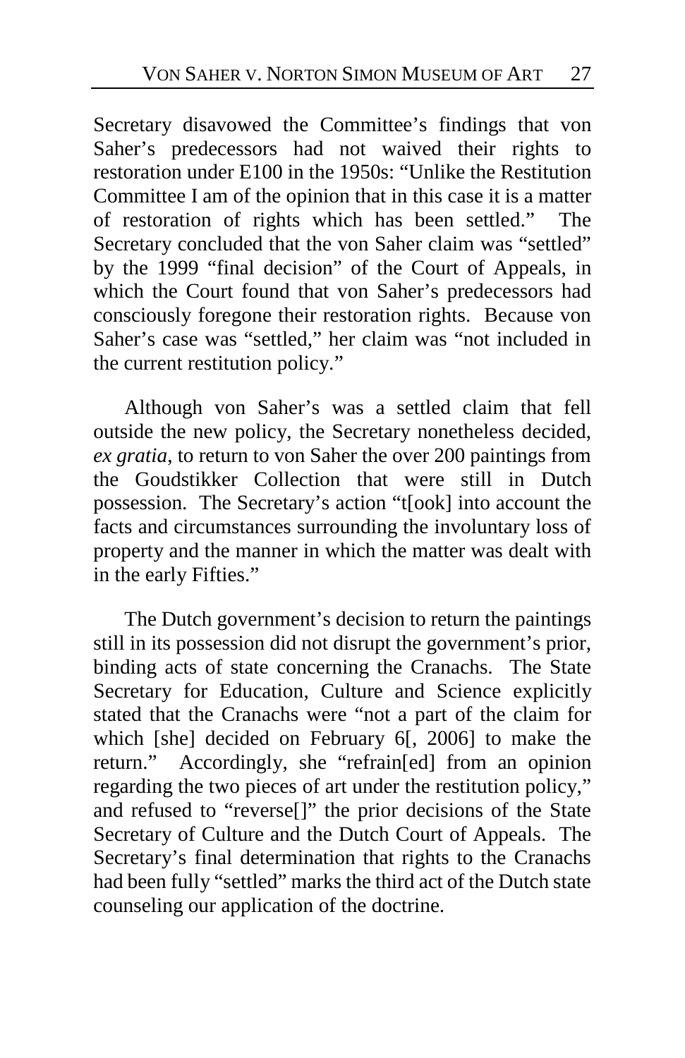Secretary disavowed the Committee's findings that von Saher's predecessors had not waived their rights to restoration under E100 in the 1950s: "Unlike the Restitution Committee I am of the opinion that in this case it is a matter of restoration of rights which has been settled." The Secretary concluded that the von Saher claim was "settled" by the 1999 "final decision" of the Court of Appeals, in which the Court found that von Saher's predecessors had consciously foregone their restoration rights. Because von Saher's case was "settled," her claim was "not included in the current restitution policy."

Although von Saher's was a settled claim that fell outside the new policy, the Secretary nonetheless decided, *ex gratia*, to return to von Saher the over 200 paintings from the Goudstikker Collection that were still in Dutch possession. The Secretary's action "t[ook] into account the facts and circumstances surrounding the involuntary loss of property and the manner in which the matter was dealt with in the early Fifties."

The Dutch government's decision to return the paintings still in its possession did not disrupt the government's prior, binding acts of state concerning the Cranachs. The State Secretary for Education, Culture and Science explicitly stated that the Cranachs were "not a part of the claim for which [she] decided on February 6[, 2006] to make the return." Accordingly, she "refrain[ed] from an opinion regarding the two pieces of art under the restitution policy," and refused to "reverse[]" the prior decisions of the State Secretary of Culture and the Dutch Court of Appeals. The Secretary's final determination that rights to the Cranachs had been fully "settled" marks the third act of the Dutch state counseling our application of the doctrine.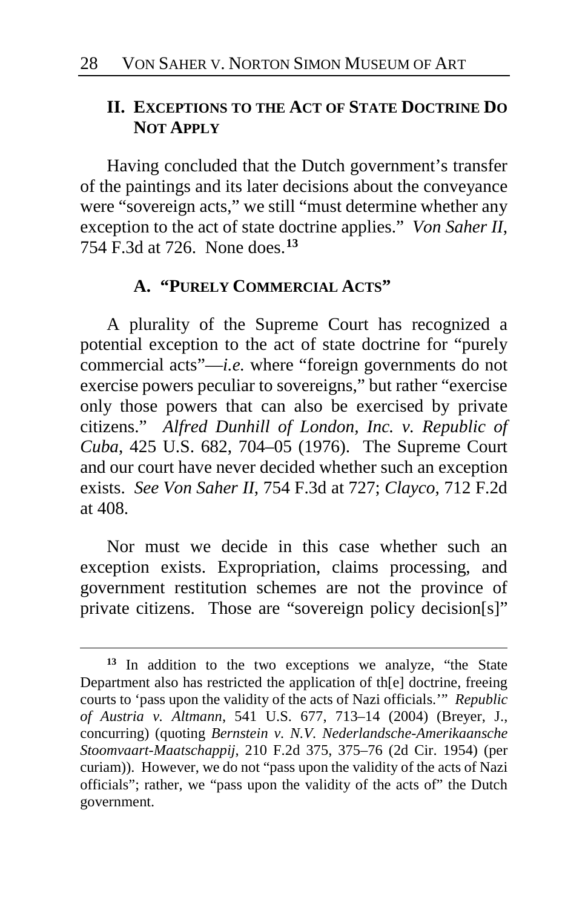## II. EXCEPTIONS TO THE ACT OF STATE DOCTRINE DO NOT APPLY

Having concluded that the Dutch government's transfer of the paintings and its later decisions about the conveyance were "sovereign acts," we still "must determine whether any exception to the act of state doctrine applies." *Von Saher II*, 754 F.3d at 726. None does.[13]

### A. "PURELY COMMERCIAL ACTS"

A plurality of the Supreme Court has recognized a potential exception to the act of state doctrine for "purely commercial acts"—*i.e.* where "foreign governments do not exercise powers peculiar to sovereigns," but rather "exercise only those powers that can also be exercised by private citizens." *Alfred Dunhill of London, Inc. v. Republic of Cuba*, 425 U.S. 682, 704–05 (1976). The Supreme Court and our court have never decided whether such an exception exists. *See Von Saher II*, 754 F.3d at 727; *Clayco*, 712 F.2d at 408.

Nor must we decide in this case whether such an exception exists. Expropriation, claims processing, and government restitution schemes are not the province of private citizens. Those are "sovereign policy decision[s]"

---

[13] In addition to the two exceptions we analyze, "the State Department also has restricted the application of th[e] doctrine, freeing courts to 'pass upon the validity of the acts of Nazi officials.'" *Republic of Austria v. Altmann*, 541 U.S. 677, 713–14 (2004) (Breyer, J., concurring) (quoting *Bernstein v. N.V. Nederlandsche-Amerikaansche Stoomvaart-Maatschappij*, 210 F.2d 375, 375–76 (2d Cir. 1954) (per curiam)). However, we do not "pass upon the validity of the acts of Nazi officials"; rather, we "pass upon the validity of the acts of" the Dutch government.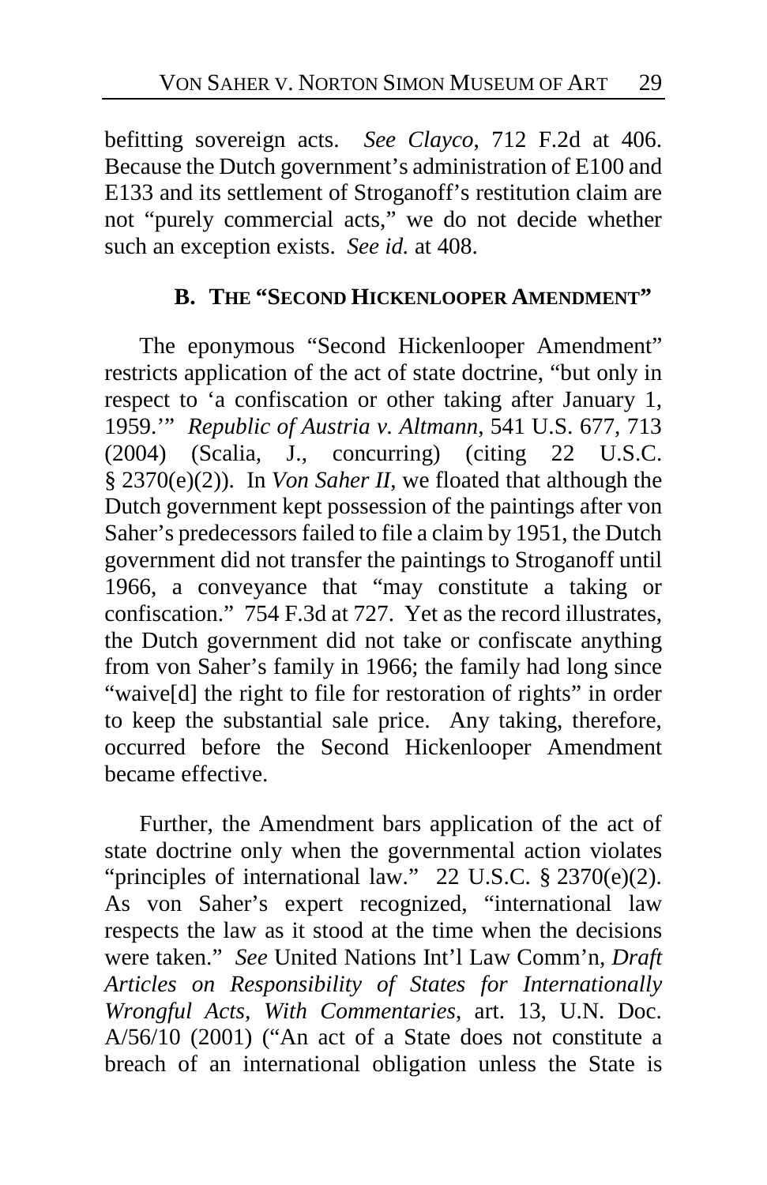befitting sovereign acts. *See Clayco*, 712 F.2d at 406. Because the Dutch government's administration of E100 and E133 and its settlement of Stroganoff's restitution claim are not "purely commercial acts," we do not decide whether such an exception exists. *See id.* at 408.

## B. THE "SECOND HICKENLOOPER AMENDMENT"

The eponymous "Second Hickenlooper Amendment" restricts application of the act of state doctrine, "but only in respect to 'a confiscation or other taking after January 1, 1959.'" *Republic of Austria v. Altmann*, 541 U.S. 677, 713 (2004) (Scalia, J., concurring) (citing 22 U.S.C. § 2370(e)(2)). In *Von Saher II*, we floated that although the Dutch government kept possession of the paintings after von Saher's predecessors failed to file a claim by 1951, the Dutch government did not transfer the paintings to Stroganoff until 1966, a conveyance that "may constitute a taking or confiscation." 754 F.3d at 727. Yet as the record illustrates, the Dutch government did not take or confiscate anything from von Saher's family in 1966; the family had long since "waive[d] the right to file for restoration of rights" in order to keep the substantial sale price. Any taking, therefore, occurred before the Second Hickenlooper Amendment became effective.

Further, the Amendment bars application of the act of state doctrine only when the governmental action violates "principles of international law." 22 U.S.C. § 2370(e)(2). As von Saher's expert recognized, "international law respects the law as it stood at the time when the decisions were taken." *See* United Nations Int'l Law Comm'n, *Draft Articles on Responsibility of States for Internationally Wrongful Acts, With Commentaries*, art. 13, U.N. Doc. A/56/10 (2001) ("An act of a State does not constitute a breach of an international obligation unless the State is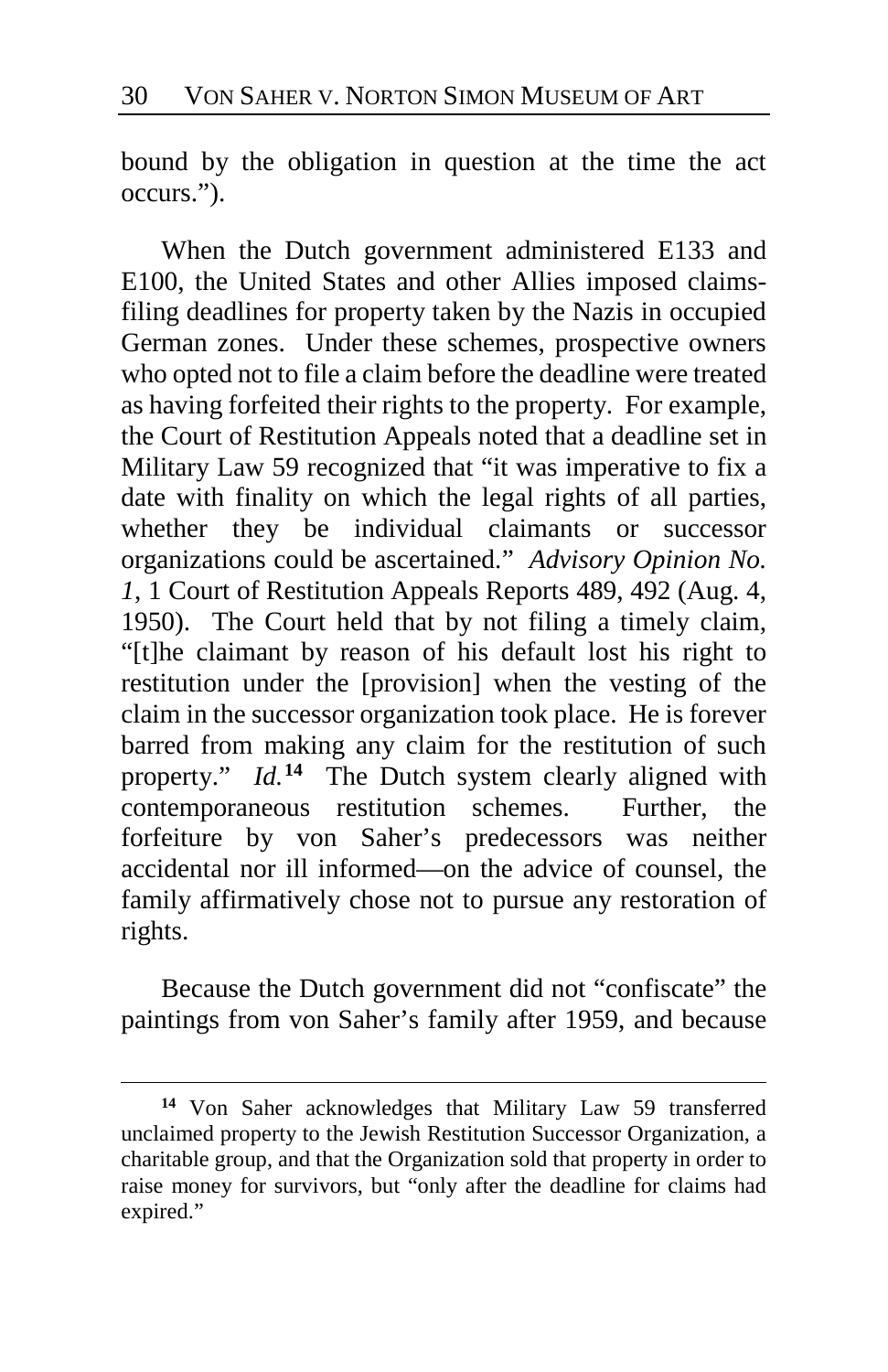bound by the obligation in question at the time the act occurs.").

When the Dutch government administered E133 and E100, the United States and other Allies imposed claims-filing deadlines for property taken by the Nazis in occupied German zones. Under these schemes, prospective owners who opted not to file a claim before the deadline were treated as having forfeited their rights to the property. For example, the Court of Restitution Appeals noted that a deadline set in Military Law 59 recognized that "it was imperative to fix a date with finality on which the legal rights of all parties, whether they be individual claimants or successor organizations could be ascertained." *Advisory Opinion No. 1*, 1 Court of Restitution Appeals Reports 489, 492 (Aug. 4, 1950). The Court held that by not filing a timely claim, "[t]he claimant by reason of his default lost his right to restitution under the [provision] when the vesting of the claim in the successor organization took place. He is forever barred from making any claim for the restitution of such property." *Id.*[14] The Dutch system clearly aligned with contemporaneous restitution schemes. Further, the forfeiture by von Saher's predecessors was neither accidental nor ill informed—on the advice of counsel, the family affirmatively chose not to pursue any restoration of rights.

Because the Dutch government did not "confiscate" the paintings from von Saher's family after 1959, and because

---

[14] Von Saher acknowledges that Military Law 59 transferred unclaimed property to the Jewish Restitution Successor Organization, a charitable group, and that the Organization sold that property in order to raise money for survivors, but "only after the deadline for claims had expired."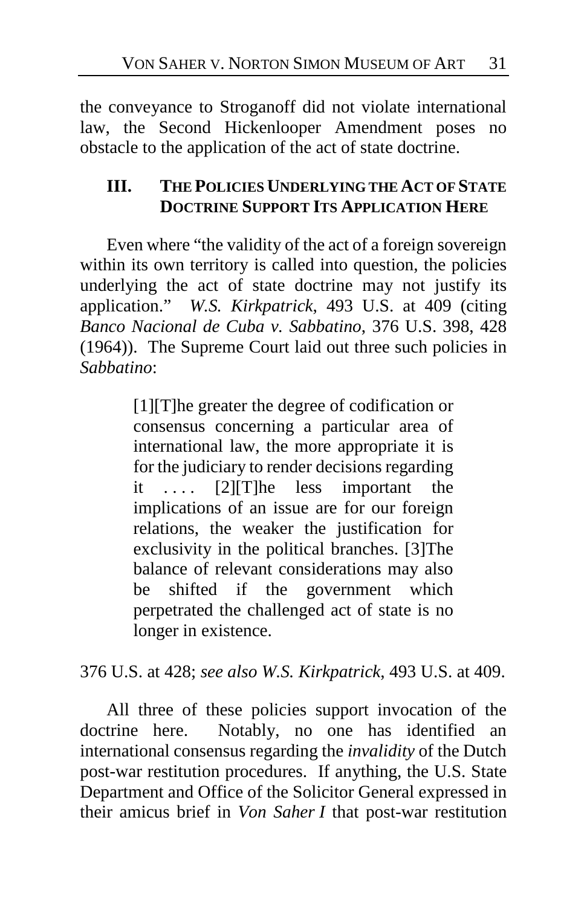the conveyance to Stroganoff did not violate international law, the Second Hickenlooper Amendment poses no obstacle to the application of the act of state doctrine.

## III. THE POLICIES UNDERLYING THE ACT OF STATE DOCTRINE SUPPORT ITS APPLICATION HERE

Even where "the validity of the act of a foreign sovereign within its own territory is called into question, the policies underlying the act of state doctrine may not justify its application." *W.S. Kirkpatrick*, 493 U.S. at 409 (citing *Banco Nacional de Cuba v. Sabbatino*, 376 U.S. 398, 428 (1964)). The Supreme Court laid out three such policies in *Sabbatino*:

> [1][T]he greater the degree of codification or consensus concerning a particular area of international law, the more appropriate it is for the judiciary to render decisions regarding it . . . . [2][T]he less important the implications of an issue are for our foreign relations, the weaker the justification for exclusivity in the political branches. [3]The balance of relevant considerations may also be shifted if the government which perpetrated the challenged act of state is no longer in existence.

376 U.S. at 428; *see also W.S. Kirkpatrick*, 493 U.S. at 409.

All three of these policies support invocation of the doctrine here. Notably, no one has identified an international consensus regarding the *invalidity* of the Dutch post-war restitution procedures. If anything, the U.S. State Department and Office of the Solicitor General expressed in their amicus brief in *Von Saher I* that post-war restitution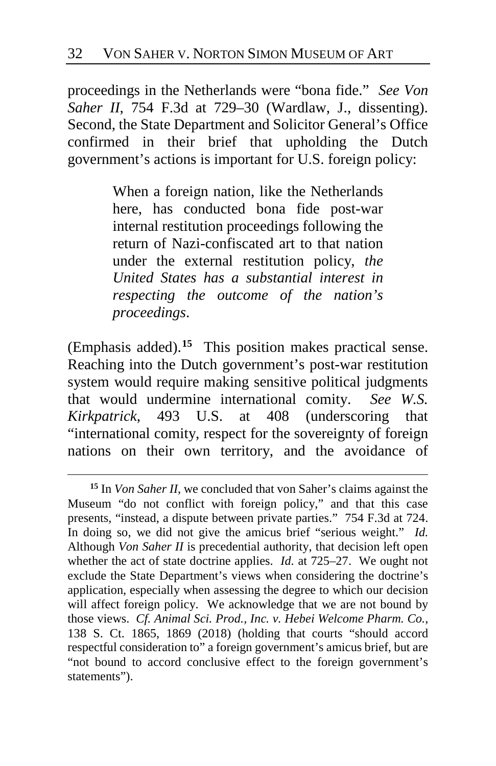proceedings in the Netherlands were "bona fide." *See Von Saher II*, 754 F.3d at 729–30 (Wardlaw, J., dissenting). Second, the State Department and Solicitor General's Office confirmed in their brief that upholding the Dutch government's actions is important for U.S. foreign policy:

> When a foreign nation, like the Netherlands here, has conducted bona fide post-war internal restitution proceedings following the return of Nazi-confiscated art to that nation under the external restitution policy, *the United States has a substantial interest in respecting the outcome of the nation's proceedings*.

(Emphasis added).[15] This position makes practical sense. Reaching into the Dutch government's post-war restitution system would require making sensitive political judgments that would undermine international comity. *See W.S. Kirkpatrick*, 493 U.S. at 408 (underscoring that "international comity, respect for the sovereignty of foreign nations on their own territory, and the avoidance of

---

[15] In *Von Saher II*, we concluded that von Saher's claims against the Museum "do not conflict with foreign policy," and that this case presents, "instead, a dispute between private parties." 754 F.3d at 724. In doing so, we did not give the amicus brief "serious weight." *Id.* Although *Von Saher II* is precedential authority, that decision left open whether the act of state doctrine applies. *Id.* at 725–27. We ought not exclude the State Department's views when considering the doctrine's application, especially when assessing the degree to which our decision will affect foreign policy. We acknowledge that we are not bound by those views. *Cf. Animal Sci. Prod., Inc. v. Hebei Welcome Pharm. Co.*, 138 S. Ct. 1865, 1869 (2018) (holding that courts "should accord respectful consideration to" a foreign government's amicus brief, but are "not bound to accord conclusive effect to the foreign government's statements").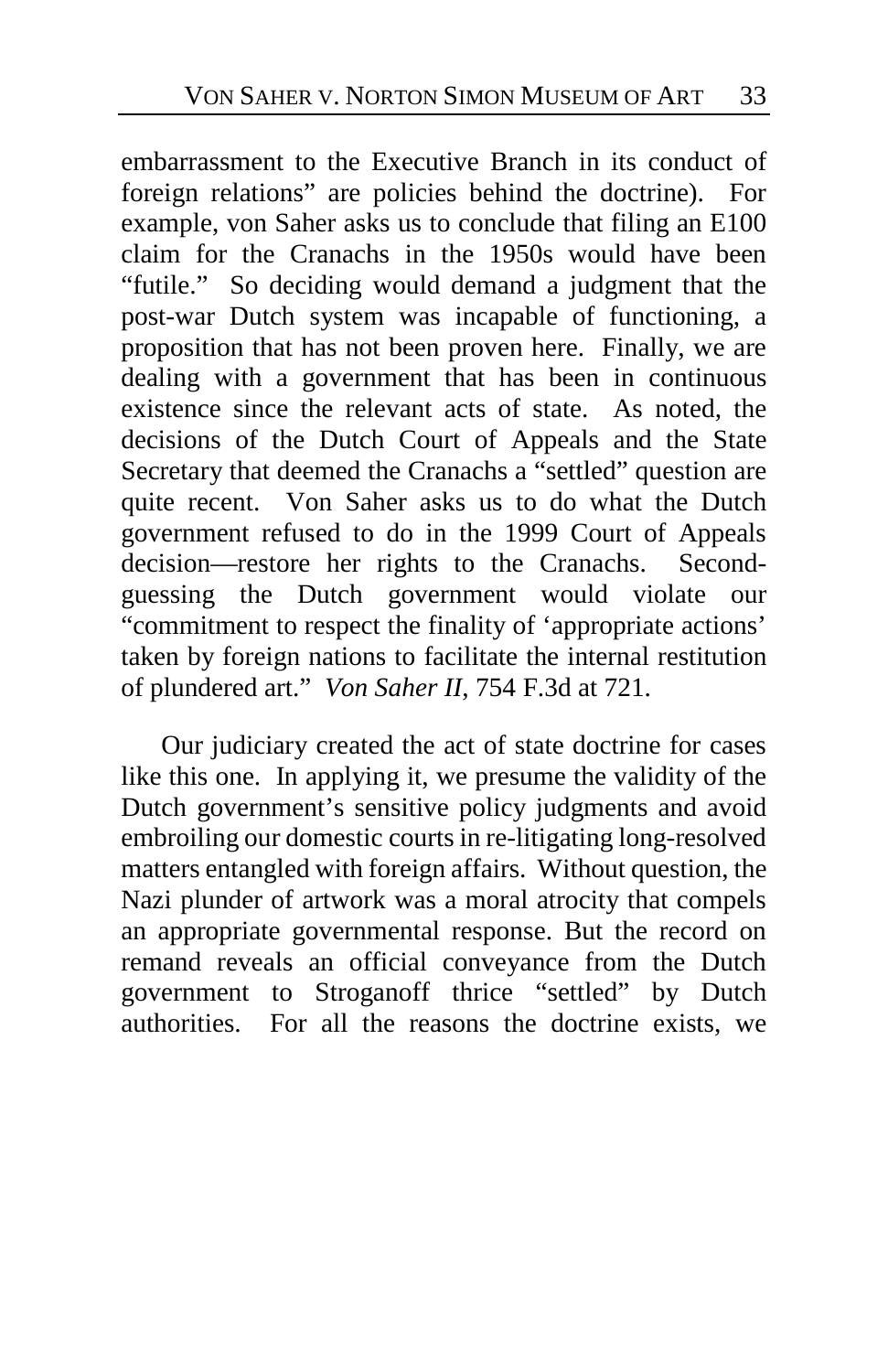embarrassment to the Executive Branch in its conduct of foreign relations" are policies behind the doctrine). For example, von Saher asks us to conclude that filing an E100 claim for the Cranachs in the 1950s would have been "futile." So deciding would demand a judgment that the post-war Dutch system was incapable of functioning, a proposition that has not been proven here. Finally, we are dealing with a government that has been in continuous existence since the relevant acts of state. As noted, the decisions of the Dutch Court of Appeals and the State Secretary that deemed the Cranachs a "settled" question are quite recent. Von Saher asks us to do what the Dutch government refused to do in the 1999 Court of Appeals decision—restore her rights to the Cranachs. Second-guessing the Dutch government would violate our "commitment to respect the finality of 'appropriate actions' taken by foreign nations to facilitate the internal restitution of plundered art." *Von Saher II*, 754 F.3d at 721.

Our judiciary created the act of state doctrine for cases like this one. In applying it, we presume the validity of the Dutch government's sensitive policy judgments and avoid embroiling our domestic courts in re-litigating long-resolved matters entangled with foreign affairs. Without question, the Nazi plunder of artwork was a moral atrocity that compels an appropriate governmental response. But the record on remand reveals an official conveyance from the Dutch government to Stroganoff thrice "settled" by Dutch authorities. For all the reasons the doctrine exists, we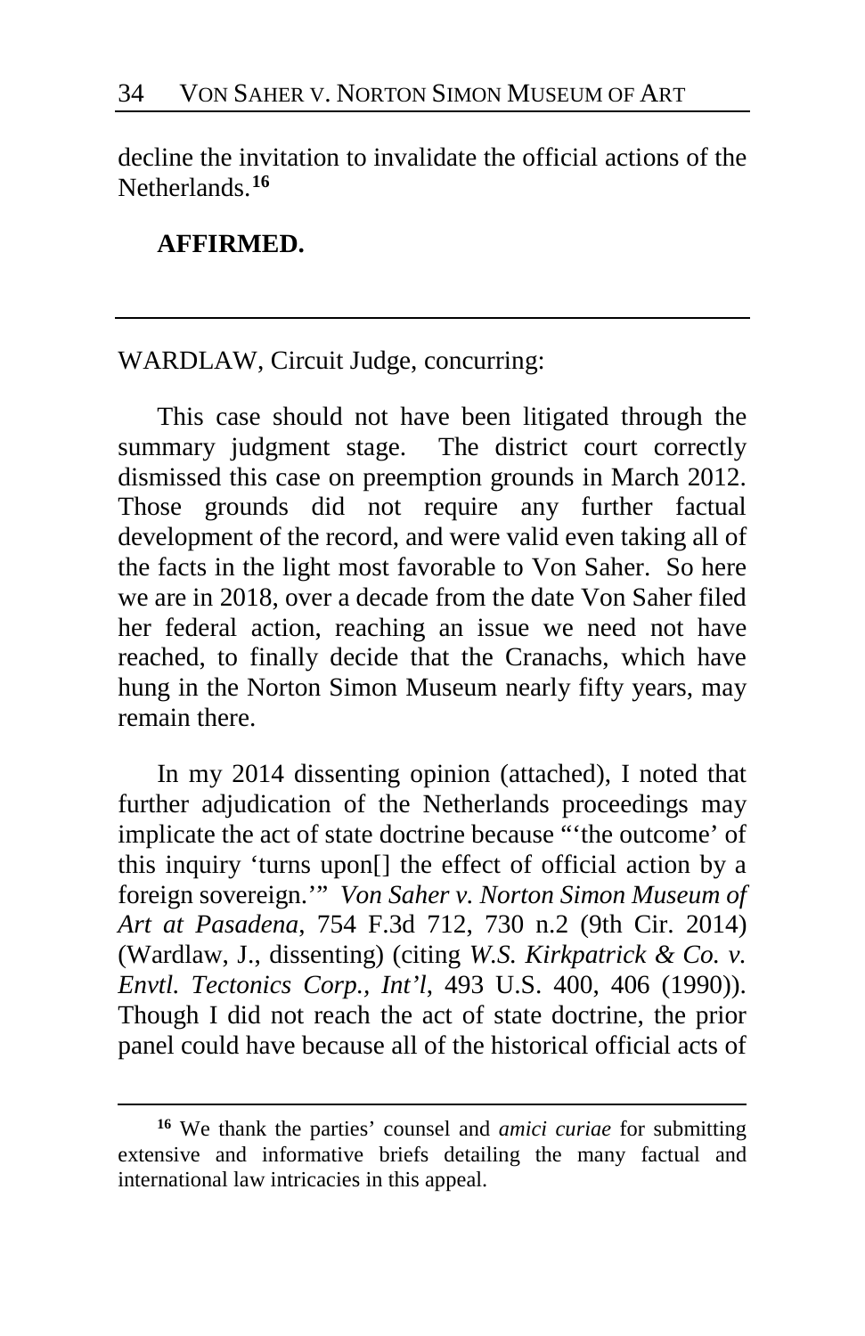decline the invitation to invalidate the official actions of the Netherlands.[16]

**AFFIRMED.**

---

WARDLAW, Circuit Judge, concurring:

This case should not have been litigated through the summary judgment stage. The district court correctly dismissed this case on preemption grounds in March 2012. Those grounds did not require any further factual development of the record, and were valid even taking all of the facts in the light most favorable to Von Saher. So here we are in 2018, over a decade from the date Von Saher filed her federal action, reaching an issue we need not have reached, to finally decide that the Cranachs, which have hung in the Norton Simon Museum nearly fifty years, may remain there.

In my 2014 dissenting opinion (attached), I noted that further adjudication of the Netherlands proceedings may implicate the act of state doctrine because "'the outcome' of this inquiry 'turns upon[] the effect of official action by a foreign sovereign.'" *Von Saher v. Norton Simon Museum of Art at Pasadena*, 754 F.3d 712, 730 n.2 (9th Cir. 2014) (Wardlaw, J., dissenting) (citing *W.S. Kirkpatrick & Co. v. Envtl. Tectonics Corp., Int'l*, 493 U.S. 400, 406 (1990)). Though I did not reach the act of state doctrine, the prior panel could have because all of the historical official acts of

---

[16] We thank the parties' counsel and *amici curiae* for submitting extensive and informative briefs detailing the many factual and international law intricacies in this appeal.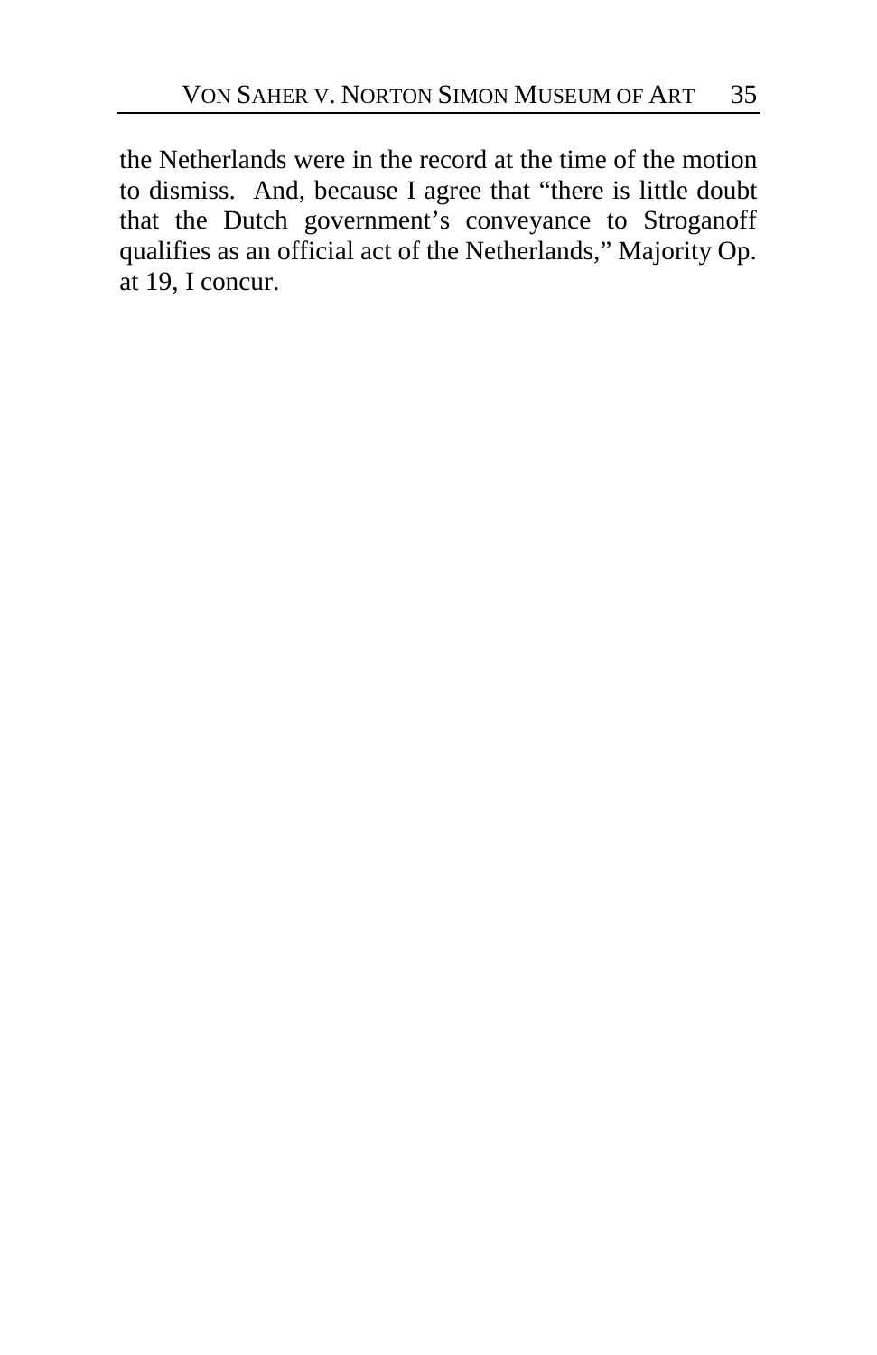the Netherlands were in the record at the time of the motion to dismiss. And, because I agree that "there is little doubt that the Dutch government's conveyance to Stroganoff qualifies as an official act of the Netherlands," Majority Op. at 19, I concur.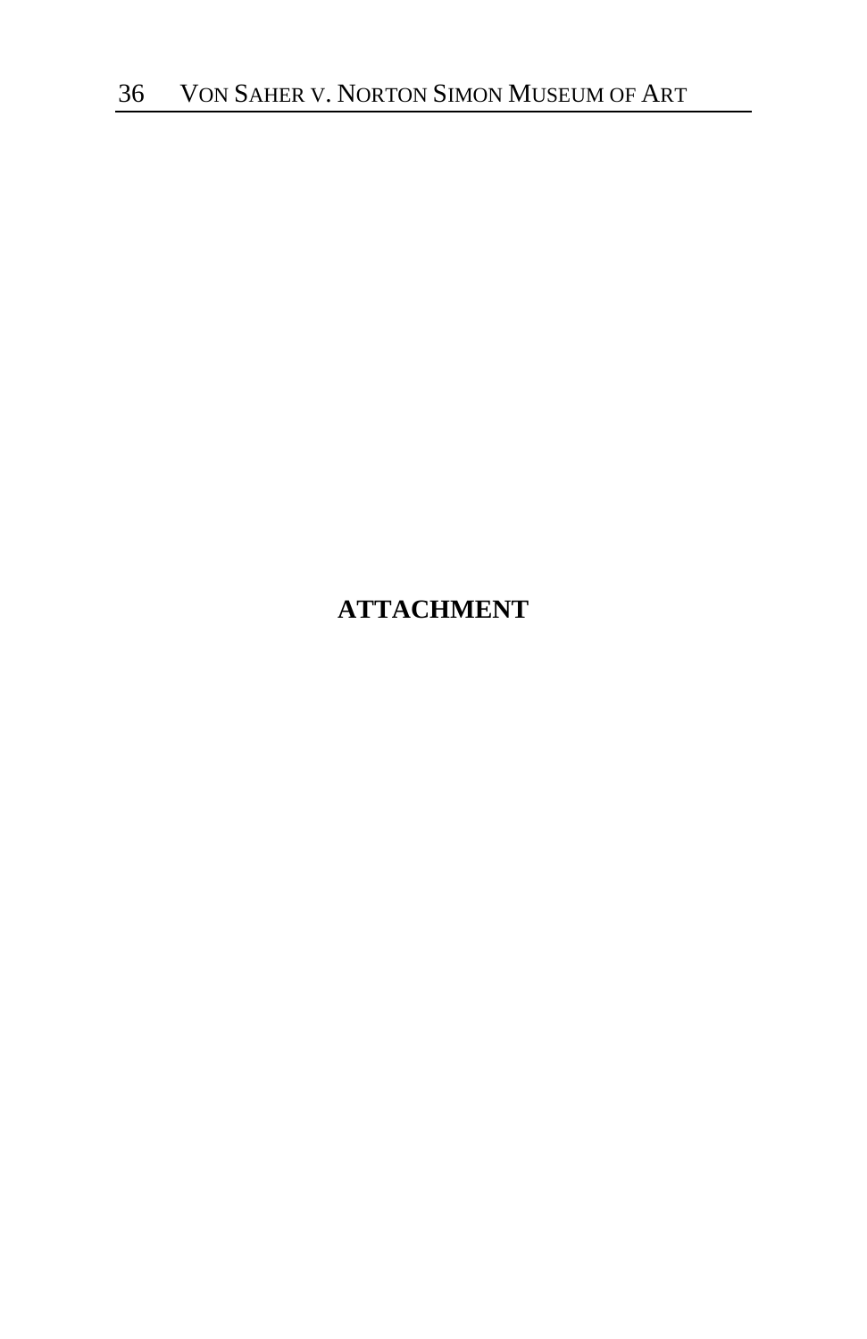**ATTACHMENT**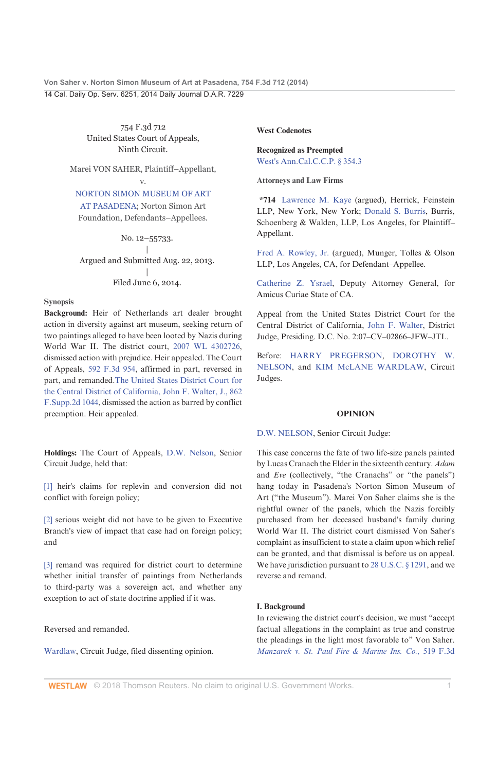754 F.3d 712
United States Court of Appeals,
Ninth Circuit.

Marei VON SAHER, Plaintiff–Appellant,
v.
NORTON SIMON MUSEUM OF ART AT PASADENA; Norton Simon Art Foundation, Defendants–Appellees.

No. 12–55733.
|
Argued and Submitted Aug. 22, 2013.
|
Filed June 6, 2014.

## Synopsis

**Background:** Heir of Netherlands art dealer brought action in diversity against art museum, seeking return of two paintings alleged to have been looted by Nazis during World War II. The district court, 2007 WL 4302726, dismissed action with prejudice. Heir appealed. The Court of Appeals, 592 F.3d 954, affirmed in part, reversed in part, and remanded.The United States District Court for the Central District of California, John F. Walter, J., 862 F.Supp.2d 1044, dismissed the action as barred by conflict preemption. Heir appealed.

**Holdings:** The Court of Appeals, D.W. Nelson, Senior Circuit Judge, held that:

[1] heir's claims for replevin and conversion did not conflict with foreign policy;

[2] serious weight did not have to be given to Executive Branch's view of impact that case had on foreign policy; and

[3] remand was required for district court to determine whether initial transfer of paintings from Netherlands to third-party was a sovereign act, and whether any exception to act of state doctrine applied if it was.

Reversed and remanded.

Wardlaw, Circuit Judge, filed dissenting opinion.

**West Codenotes**

**Recognized as Preempted**
West's Ann.Cal.C.C.P. § 354.3

**Attorneys and Law Firms**

*714 Lawrence M. Kaye (argued), Herrick, Feinstein LLP, New York, New York; Donald S. Burris, Burris, Schoenberg & Walden, LLP, Los Angeles, for Plaintiff–Appellant.

Fred A. Rowley, Jr. (argued), Munger, Tolles & Olson LLP, Los Angeles, CA, for Defendant–Appellee.

Catherine Z. Ysrael, Deputy Attorney General, for Amicus Curiae State of CA.

Appeal from the United States District Court for the Central District of California, John F. Walter, District Judge, Presiding. D.C. No. 2:07–CV–02866–JFW–JTL.

Before: HARRY PREGERSON, DOROTHY W. NELSON, and KIM McLANE WARDLAW, Circuit Judges.

## OPINION

D.W. NELSON, Senior Circuit Judge:

This case concerns the fate of two life-size panels painted by Lucas Cranach the Elder in the sixteenth century. *Adam* and *Eve* (collectively, "the Cranachs" or "the panels") hang today in Pasadena's Norton Simon Museum of Art ("the Museum"). Marei Von Saher claims she is the rightful owner of the panels, which the Nazis forcibly purchased from her deceased husband's family during World War II. The district court dismissed Von Saher's complaint as insufficient to state a claim upon which relief can be granted, and that dismissal is before us on appeal. We have jurisdiction pursuant to 28 U.S.C. § 1291, and we reverse and remand.

### I. Background

In reviewing the district court's decision, we must "accept factual allegations in the complaint as true and construe the pleadings in the light most favorable to" Von Saher. *Manzarek v. St. Paul Fire & Marine Ins. Co.,* 519 F.3d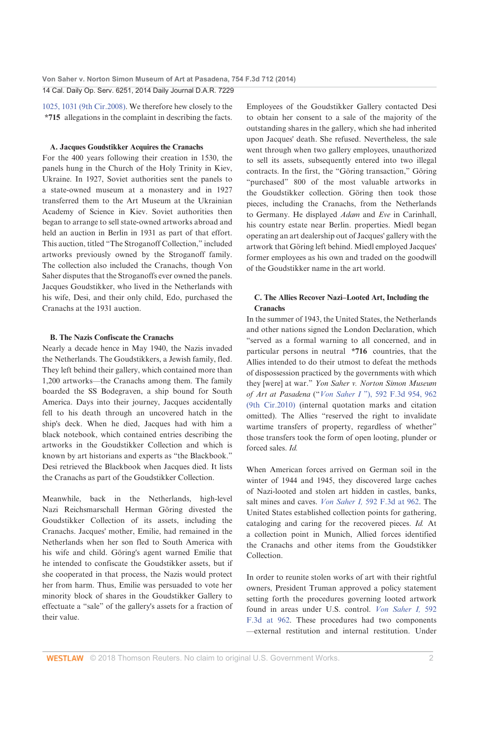1025, 1031 (9th Cir.2008). We therefore hew closely to the *715 allegations in the complaint in describing the facts.

### A. Jacques Goudstikker Acquires the Cranachs

For the 400 years following their creation in 1530, the panels hung in the Church of the Holy Trinity in Kiev, Ukraine. In 1927, Soviet authorities sent the panels to a state-owned museum at a monastery and in 1927 transferred them to the Art Museum at the Ukrainian Academy of Science in Kiev. Soviet authorities then began to arrange to sell state-owned artworks abroad and held an auction in Berlin in 1931 as part of that effort. This auction, titled "The Stroganoff Collection," included artworks previously owned by the Stroganoff family. The collection also included the Cranachs, though Von Saher disputes that the Stroganoffs ever owned the panels. Jacques Goudstikker, who lived in the Netherlands with his wife, Desi, and their only child, Edo, purchased the Cranachs at the 1931 auction.

### B. The Nazis Confiscate the Cranachs

Nearly a decade hence in May 1940, the Nazis invaded the Netherlands. The Goudstikkers, a Jewish family, fled. They left behind their gallery, which contained more than 1,200 artworks—the Cranachs among them. The family boarded the SS Bodegraven, a ship bound for South America. Days into their journey, Jacques accidentally fell to his death through an uncovered hatch in the ship's deck. When he died, Jacques had with him a black notebook, which contained entries describing the artworks in the Goudstikker Collection and which is known by art historians and experts as "the Blackbook." Desi retrieved the Blackbook when Jacques died. It lists the Cranachs as part of the Goudstikker Collection.

Meanwhile, back in the Netherlands, high-level Nazi Reichsmarschall Herman Göring divested the Goudstikker Collection of its assets, including the Cranachs. Jacques' mother, Emilie, had remained in the Netherlands when her son fled to South America with his wife and child. Göring's agent warned Emilie that he intended to confiscate the Goudstikker assets, but if she cooperated in that process, the Nazis would protect her from harm. Thus, Emilie was persuaded to vote her minority block of shares in the Goudstikker Gallery to effectuate a "sale" of the gallery's assets for a fraction of their value.

Employees of the Goudstikker Gallery contacted Desi to obtain her consent to a sale of the majority of the outstanding shares in the gallery, which she had inherited upon Jacques' death. She refused. Nevertheless, the sale went through when two gallery employees, unauthorized to sell its assets, subsequently entered into two illegal contracts. In the first, the "Göring transaction," Göring "purchased" 800 of the most valuable artworks in the Goudstikker collection. Göring then took those pieces, including the Cranachs, from the Netherlands to Germany. He displayed *Adam* and *Eve* in Carinhall, his country estate near Berlin. properties. Miedl began operating an art dealership out of Jacques' gallery with the artwork that Göring left behind. Miedl employed Jacques' former employees as his own and traded on the goodwill of the Goudstikker name in the art world.

### C. The Allies Recover Nazi–Looted Art, Including the Cranachs

In the summer of 1943, the United States, the Netherlands and other nations signed the London Declaration, which "served as a formal warning to all concerned, and in particular persons in neutral *716 countries, that the Allies intended to do their utmost to defeat the methods of dispossession practiced by the governments with which they [were] at war." *Von Saher v. Norton Simon Museum of Art at Pasadena* ("*Von Saher I*"), 592 F.3d 954, 962 (9th Cir.2010) (internal quotation marks and citation omitted). The Allies "reserved the right to invalidate wartime transfers of property, regardless of whether" those transfers took the form of open looting, plunder or forced sales. *Id.*

When American forces arrived on German soil in the winter of 1944 and 1945, they discovered large caches of Nazi-looted and stolen art hidden in castles, banks, salt mines and caves. *Von Saher I*, 592 F.3d at 962. The United States established collection points for gathering, cataloging and caring for the recovered pieces. *Id.* At a collection point in Munich, Allied forces identified the Cranachs and other items from the Goudstikker Collection.

In order to reunite stolen works of art with their rightful owners, President Truman approved a policy statement setting forth the procedures governing looted artwork found in areas under U.S. control. *Von Saher I*, 592 F.3d at 962. These procedures had two components —external restitution and internal restitution. Under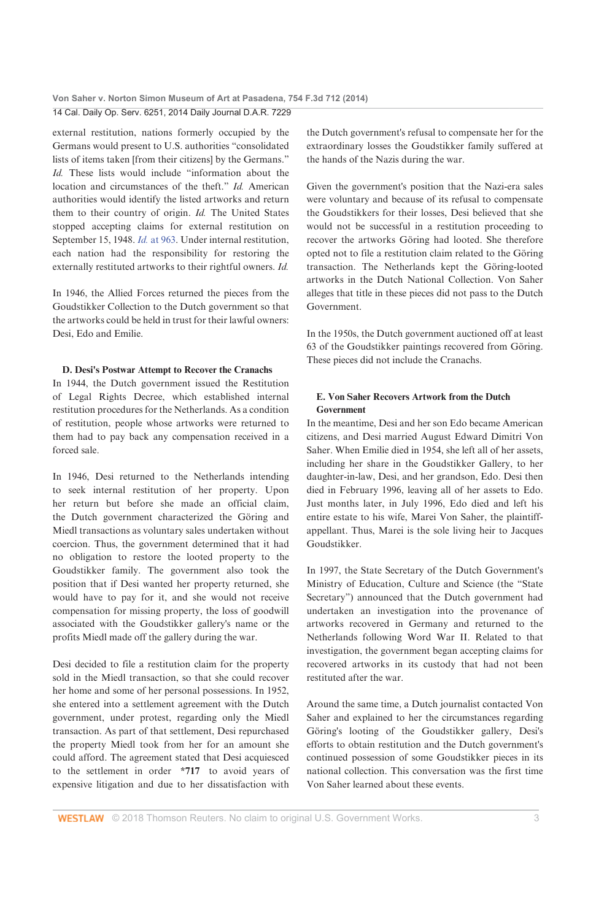external restitution, nations formerly occupied by the Germans would present to U.S. authorities "consolidated lists of items taken [from their citizens] by the Germans." *Id.* These lists would include "information about the location and circumstances of the theft." *Id.* American authorities would identify the listed artworks and return them to their country of origin. *Id.* The United States stopped accepting claims for external restitution on September 15, 1948. *Id.* at 963. Under internal restitution, each nation had the responsibility for restoring the externally restituted artworks to their rightful owners. *Id.*

In 1946, the Allied Forces returned the pieces from the Goudstikker Collection to the Dutch government so that the artworks could be held in trust for their lawful owners: Desi, Edo and Emilie.

### D. Desi's Postwar Attempt to Recover the Cranachs

In 1944, the Dutch government issued the Restitution of Legal Rights Decree, which established internal restitution procedures for the Netherlands. As a condition of restitution, people whose artworks were returned to them had to pay back any compensation received in a forced sale.

In 1946, Desi returned to the Netherlands intending to seek internal restitution of her property. Upon her return but before she made an official claim, the Dutch government characterized the Göring and Miedl transactions as voluntary sales undertaken without coercion. Thus, the government determined that it had no obligation to restore the looted property to the Goudstikker family. The government also took the position that if Desi wanted her property returned, she would have to pay for it, and she would not receive compensation for missing property, the loss of goodwill associated with the Goudstikker gallery's name or the profits Miedl made off the gallery during the war.

Desi decided to file a restitution claim for the property sold in the Miedl transaction, so that she could recover her home and some of her personal possessions. In 1952, she entered into a settlement agreement with the Dutch government, under protest, regarding only the Miedl transaction. As part of that settlement, Desi repurchased the property Miedl took from her for an amount she could afford. The agreement stated that Desi acquiesced to the settlement in order **\*717** to avoid years of expensive litigation and due to her dissatisfaction with the Dutch government's refusal to compensate her for the extraordinary losses the Goudstikker family suffered at the hands of the Nazis during the war.

Given the government's position that the Nazi-era sales were voluntary and because of its refusal to compensate the Goudstikkers for their losses, Desi believed that she would not be successful in a restitution proceeding to recover the artworks Göring had looted. She therefore opted not to file a restitution claim related to the Göring transaction. The Netherlands kept the Göring-looted artworks in the Dutch National Collection. Von Saher alleges that title in these pieces did not pass to the Dutch Government.

In the 1950s, the Dutch government auctioned off at least 63 of the Goudstikker paintings recovered from Göring. These pieces did not include the Cranachs.

### E. Von Saher Recovers Artwork from the Dutch Government

In the meantime, Desi and her son Edo became American citizens, and Desi married August Edward Dimitri Von Saher. When Emilie died in 1954, she left all of her assets, including her share in the Goudstikker Gallery, to her daughter-in-law, Desi, and her grandson, Edo. Desi then died in February 1996, leaving all of her assets to Edo. Just months later, in July 1996, Edo died and left his entire estate to his wife, Marei Von Saher, the plaintiff-appellant. Thus, Marei is the sole living heir to Jacques Goudstikker.

In 1997, the State Secretary of the Dutch Government's Ministry of Education, Culture and Science (the "State Secretary") announced that the Dutch government had undertaken an investigation into the provenance of artworks recovered in Germany and returned to the Netherlands following Word War II. Related to that investigation, the government began accepting claims for recovered artworks in its custody that had not been restituted after the war.

Around the same time, a Dutch journalist contacted Von Saher and explained to her the circumstances regarding Göring's looting of the Goudstikker gallery, Desi's efforts to obtain restitution and the Dutch government's continued possession of some Goudstikker pieces in its national collection. This conversation was the first time Von Saher learned about these events.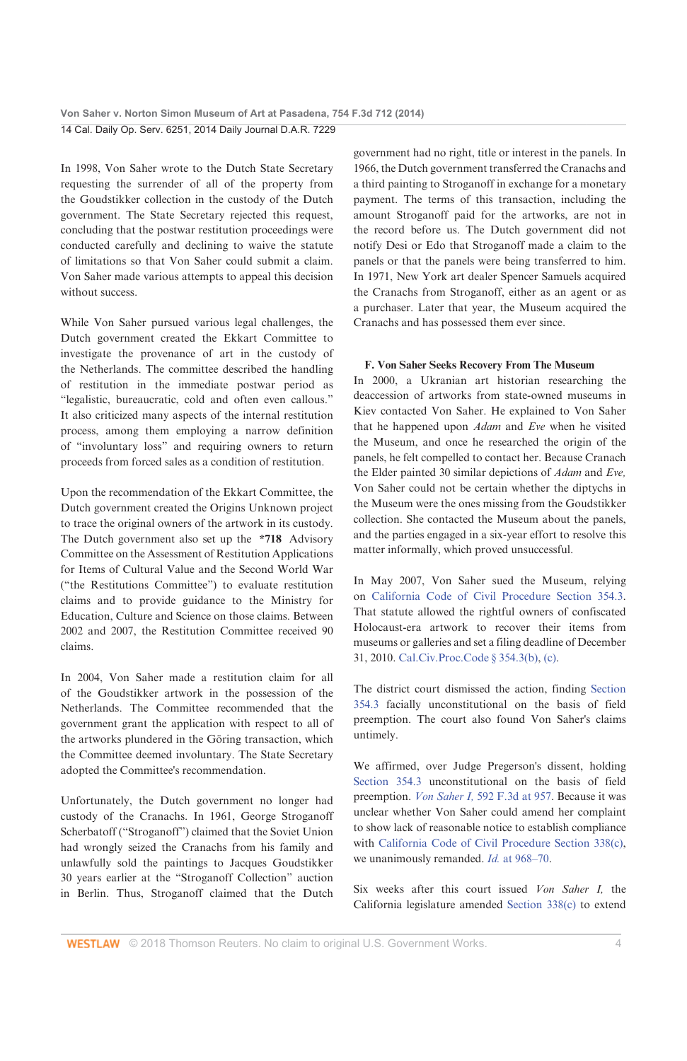In 1998, Von Saher wrote to the Dutch State Secretary requesting the surrender of all of the property from the Goudstikker collection in the custody of the Dutch government. The State Secretary rejected this request, concluding that the postwar restitution proceedings were conducted carefully and declining to waive the statute of limitations so that Von Saher could submit a claim. Von Saher made various attempts to appeal this decision without success.

While Von Saher pursued various legal challenges, the Dutch government created the Ekkart Committee to investigate the provenance of art in the custody of the Netherlands. The committee described the handling of restitution in the immediate postwar period as "legalistic, bureaucratic, cold and often even callous." It also criticized many aspects of the internal restitution process, among them employing a narrow definition of "involuntary loss" and requiring owners to return proceeds from forced sales as a condition of restitution.

Upon the recommendation of the Ekkart Committee, the Dutch government created the Origins Unknown project to trace the original owners of the artwork in its custody. The Dutch government also set up the **\*718** Advisory Committee on the Assessment of Restitution Applications for Items of Cultural Value and the Second World War ("the Restitutions Committee") to evaluate restitution claims and to provide guidance to the Ministry for Education, Culture and Science on those claims. Between 2002 and 2007, the Restitution Committee received 90 claims.

In 2004, Von Saher made a restitution claim for all of the Goudstikker artwork in the possession of the Netherlands. The Committee recommended that the government grant the application with respect to all of the artworks plundered in the Göring transaction, which the Committee deemed involuntary. The State Secretary adopted the Committee's recommendation.

Unfortunately, the Dutch government no longer had custody of the Cranachs. In 1961, George Stroganoff Scherbatoff ("Stroganoff") claimed that the Soviet Union had wrongly seized the Cranachs from his family and unlawfully sold the paintings to Jacques Goudstikker 30 years earlier at the "Stroganoff Collection" auction in Berlin. Thus, Stroganoff claimed that the Dutch government had no right, title or interest in the panels. In 1966, the Dutch government transferred the Cranachs and a third painting to Stroganoff in exchange for a monetary payment. The terms of this transaction, including the amount Stroganoff paid for the artworks, are not in the record before us. The Dutch government did not notify Desi or Edo that Stroganoff made a claim to the panels or that the panels were being transferred to him. In 1971, New York art dealer Spencer Samuels acquired the Cranachs from Stroganoff, either as an agent or as a purchaser. Later that year, the Museum acquired the Cranachs and has possessed them ever since.

### F. Von Saher Seeks Recovery From The Museum

In 2000, a Ukranian art historian researching the deaccession of artworks from state-owned museums in Kiev contacted Von Saher. He explained to Von Saher that he happened upon *Adam* and *Eve* when he visited the Museum, and once he researched the origin of the panels, he felt compelled to contact her. Because Cranach the Elder painted 30 similar depictions of *Adam* and *Eve,* Von Saher could not be certain whether the diptychs in the Museum were the ones missing from the Goudstikker collection. She contacted the Museum about the panels, and the parties engaged in a six-year effort to resolve this matter informally, which proved unsuccessful.

In May 2007, Von Saher sued the Museum, relying on California Code of Civil Procedure Section 354.3. That statute allowed the rightful owners of confiscated Holocaust-era artwork to recover their items from museums or galleries and set a filing deadline of December 31, 2010. Cal.Civ.Proc.Code § 354.3(b), (c).

The district court dismissed the action, finding Section 354.3 facially unconstitutional on the basis of field preemption. The court also found Von Saher's claims untimely.

We affirmed, over Judge Pregerson's dissent, holding Section 354.3 unconstitutional on the basis of field preemption. *Von Saher I,* 592 F.3d at 957. Because it was unclear whether Von Saher could amend her complaint to show lack of reasonable notice to establish compliance with California Code of Civil Procedure Section 338(c), we unanimously remanded. *Id.* at 968–70.

Six weeks after this court issued *Von Saher I,* the California legislature amended Section 338(c) to extend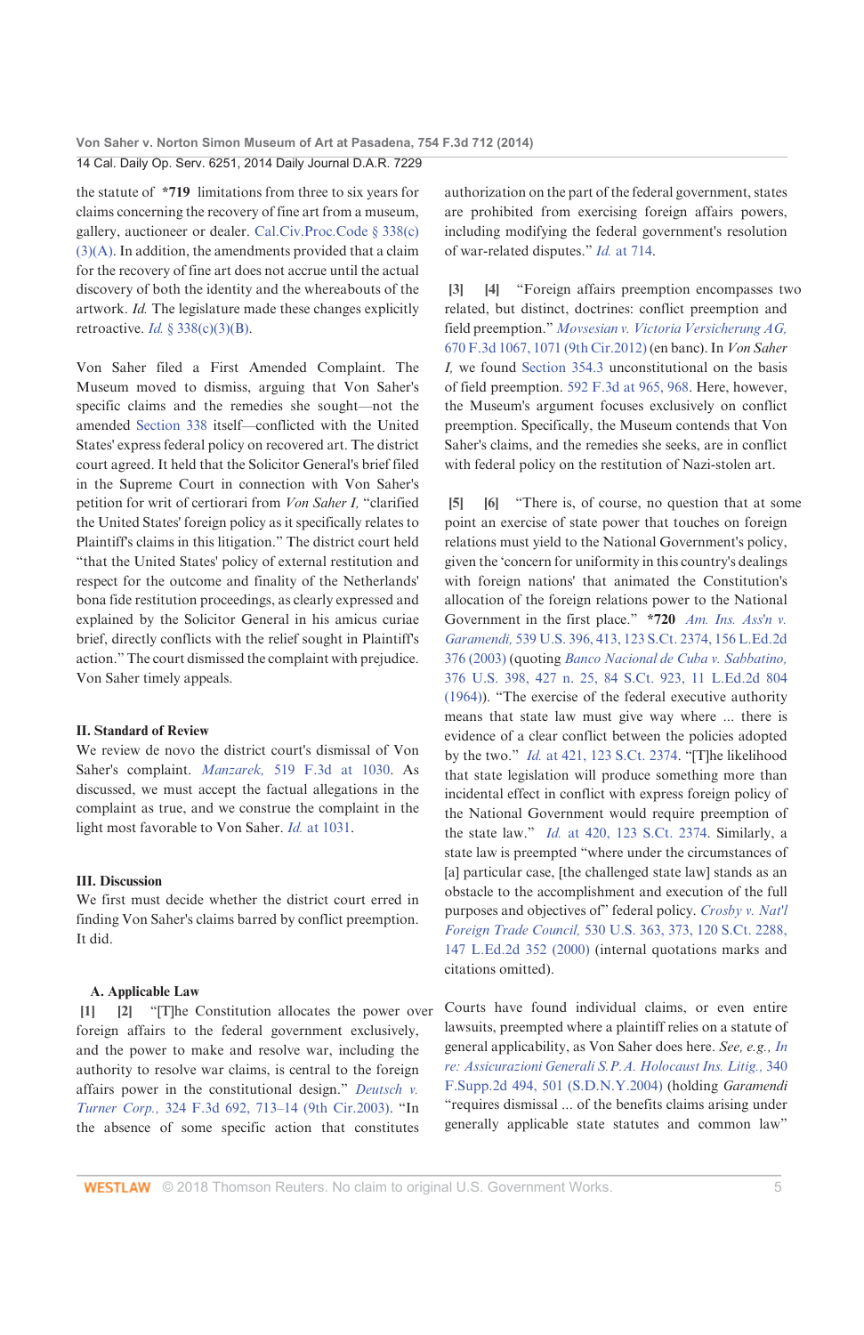the statute of *719 limitations from three to six years for claims concerning the recovery of fine art from a museum, gallery, auctioneer or dealer. Cal.Civ.Proc.Code § 338(c)(3)(A). In addition, the amendments provided that a claim for the recovery of fine art does not accrue until the actual discovery of both the identity and the whereabouts of the artwork. *Id.* The legislature made these changes explicitly retroactive. *Id.* § 338(c)(3)(B).

Von Saher filed a First Amended Complaint. The Museum moved to dismiss, arguing that Von Saher's specific claims and the remedies she sought—not the amended Section 338 itself—conflicted with the United States' express federal policy on recovered art. The district court agreed. It held that the Solicitor General's brief filed in the Supreme Court in connection with Von Saher's petition for writ of certiorari from *Von Saher I,* "clarified the United States' foreign policy as it specifically relates to Plaintiff's claims in this litigation." The district court held "that the United States' policy of external restitution and respect for the outcome and finality of the Netherlands' bona fide restitution proceedings, as clearly expressed and explained by the Solicitor General in his amicus curiae brief, directly conflicts with the relief sought in Plaintiff's action." The court dismissed the complaint with prejudice. Von Saher timely appeals.

## II. Standard of Review

We review de novo the district court's dismissal of Von Saher's complaint. *Manzarek,* 519 F.3d at 1030. As discussed, we must accept the factual allegations in the complaint as true, and we construe the complaint in the light most favorable to Von Saher. *Id.* at 1031.

## III. Discussion

We first must decide whether the district court erred in finding Von Saher's claims barred by conflict preemption. It did.

### A. Applicable Law

[1] [2] "[T]he Constitution allocates the power over foreign affairs to the federal government exclusively, and the power to make and resolve war, including the authority to resolve war claims, is central to the foreign affairs power in the constitutional design." *Deutsch v. Turner Corp.,* 324 F.3d 692, 713–14 (9th Cir.2003). "In the absence of some specific action that constitutes authorization on the part of the federal government, states are prohibited from exercising foreign affairs powers, including modifying the federal government's resolution of war-related disputes." *Id.* at 714.

[3] [4] "Foreign affairs preemption encompasses two related, but distinct, doctrines: conflict preemption and field preemption." *Movsesian v. Victoria Versicherung AG,* 670 F.3d 1067, 1071 (9th Cir.2012) (en banc). In *Von Saher I,* we found Section 354.3 unconstitutional on the basis of field preemption. 592 F.3d at 965, 968. Here, however, the Museum's argument focuses exclusively on conflict preemption. Specifically, the Museum contends that Von Saher's claims, and the remedies she seeks, are in conflict with federal policy on the restitution of Nazi-stolen art.

[5] [6] "There is, of course, no question that at some point an exercise of state power that touches on foreign relations must yield to the National Government's policy, given the 'concern for uniformity in this country's dealings with foreign nations' that animated the Constitution's allocation of the foreign relations power to the National Government in the first place." *720 *Am. Ins. Ass'n v. Garamendi,* 539 U.S. 396, 413, 123 S.Ct. 2374, 156 L.Ed.2d 376 (2003) (quoting *Banco Nacional de Cuba v. Sabbatino,* 376 U.S. 398, 427 n. 25, 84 S.Ct. 923, 11 L.Ed.2d 804 (1964)). "The exercise of the federal executive authority means that state law must give way where ... there is evidence of a clear conflict between the policies adopted by the two." *Id.* at 421, 123 S.Ct. 2374. "[T]he likelihood that state legislation will produce something more than incidental effect in conflict with express foreign policy of the National Government would require preemption of the state law." *Id.* at 420, 123 S.Ct. 2374. Similarly, a state law is preempted "where under the circumstances of [a] particular case, [the challenged state law] stands as an obstacle to the accomplishment and execution of the full purposes and objectives of" federal policy. *Crosby v. Nat'l Foreign Trade Council,* 530 U.S. 363, 373, 120 S.Ct. 2288, 147 L.Ed.2d 352 (2000) (internal quotations marks and citations omitted).

Courts have found individual claims, or even entire lawsuits, preempted where a plaintiff relies on a statute of general applicability, as Von Saher does here. *See, e.g., In re: Assicurazioni Generali S.P.A. Holocaust Ins. Litig.,* 340 F.Supp.2d 494, 501 (S.D.N.Y.2004) (holding *Garamendi* "requires dismissal ... of the benefits claims arising under generally applicable state statutes and common law"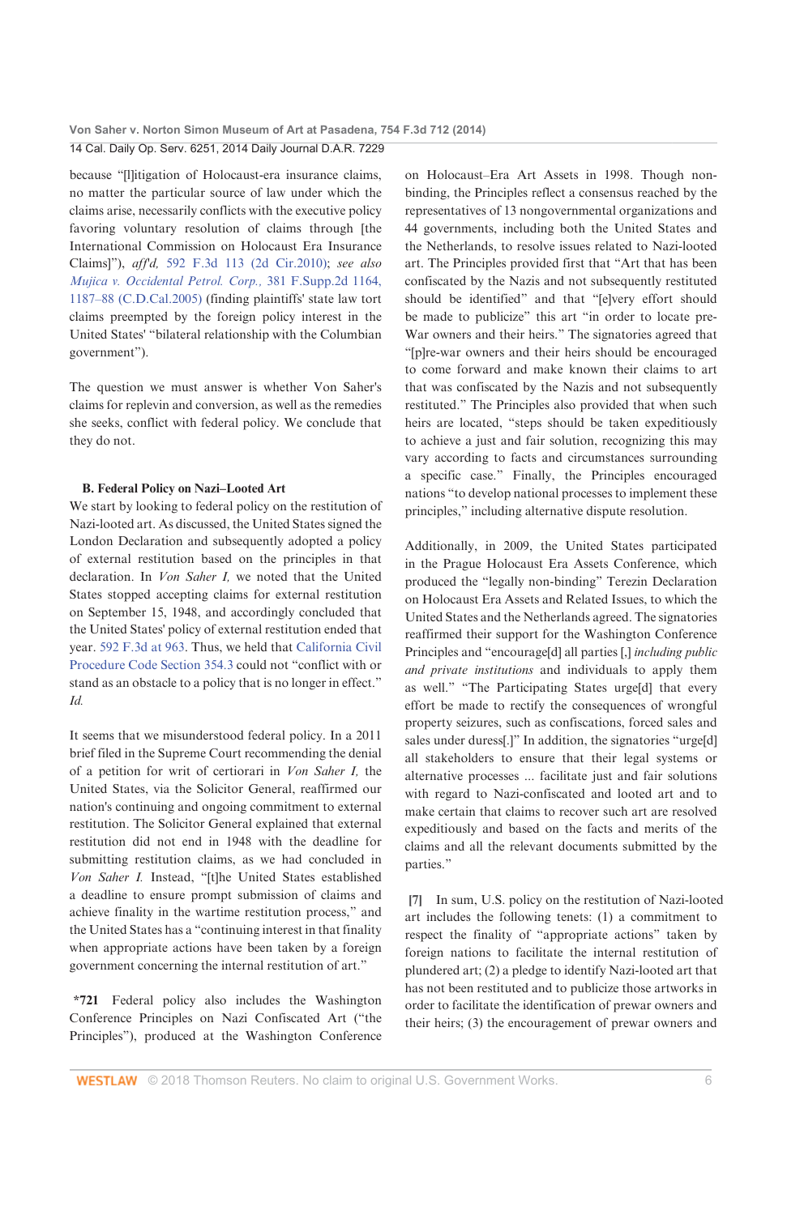because "[l]itigation of Holocaust-era insurance claims, no matter the particular source of law under which the claims arise, necessarily conflicts with the executive policy favoring voluntary resolution of claims through [the International Commission on Holocaust Era Insurance Claims]"), *aff'd,* 592 F.3d 113 (2d Cir.2010); *see also Mujica v. Occidental Petrol. Corp.,* 381 F.Supp.2d 1164, 1187–88 (C.D.Cal.2005) (finding plaintiffs' state law tort claims preempted by the foreign policy interest in the United States' "bilateral relationship with the Columbian government").

The question we must answer is whether Von Saher's claims for replevin and conversion, as well as the remedies she seeks, conflict with federal policy. We conclude that they do not.

**B. Federal Policy on Nazi–Looted Art**

We start by looking to federal policy on the restitution of Nazi-looted art. As discussed, the United States signed the London Declaration and subsequently adopted a policy of external restitution based on the principles in that declaration. In *Von Saher I,* we noted that the United States stopped accepting claims for external restitution on September 15, 1948, and accordingly concluded that the United States' policy of external restitution ended that year. 592 F.3d at 963. Thus, we held that California Civil Procedure Code Section 354.3 could not "conflict with or stand as an obstacle to a policy that is no longer in effect." *Id.*

It seems that we misunderstood federal policy. In a 2011 brief filed in the Supreme Court recommending the denial of a petition for writ of certiorari in *Von Saher I,* the United States, via the Solicitor General, reaffirmed our nation's continuing and ongoing commitment to external restitution. The Solicitor General explained that external restitution did not end in 1948 with the deadline for submitting restitution claims, as we had concluded in *Von Saher I.* Instead, "[t]he United States established a deadline to ensure prompt submission of claims and achieve finality in the wartime restitution process," and the United States has a "continuing interest in that finality when appropriate actions have been taken by a foreign government concerning the internal restitution of art."

**\*721** Federal policy also includes the Washington Conference Principles on Nazi Confiscated Art ("the Principles"), produced at the Washington Conference on Holocaust–Era Art Assets in 1998. Though non-binding, the Principles reflect a consensus reached by the representatives of 13 nongovernmental organizations and 44 governments, including both the United States and the Netherlands, to resolve issues related to Nazi-looted art. The Principles provided first that "Art that has been confiscated by the Nazis and not subsequently restituted should be identified" and that "[e]very effort should be made to publicize" this art "in order to locate pre-War owners and their heirs." The signatories agreed that "[p]re-war owners and their heirs should be encouraged to come forward and make known their claims to art that was confiscated by the Nazis and not subsequently restituted." The Principles also provided that when such heirs are located, "steps should be taken expeditiously to achieve a just and fair solution, recognizing this may vary according to facts and circumstances surrounding a specific case." Finally, the Principles encouraged nations "to develop national processes to implement these principles," including alternative dispute resolution.

Additionally, in 2009, the United States participated in the Prague Holocaust Era Assets Conference, which produced the "legally non-binding" Terezin Declaration on Holocaust Era Assets and Related Issues, to which the United States and the Netherlands agreed. The signatories reaffirmed their support for the Washington Conference Principles and "encourage[d] all parties [,] *including public and private institutions* and individuals to apply them as well." "The Participating States urge[d] that every effort be made to rectify the consequences of wrongful property seizures, such as confiscations, forced sales and sales under duress[.]" In addition, the signatories "urge[d] all stakeholders to ensure that their legal systems or alternative processes ... facilitate just and fair solutions with regard to Nazi-confiscated and looted art and to make certain that claims to recover such art are resolved expeditiously and based on the facts and merits of the claims and all the relevant documents submitted by the parties."

**[7]** In sum, U.S. policy on the restitution of Nazi-looted art includes the following tenets: (1) a commitment to respect the finality of "appropriate actions" taken by foreign nations to facilitate the internal restitution of plundered art; (2) a pledge to identify Nazi-looted art that has not been restituted and to publicize those artworks in order to facilitate the identification of prewar owners and their heirs; (3) the encouragement of prewar owners and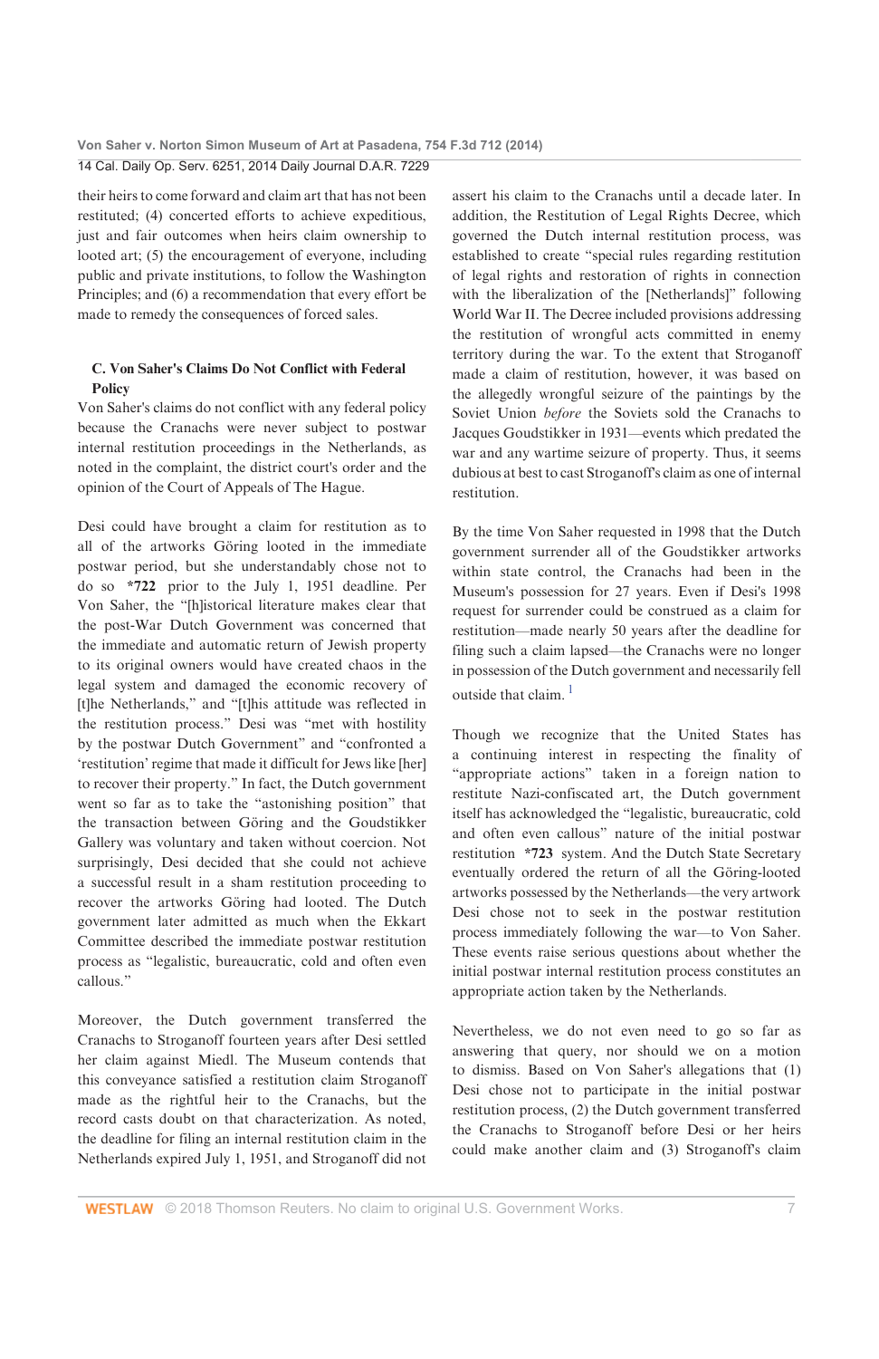their heirs to come forward and claim art that has not been restituted; (4) concerted efforts to achieve expeditious, just and fair outcomes when heirs claim ownership to looted art; (5) the encouragement of everyone, including public and private institutions, to follow the Washington Principles; and (6) a recommendation that every effort be made to remedy the consequences of forced sales.

### C. Von Saher's Claims Do Not Conflict with Federal Policy

Von Saher's claims do not conflict with any federal policy because the Cranachs were never subject to postwar internal restitution proceedings in the Netherlands, as noted in the complaint, the district court's order and the opinion of the Court of Appeals of The Hague.

Desi could have brought a claim for restitution as to all of the artworks Göring looted in the immediate postwar period, but she understandably chose not to do so **\*722** prior to the July 1, 1951 deadline. Per Von Saher, the "[h]istorical literature makes clear that the post-War Dutch Government was concerned that the immediate and automatic return of Jewish property to its original owners would have created chaos in the legal system and damaged the economic recovery of [t]he Netherlands," and "[t]his attitude was reflected in the restitution process." Desi was "met with hostility by the postwar Dutch Government" and "confronted a 'restitution' regime that made it difficult for Jews like [her] to recover their property." In fact, the Dutch government went so far as to take the "astonishing position" that the transaction between Göring and the Goudstikker Gallery was voluntary and taken without coercion. Not surprisingly, Desi decided that she could not achieve a successful result in a sham restitution proceeding to recover the artworks Göring had looted. The Dutch government later admitted as much when the Ekkart Committee described the immediate postwar restitution process as "legalistic, bureaucratic, cold and often even callous."

Moreover, the Dutch government transferred the Cranachs to Stroganoff fourteen years after Desi settled her claim against Miedl. The Museum contends that this conveyance satisfied a restitution claim Stroganoff made as the rightful heir to the Cranachs, but the record casts doubt on that characterization. As noted, the deadline for filing an internal restitution claim in the Netherlands expired July 1, 1951, and Stroganoff did not assert his claim to the Cranachs until a decade later. In addition, the Restitution of Legal Rights Decree, which governed the Dutch internal restitution process, was established to create "special rules regarding restitution of legal rights and restoration of rights in connection with the liberalization of the [Netherlands]" following World War II. The Decree included provisions addressing the restitution of wrongful acts committed in enemy territory during the war. To the extent that Stroganoff made a claim of restitution, however, it was based on the allegedly wrongful seizure of the paintings by the Soviet Union *before* the Soviets sold the Cranachs to Jacques Goudstikker in 1931—events which predated the war and any wartime seizure of property. Thus, it seems dubious at best to cast Stroganoff's claim as one of internal restitution.

By the time Von Saher requested in 1998 that the Dutch government surrender all of the Goudstikker artworks within state control, the Cranachs had been in the Museum's possession for 27 years. Even if Desi's 1998 request for surrender could be construed as a claim for restitution—made nearly 50 years after the deadline for filing such a claim lapsed—the Cranachs were no longer in possession of the Dutch government and necessarily fell outside that claim.[1]

Though we recognize that the United States has a continuing interest in respecting the finality of "appropriate actions" taken in a foreign nation to restitute Nazi-confiscated art, the Dutch government itself has acknowledged the "legalistic, bureaucratic, cold and often even callous" nature of the initial postwar restitution **\*723** system. And the Dutch State Secretary eventually ordered the return of all the Göring-looted artworks possessed by the Netherlands—the very artwork Desi chose not to seek in the postwar restitution process immediately following the war—to Von Saher. These events raise serious questions about whether the initial postwar internal restitution process constitutes an appropriate action taken by the Netherlands.

Nevertheless, we do not even need to go so far as answering that query, nor should we on a motion to dismiss. Based on Von Saher's allegations that (1) Desi chose not to participate in the initial postwar restitution process, (2) the Dutch government transferred the Cranachs to Stroganoff before Desi or her heirs could make another claim and (3) Stroganoff's claim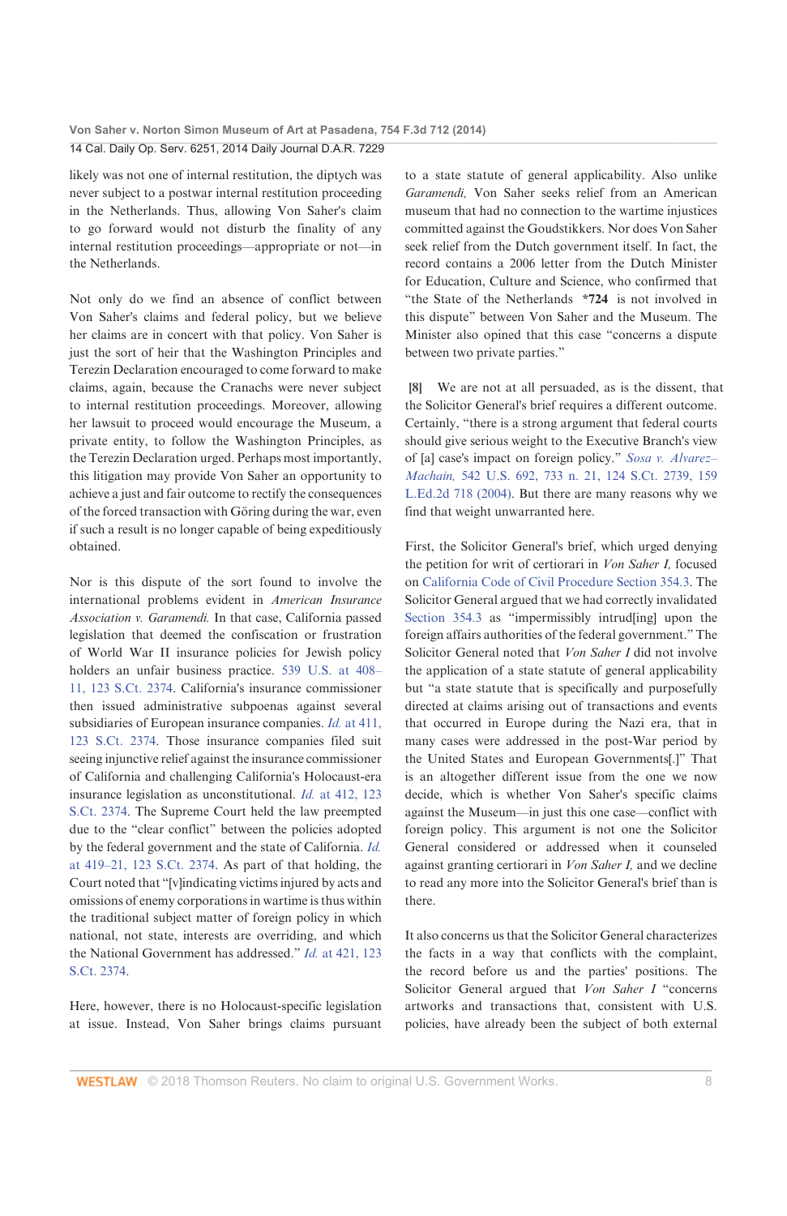likely was not one of internal restitution, the diptych was never subject to a postwar internal restitution proceeding in the Netherlands. Thus, allowing Von Saher's claim to go forward would not disturb the finality of any internal restitution proceedings—appropriate or not—in the Netherlands.

Not only do we find an absence of conflict between Von Saher's claims and federal policy, but we believe her claims are in concert with that policy. Von Saher is just the sort of heir that the Washington Principles and Terezin Declaration encouraged to come forward to make claims, again, because the Cranachs were never subject to internal restitution proceedings. Moreover, allowing her lawsuit to proceed would encourage the Museum, a private entity, to follow the Washington Principles, as the Terezin Declaration urged. Perhaps most importantly, this litigation may provide Von Saher an opportunity to achieve a just and fair outcome to rectify the consequences of the forced transaction with Göring during the war, even if such a result is no longer capable of being expeditiously obtained.

Nor is this dispute of the sort found to involve the international problems evident in *American Insurance Association v. Garamendi.* In that case, California passed legislation that deemed the confiscation or frustration of World War II insurance policies for Jewish policy holders an unfair business practice. 539 U.S. at 408–11, 123 S.Ct. 2374. California's insurance commissioner then issued administrative subpoenas against several subsidiaries of European insurance companies. *Id.* at 411, 123 S.Ct. 2374. Those insurance companies filed suit seeking injunctive relief against the insurance commissioner of California and challenging California's Holocaust-era insurance legislation as unconstitutional. *Id.* at 412, 123 S.Ct. 2374. The Supreme Court held the law preempted due to the "clear conflict" between the policies adopted by the federal government and the state of California. *Id.* at 419–21, 123 S.Ct. 2374. As part of that holding, the Court noted that "[v]indicating victims injured by acts and omissions of enemy corporations in wartime is thus within the traditional subject matter of foreign policy in which national, not state, interests are overriding, and which the National Government has addressed." *Id.* at 421, 123 S.Ct. 2374.

Here, however, there is no Holocaust-specific legislation at issue. Instead, Von Saher brings claims pursuant to a state statute of general applicability. Also unlike *Garamendi,* Von Saher seeks relief from an American museum that had no connection to the wartime injustices committed against the Goudstikkers. Nor does Von Saher seek relief from the Dutch government itself. In fact, the record contains a 2006 letter from the Dutch Minister for Education, Culture and Science, who confirmed that "the State of the Netherlands **\*724** is not involved in this dispute" between Von Saher and the Museum. The Minister also opined that this case "concerns a dispute between two private parties."

**[8]** We are not at all persuaded, as is the dissent, that the Solicitor General's brief requires a different outcome. Certainly, "there is a strong argument that federal courts should give serious weight to the Executive Branch's view of [a] case's impact on foreign policy." *Sosa v. Alvarez–Machain,* 542 U.S. 692, 733 n. 21, 124 S.Ct. 2739, 159 L.Ed.2d 718 (2004). But there are many reasons why we find that weight unwarranted here.

First, the Solicitor General's brief, which urged denying the petition for writ of certiorari in *Von Saher I,* focused on California Code of Civil Procedure Section 354.3. The Solicitor General argued that we had correctly invalidated Section 354.3 as "impermissibly intrud[ing] upon the foreign affairs authorities of the federal government." The Solicitor General noted that *Von Saher I* did not involve the application of a state statute of general applicability but "a state statute that is specifically and purposefully directed at claims arising out of transactions and events that occurred in Europe during the Nazi era, that in many cases were addressed in the post-War period by the United States and European Governments[.]" That is an altogether different issue from the one we now decide, which is whether Von Saher's specific claims against the Museum—in just this one case—conflict with foreign policy. This argument is not one the Solicitor General considered or addressed when it counseled against granting certiorari in *Von Saher I,* and we decline to read any more into the Solicitor General's brief than is there.

It also concerns us that the Solicitor General characterizes the facts in a way that conflicts with the complaint, the record before us and the parties' positions. The Solicitor General argued that *Von Saher I* "concerns artworks and transactions that, consistent with U.S. policies, have already been the subject of both external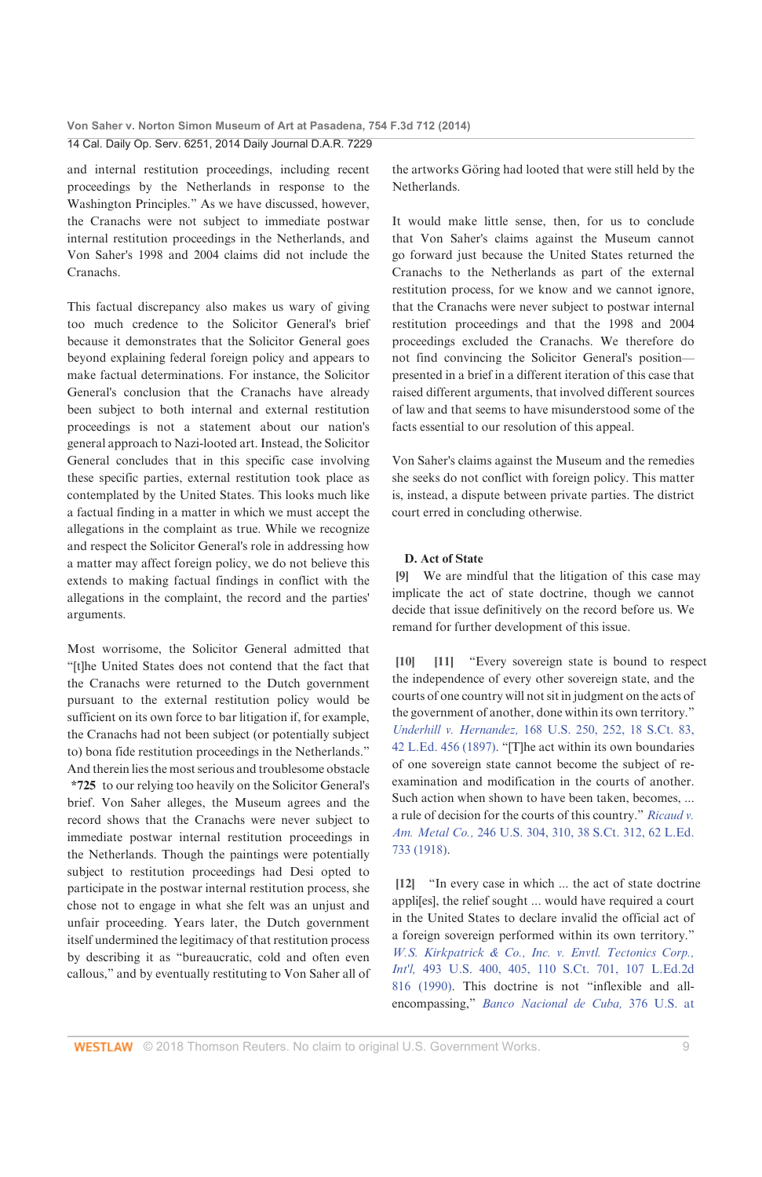and internal restitution proceedings, including recent proceedings by the Netherlands in response to the Washington Principles." As we have discussed, however, the Cranachs were not subject to immediate postwar internal restitution proceedings in the Netherlands, and Von Saher's 1998 and 2004 claims did not include the Cranachs.

This factual discrepancy also makes us wary of giving too much credence to the Solicitor General's brief because it demonstrates that the Solicitor General goes beyond explaining federal foreign policy and appears to make factual determinations. For instance, the Solicitor General's conclusion that the Cranachs have already been subject to both internal and external restitution proceedings is not a statement about our nation's general approach to Nazi-looted art. Instead, the Solicitor General concludes that in this specific case involving these specific parties, external restitution took place as contemplated by the United States. This looks much like a factual finding in a matter in which we must accept the allegations in the complaint as true. While we recognize and respect the Solicitor General's role in addressing how a matter may affect foreign policy, we do not believe this extends to making factual findings in conflict with the allegations in the complaint, the record and the parties' arguments.

Most worrisome, the Solicitor General admitted that "[t]he United States does not contend that the fact that the Cranachs were returned to the Dutch government pursuant to the external restitution policy would be sufficient on its own force to bar litigation if, for example, the Cranachs had not been subject (or potentially subject to) bona fide restitution proceedings in the Netherlands." And therein lies the most serious and troublesome obstacle **\*725** to our relying too heavily on the Solicitor General's brief. Von Saher alleges, the Museum agrees and the record shows that the Cranachs were never subject to immediate postwar internal restitution proceedings in the Netherlands. Though the paintings were potentially subject to restitution proceedings had Desi opted to participate in the postwar internal restitution process, she chose not to engage in what she felt was an unjust and unfair proceeding. Years later, the Dutch government itself undermined the legitimacy of that restitution process by describing it as "bureaucratic, cold and often even callous," and by eventually restituting to Von Saher all of the artworks Göring had looted that were still held by the Netherlands.

It would make little sense, then, for us to conclude that Von Saher's claims against the Museum cannot go forward just because the United States returned the Cranachs to the Netherlands as part of the external restitution process, for we know and we cannot ignore, that the Cranachs were never subject to postwar internal restitution proceedings and that the 1998 and 2004 proceedings excluded the Cranachs. We therefore do not find convincing the Solicitor General's position—presented in a brief in a different iteration of this case that raised different arguments, that involved different sources of law and that seems to have misunderstood some of the facts essential to our resolution of this appeal.

Von Saher's claims against the Museum and the remedies she seeks do not conflict with foreign policy. This matter is, instead, a dispute between private parties. The district court erred in concluding otherwise.

### D. Act of State

**[9]** We are mindful that the litigation of this case may implicate the act of state doctrine, though we cannot decide that issue definitively on the record before us. We remand for further development of this issue.

**[10] [11]** "Every sovereign state is bound to respect the independence of every other sovereign state, and the courts of one country will not sit in judgment on the acts of the government of another, done within its own territory." *Underhill v. Hernandez,* 168 U.S. 250, 252, 18 S.Ct. 83, 42 L.Ed. 456 (1897). "[T]he act within its own boundaries of one sovereign state cannot become the subject of re-examination and modification in the courts of another. Such action when shown to have been taken, becomes, ... a rule of decision for the courts of this country." *Ricaud v. Am. Metal Co.,* 246 U.S. 304, 310, 38 S.Ct. 312, 62 L.Ed. 733 (1918).

**[12]** "In every case in which ... the act of state doctrine appli[es], the relief sought ... would have required a court in the United States to declare invalid the official act of a foreign sovereign performed within its own territory." *W.S. Kirkpatrick & Co., Inc. v. Envtl. Tectonics Corp., Int'l,* 493 U.S. 400, 405, 110 S.Ct. 701, 107 L.Ed.2d 816 (1990). This doctrine is not "inflexible and all-encompassing," *Banco Nacional de Cuba,* 376 U.S. at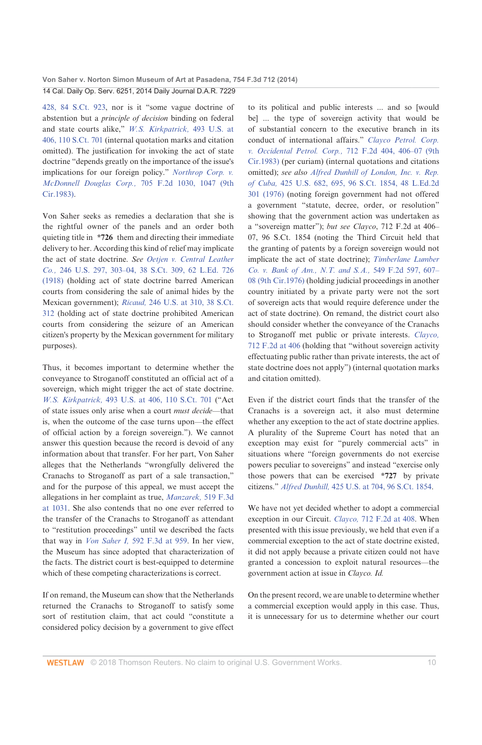428, 84 S.Ct. 923, nor is it "some vague doctrine of abstention but a *principle of decision* binding on federal and state courts alike," W.S. Kirkpatrick, 493 U.S. at 406, 110 S.Ct. 701 (internal quotation marks and citation omitted). The justification for invoking the act of state doctrine "depends greatly on the importance of the issue's implications for our foreign policy." Northrop Corp. v. McDonnell Douglas Corp., 705 F.2d 1030, 1047 (9th Cir.1983).

Von Saher seeks as remedies a declaration that she is the rightful owner of the panels and an order both quieting title in **\*726** them and directing their immediate delivery to her. According this kind of relief may implicate the act of state doctrine. *See* Oetjen v. Central Leather Co., 246 U.S. 297, 303–04, 38 S.Ct. 309, 62 L.Ed. 726 (1918) (holding act of state doctrine barred American courts from considering the sale of animal hides by the Mexican government); Ricaud, 246 U.S. at 310, 38 S.Ct. 312 (holding act of state doctrine prohibited American courts from considering the seizure of an American citizen's property by the Mexican government for military purposes).

Thus, it becomes important to determine whether the conveyance to Stroganoff constituted an official act of a sovereign, which might trigger the act of state doctrine. W.S. Kirkpatrick, 493 U.S. at 406, 110 S.Ct. 701 ("Act of state issues only arise when a court *must decide*—that is, when the outcome of the case turns upon—the effect of official action by a foreign sovereign."). We cannot answer this question because the record is devoid of any information about that transfer. For her part, Von Saher alleges that the Netherlands "wrongfully delivered the Cranachs to Stroganoff as part of a sale transaction," and for the purpose of this appeal, we must accept the allegations in her complaint as true, Manzarek, 519 F.3d at 1031. She also contends that no one ever referred to the transfer of the Cranachs to Stroganoff as attendant to "restitution proceedings" until we described the facts that way in Von Saher I, 592 F.3d at 959. In her view, the Museum has since adopted that characterization of the facts. The district court is best-equipped to determine which of these competing characterizations is correct.

If on remand, the Museum can show that the Netherlands returned the Cranachs to Stroganoff to satisfy some sort of restitution claim, that act could "constitute a considered policy decision by a government to give effect to its political and public interests ... and so [would be] ... the type of sovereign activity that would be of substantial concern to the executive branch in its conduct of international affairs." Clayco Petrol. Corp. v. Occidental Petrol. Corp., 712 F.2d 404, 406–07 (9th Cir.1983) (per curiam) (internal quotations and citations omitted); *see also* Alfred Dunhill of London, Inc. v. Rep. of Cuba, 425 U.S. 682, 695, 96 S.Ct. 1854, 48 L.Ed.2d 301 (1976) (noting foreign government had not offered a government "statute, decree, order, or resolution" showing that the government action was undertaken as a "sovereign matter"); *but see Clayco*, 712 F.2d at 406–07, 96 S.Ct. 1854 (noting the Third Circuit held that the granting of patents by a foreign sovereign would not implicate the act of state doctrine); Timberlane Lumber Co. v. Bank of Am., N.T. and S.A., 549 F.2d 597, 607–08 (9th Cir.1976) (holding judicial proceedings in another country initiated by a private party were not the sort of sovereign acts that would require deference under the act of state doctrine). On remand, the district court also should consider whether the conveyance of the Cranachs to Stroganoff met public or private interests. Clayco, 712 F.2d at 406 (holding that "without sovereign activity effectuating public rather than private interests, the act of state doctrine does not apply") (internal quotation marks and citation omitted).

Even if the district court finds that the transfer of the Cranachs is a sovereign act, it also must determine whether any exception to the act of state doctrine applies. A plurality of the Supreme Court has noted that an exception may exist for "purely commercial acts" in situations where "foreign governments do not exercise powers peculiar to sovereigns" and instead "exercise only those powers that can be exercised **\*727** by private citizens." Alfred Dunhill, 425 U.S. at 704, 96 S.Ct. 1854.

We have not yet decided whether to adopt a commercial exception in our Circuit. Clayco, 712 F.2d at 408. When presented with this issue previously, we held that even if a commercial exception to the act of state doctrine existed, it did not apply because a private citizen could not have granted a concession to exploit natural resources—the government action at issue in *Clayco. Id.*

On the present record, we are unable to determine whether a commercial exception would apply in this case. Thus, it is unnecessary for us to determine whether our court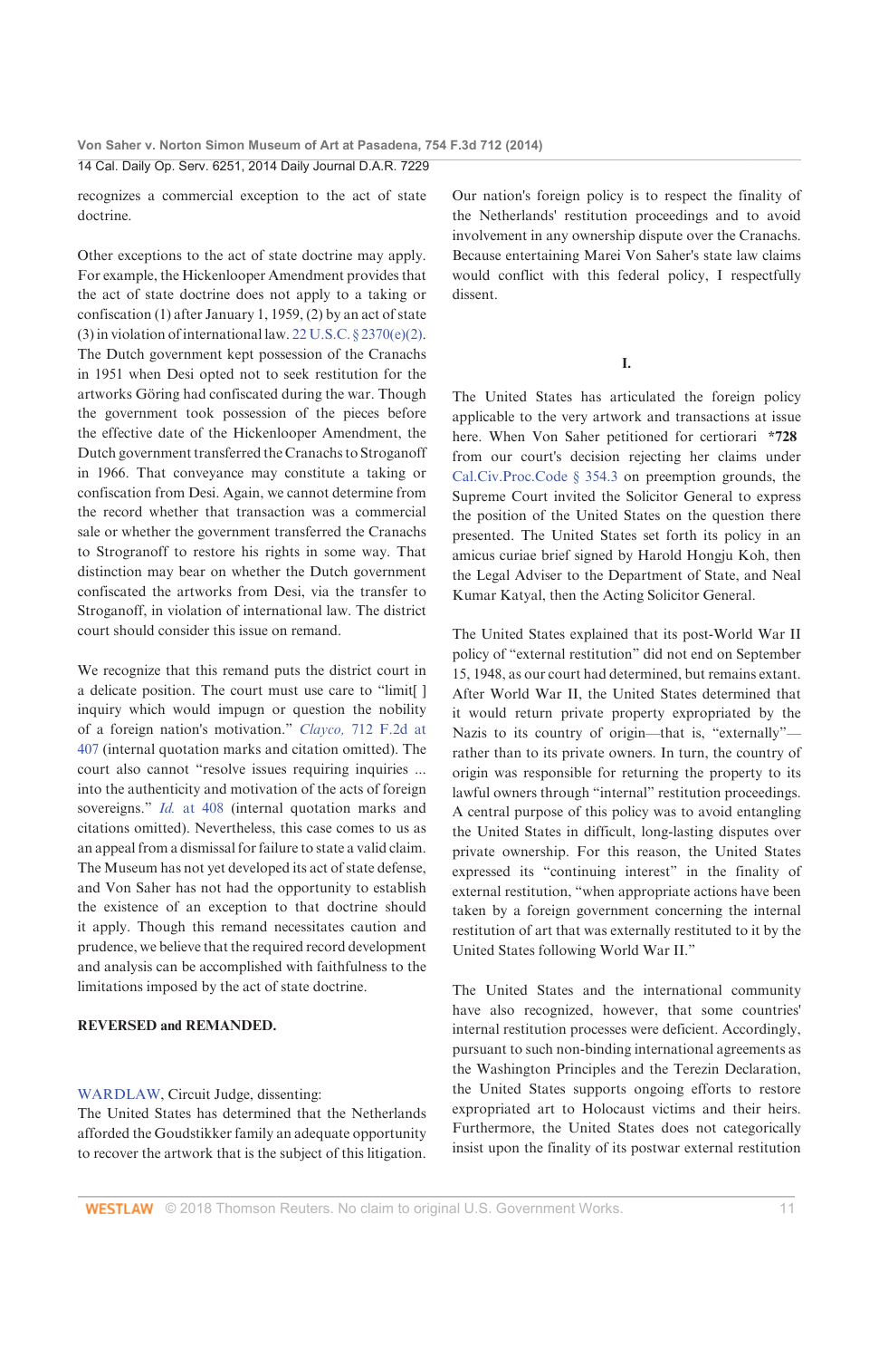recognizes a commercial exception to the act of state doctrine.

Other exceptions to the act of state doctrine may apply. For example, the Hickenlooper Amendment provides that the act of state doctrine does not apply to a taking or confiscation (1) after January 1, 1959, (2) by an act of state (3) in violation of international law. 22 U.S.C. § 2370(e)(2). The Dutch government kept possession of the Cranachs in 1951 when Desi opted not to seek restitution for the artworks Göring had confiscated during the war. Though the government took possession of the pieces before the effective date of the Hickenlooper Amendment, the Dutch government transferred the Cranachs to Stroganoff in 1966. That conveyance may constitute a taking or confiscation from Desi. Again, we cannot determine from the record whether that transaction was a commercial sale or whether the government transferred the Cranachs to Stroganoff to restore his rights in some way. That distinction may bear on whether the Dutch government confiscated the artworks from Desi, via the transfer to Stroganoff, in violation of international law. The district court should consider this issue on remand.

We recognize that this remand puts the district court in a delicate position. The court must use care to "limit[ ] inquiry which would impugn or question the nobility of a foreign nation's motivation." *Clayco,* 712 F.2d at 407 (internal quotation marks and citation omitted). The court also cannot "resolve issues requiring inquiries ... into the authenticity and motivation of the acts of foreign sovereigns." *Id.* at 408 (internal quotation marks and citations omitted). Nevertheless, this case comes to us as an appeal from a dismissal for failure to state a valid claim. The Museum has not yet developed its act of state defense, and Von Saher has not had the opportunity to establish the existence of an exception to that doctrine should it apply. Though this remand necessitates caution and prudence, we believe that the required record development and analysis can be accomplished with faithfulness to the limitations imposed by the act of state doctrine.

**REVERSED and REMANDED.**

WARDLAW, Circuit Judge, dissenting:

The United States has determined that the Netherlands afforded the Goudstikker family an adequate opportunity to recover the artwork that is the subject of this litigation. Our nation's foreign policy is to respect the finality of the Netherlands' restitution proceedings and to avoid involvement in any ownership dispute over the Cranachs. Because entertaining Marei Von Saher's state law claims would conflict with this federal policy, I respectfully dissent.

I.

The United States has articulated the foreign policy applicable to the very artwork and transactions at issue here. When Von Saher petitioned for certiorari **\*728** from our court's decision rejecting her claims under Cal.Civ.Proc.Code § 354.3 on preemption grounds, the Supreme Court invited the Solicitor General to express the position of the United States on the question there presented. The United States set forth its policy in an amicus curiae brief signed by Harold Hongju Koh, then the Legal Adviser to the Department of State, and Neal Kumar Katyal, then the Acting Solicitor General.

The United States explained that its post-World War II policy of "external restitution" did not end on September 15, 1948, as our court had determined, but remains extant. After World War II, the United States determined that it would return private property expropriated by the Nazis to its country of origin—that is, "externally"—rather than to its private owners. In turn, the country of origin was responsible for returning the property to its lawful owners through "internal" restitution proceedings. A central purpose of this policy was to avoid entangling the United States in difficult, long-lasting disputes over private ownership. For this reason, the United States expressed its "continuing interest" in the finality of external restitution, "when appropriate actions have been taken by a foreign government concerning the internal restitution of art that was externally restituted to it by the United States following World War II."

The United States and the international community have also recognized, however, that some countries' internal restitution processes were deficient. Accordingly, pursuant to such non-binding international agreements as the Washington Principles and the Terezin Declaration, the United States supports ongoing efforts to restore expropriated art to Holocaust victims and their heirs. Furthermore, the United States does not categorically insist upon the finality of its postwar external restitution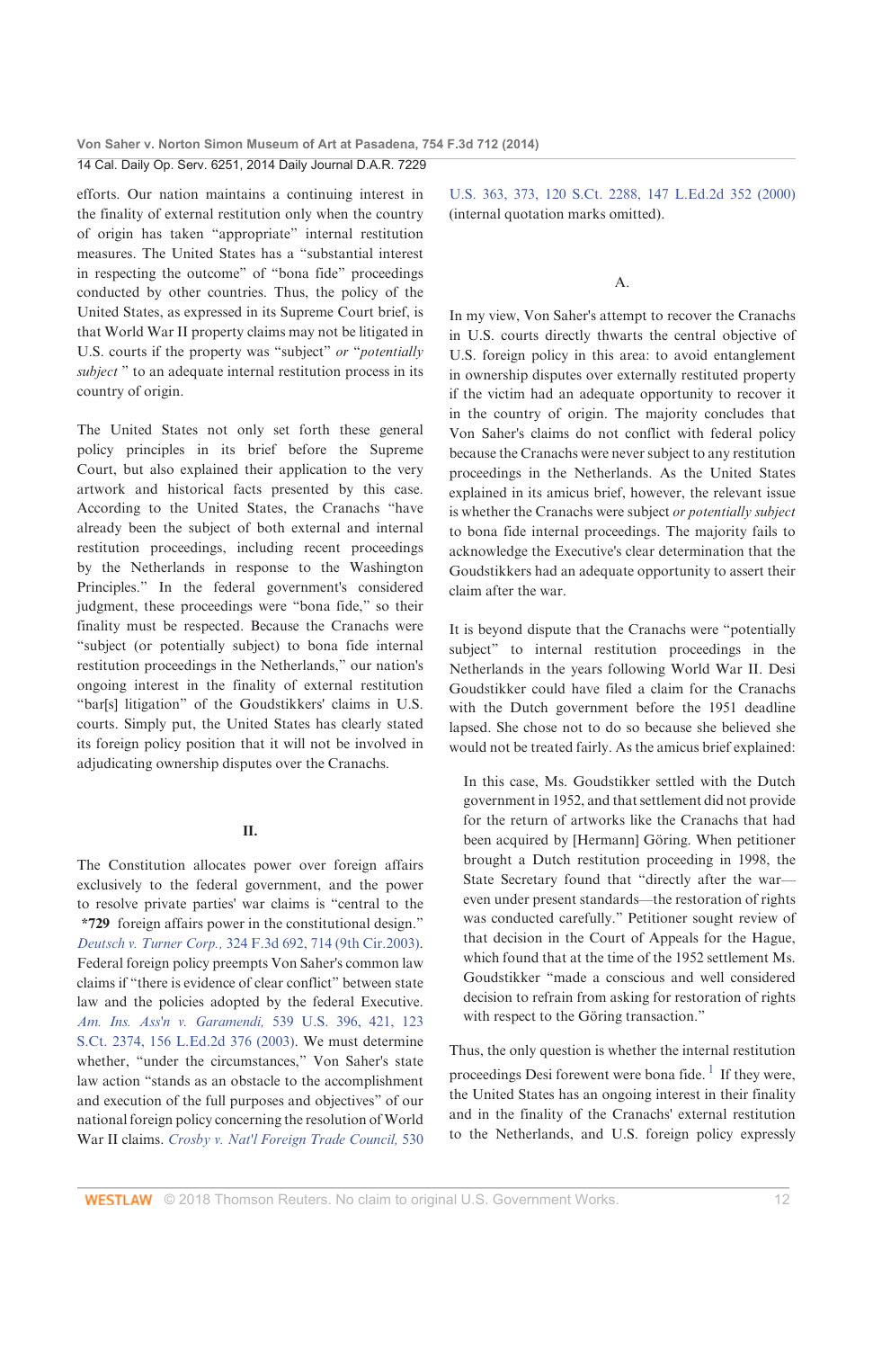efforts. Our nation maintains a continuing interest in the finality of external restitution only when the country of origin has taken "appropriate" internal restitution measures. The United States has a "substantial interest in respecting the outcome" of "bona fide" proceedings conducted by other countries. Thus, the policy of the United States, as expressed in its Supreme Court brief, is that World War II property claims may not be litigated in U.S. courts if the property was "subject" *or* "*potentially subject*" to an adequate internal restitution process in its country of origin.

The United States not only set forth these general policy principles in its brief before the Supreme Court, but also explained their application to the very artwork and historical facts presented by this case. According to the United States, the Cranachs "have already been the subject of both external and internal restitution proceedings, including recent proceedings by the Netherlands in response to the Washington Principles." In the federal government's considered judgment, these proceedings were "bona fide," so their finality must be respected. Because the Cranachs were "subject (or potentially subject) to bona fide internal restitution proceedings in the Netherlands," our nation's ongoing interest in the finality of external restitution "bar[s] litigation" of the Goudstikkers' claims in U.S. courts. Simply put, the United States has clearly stated its foreign policy position that it will not be involved in adjudicating ownership disputes over the Cranachs.

## II.

The Constitution allocates power over foreign affairs exclusively to the federal government, and the power to resolve private parties' war claims is "central to the **\*729** foreign affairs power in the constitutional design." *Deutsch v. Turner Corp.,* 324 F.3d 692, 714 (9th Cir.2003). Federal foreign policy preempts Von Saher's common law claims if "there is evidence of clear conflict" between state law and the policies adopted by the federal Executive. *Am. Ins. Ass'n v. Garamendi,* 539 U.S. 396, 421, 123 S.Ct. 2374, 156 L.Ed.2d 376 (2003). We must determine whether, "under the circumstances," Von Saher's state law action "stands as an obstacle to the accomplishment and execution of the full purposes and objectives" of our national foreign policy concerning the resolution of World War II claims. *Crosby v. Nat'l Foreign Trade Council,* 530 U.S. 363, 373, 120 S.Ct. 2288, 147 L.Ed.2d 352 (2000) (internal quotation marks omitted).

### A.

In my view, Von Saher's attempt to recover the Cranachs in U.S. courts directly thwarts the central objective of U.S. foreign policy in this area: to avoid entanglement in ownership disputes over externally restituted property if the victim had an adequate opportunity to recover it in the country of origin. The majority concludes that Von Saher's claims do not conflict with federal policy because the Cranachs were never subject to any restitution proceedings in the Netherlands. As the United States explained in its amicus brief, however, the relevant issue is whether the Cranachs were subject *or potentially subject* to bona fide internal proceedings. The majority fails to acknowledge the Executive's clear determination that the Goudstikkers had an adequate opportunity to assert their claim after the war.

It is beyond dispute that the Cranachs were "potentially subject" to internal restitution proceedings in the Netherlands in the years following World War II. Desi Goudstikker could have filed a claim for the Cranachs with the Dutch government before the 1951 deadline lapsed. She chose not to do so because she believed she would not be treated fairly. As the amicus brief explained:

> In this case, Ms. Goudstikker settled with the Dutch government in 1952, and that settlement did not provide for the return of artworks like the Cranachs that had been acquired by [Hermann] Göring. When petitioner brought a Dutch restitution proceeding in 1998, the State Secretary found that "directly after the war—even under present standards—the restoration of rights was conducted carefully." Petitioner sought review of that decision in the Court of Appeals for the Hague, which found that at the time of the 1952 settlement Ms. Goudstikker "made a conscious and well considered decision to refrain from asking for restoration of rights with respect to the Göring transaction."

Thus, the only question is whether the internal restitution proceedings Desi forewent were bona fide.[1] If they were, the United States has an ongoing interest in their finality and in the finality of the Cranachs' external restitution to the Netherlands, and U.S. foreign policy expressly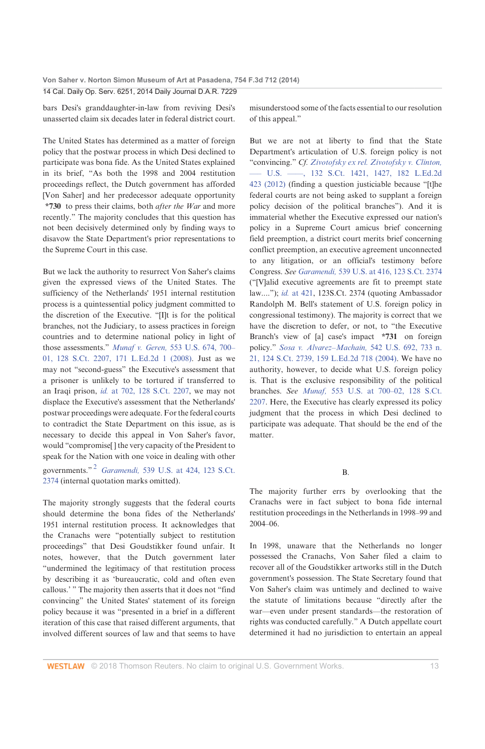bars Desi's granddaughter-in-law from reviving Desi's unasserted claim six decades later in federal district court.

The United States has determined as a matter of foreign policy that the postwar process in which Desi declined to participate was bona fide. As the United States explained in its brief, "As both the 1998 and 2004 restitution proceedings reflect, the Dutch government has afforded [Von Saher] and her predecessor adequate opportunity **\*730** to press their claims, both *after the War* and more recently." The majority concludes that this question has not been decisively determined only by finding ways to disavow the State Department's prior representations to the Supreme Court in this case.

But we lack the authority to resurrect Von Saher's claims given the expressed views of the United States. The sufficiency of the Netherlands' 1951 internal restitution process is a quintessential policy judgment committed to the discretion of the Executive. "[I]t is for the political branches, not the Judiciary, to assess practices in foreign countries and to determine national policy in light of those assessments." *Munaf v. Geren,* 553 U.S. 674, 700–01, 128 S.Ct. 2207, 171 L.Ed.2d 1 (2008). Just as we may not "second-guess" the Executive's assessment that a prisoner is unlikely to be tortured if transferred to an Iraqi prison, *id.* at 702, 128 S.Ct. 2207, we may not displace the Executive's assessment that the Netherlands' postwar proceedings were adequate. For the federal courts to contradict the State Department on this issue, as is necessary to decide this appeal in Von Saher's favor, would "compromise[] the very capacity of the President to speak for the Nation with one voice in dealing with other governments."[2] *Garamendi,* 539 U.S. at 424, 123 S.Ct. 2374 (internal quotation marks omitted).

The majority strongly suggests that the federal courts should determine the bona fides of the Netherlands' 1951 internal restitution process. It acknowledges that the Cranachs were "potentially subject to restitution proceedings" that Desi Goudstikker found unfair. It notes, however, that the Dutch government later "undermined the legitimacy of that restitution process by describing it as 'bureaucratic, cold and often even callous.' " The majority then asserts that it does not "find convincing" the United States' statement of its foreign policy because it was "presented in a brief in a different iteration of this case that raised different arguments, that involved different sources of law and that seems to have misunderstood some of the facts essential to our resolution of this appeal."

But we are not at liberty to find that the State Department's articulation of U.S. foreign policy is not "convincing." *Cf. Zivotofsky ex rel. Zivotofsky v. Clinton,* ––– U.S. ––––, 132 S.Ct. 1421, 1427, 182 L.Ed.2d 423 (2012) (finding a question justiciable because "[t]he federal courts are not being asked to supplant a foreign policy decision of the political branches"). And it is immaterial whether the Executive expressed our nation's policy in a Supreme Court amicus brief concerning field preemption, a district court merits brief concerning conflict preemption, an executive agreement unconnected to any litigation, or an official's testimony before Congress. *See Garamendi,* 539 U.S. at 416, 123 S.Ct. 2374 ("[V]alid executive agreements are fit to preempt state law...."); *id.* at 421, 123S.Ct. 2374 (quoting Ambassador Randolph M. Bell's statement of U.S. foreign policy in congressional testimony). The majority is correct that we have the discretion to defer, or not, to "the Executive Branch's view of [a] case's impact **\*731** on foreign policy." *Sosa v. Alvarez–Machain,* 542 U.S. 692, 733 n. 21, 124 S.Ct. 2739, 159 L.Ed.2d 718 (2004). We have no authority, however, to decide what U.S. foreign policy is. That is the exclusive responsibility of the political branches. *See Munaf,* 553 U.S. at 700–02, 128 S.Ct. 2207. Here, the Executive has clearly expressed its policy judgment that the process in which Desi declined to participate was adequate. That should be the end of the matter.

### B.

The majority further errs by overlooking that the Cranachs were in fact subject to bona fide internal restitution proceedings in the Netherlands in 1998–99 and 2004–06.

In 1998, unaware that the Netherlands no longer possessed the Cranachs, Von Saher filed a claim to recover all of the Goudstikker artworks still in the Dutch government's possession. The State Secretary found that Von Saher's claim was untimely and declined to waive the statute of limitations because "directly after the war—even under present standards—the restoration of rights was conducted carefully." A Dutch appellate court determined it had no jurisdiction to entertain an appeal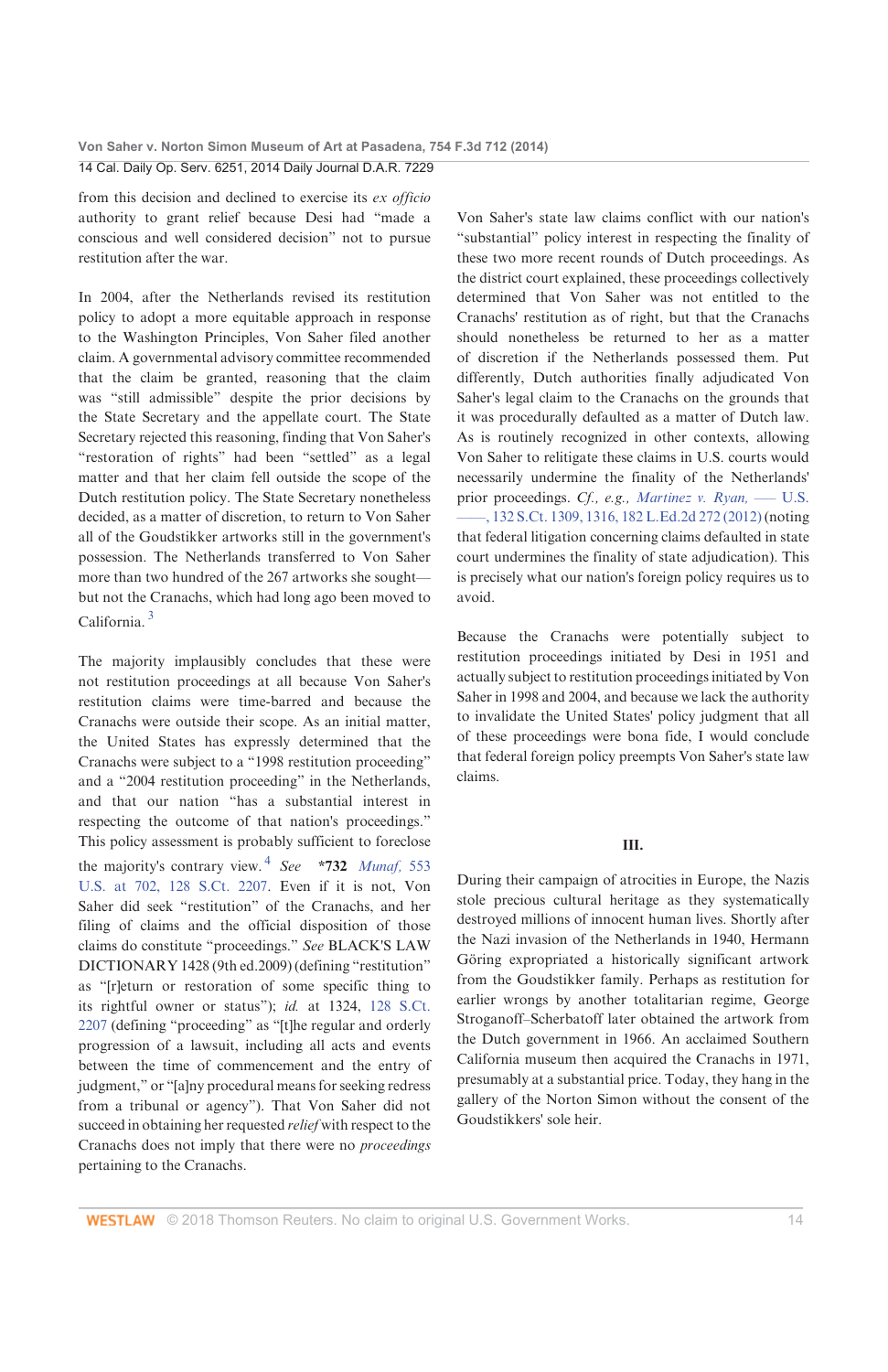from this decision and declined to exercise its *ex officio* authority to grant relief because Desi had "made a conscious and well considered decision" not to pursue restitution after the war.

In 2004, after the Netherlands revised its restitution policy to adopt a more equitable approach in response to the Washington Principles, Von Saher filed another claim. A governmental advisory committee recommended that the claim be granted, reasoning that the claim was "still admissible" despite the prior decisions by the State Secretary and the appellate court. The State Secretary rejected this reasoning, finding that Von Saher's "restoration of rights" had been "settled" as a legal matter and that her claim fell outside the scope of the Dutch restitution policy. The State Secretary nonetheless decided, as a matter of discretion, to return to Von Saher all of the Goudstikker artworks still in the government's possession. The Netherlands transferred to Von Saher more than two hundred of the 267 artworks she sought—but not the Cranachs, which had long ago been moved to California. [3]

The majority implausibly concludes that these were not restitution proceedings at all because Von Saher's restitution claims were time-barred and because the Cranachs were outside their scope. As an initial matter, the United States has expressly determined that the Cranachs were subject to a "1998 restitution proceeding" and a "2004 restitution proceeding" in the Netherlands, and that our nation "has a substantial interest in respecting the outcome of that nation's proceedings." This policy assessment is probably sufficient to foreclose the majority's contrary view. [4] *See* **\*732** *Munaf,* 553 U.S. at 702, 128 S.Ct. 2207. Even if it is not, Von Saher did seek "restitution" of the Cranachs, and her filing of claims and the official disposition of those claims do constitute "proceedings." *See* BLACK'S LAW DICTIONARY 1428 (9th ed.2009) (defining "restitution" as "[r]eturn or restoration of some specific thing to its rightful owner or status"); *id.* at 1324, 128 S.Ct. 2207 (defining "proceeding" as "[t]he regular and orderly progression of a lawsuit, including all acts and events between the time of commencement and the entry of judgment," or "[a]ny procedural means for seeking redress from a tribunal or agency"). That Von Saher did not succeed in obtaining her requested *relief* with respect to the Cranachs does not imply that there were no *proceedings* pertaining to the Cranachs.

Von Saher's state law claims conflict with our nation's "substantial" policy interest in respecting the finality of these two more recent rounds of Dutch proceedings. As the district court explained, these proceedings collectively determined that Von Saher was not entitled to the Cranachs' restitution as of right, but that the Cranachs should nonetheless be returned to her as a matter of discretion if the Netherlands possessed them. Put differently, Dutch authorities finally adjudicated Von Saher's legal claim to the Cranachs on the grounds that it was procedurally defaulted as a matter of Dutch law. As is routinely recognized in other contexts, allowing Von Saher to relitigate these claims in U.S. courts would necessarily undermine the finality of the Netherlands' prior proceedings. *Cf., e.g., Martinez v. Ryan,* ––– U.S. ––––, 132 S.Ct. 1309, 1316, 182 L.Ed.2d 272 (2012) (noting that federal litigation concerning claims defaulted in state court undermines the finality of state adjudication). This is precisely what our nation's foreign policy requires us to avoid.

Because the Cranachs were potentially subject to restitution proceedings initiated by Desi in 1951 and actually subject to restitution proceedings initiated by Von Saher in 1998 and 2004, and because we lack the authority to invalidate the United States' policy judgment that all of these proceedings were bona fide, I would conclude that federal foreign policy preempts Von Saher's state law claims.

### III.

During their campaign of atrocities in Europe, the Nazis stole precious cultural heritage as they systematically destroyed millions of innocent human lives. Shortly after the Nazi invasion of the Netherlands in 1940, Hermann Göring expropriated a historically significant artwork from the Goudstikker family. Perhaps as restitution for earlier wrongs by another totalitarian regime, George Stroganoff–Scherbatoff later obtained the artwork from the Dutch government in 1966. An acclaimed Southern California museum then acquired the Cranachs in 1971, presumably at a substantial price. Today, they hang in the gallery of the Norton Simon without the consent of the Goudstikkers' sole heir.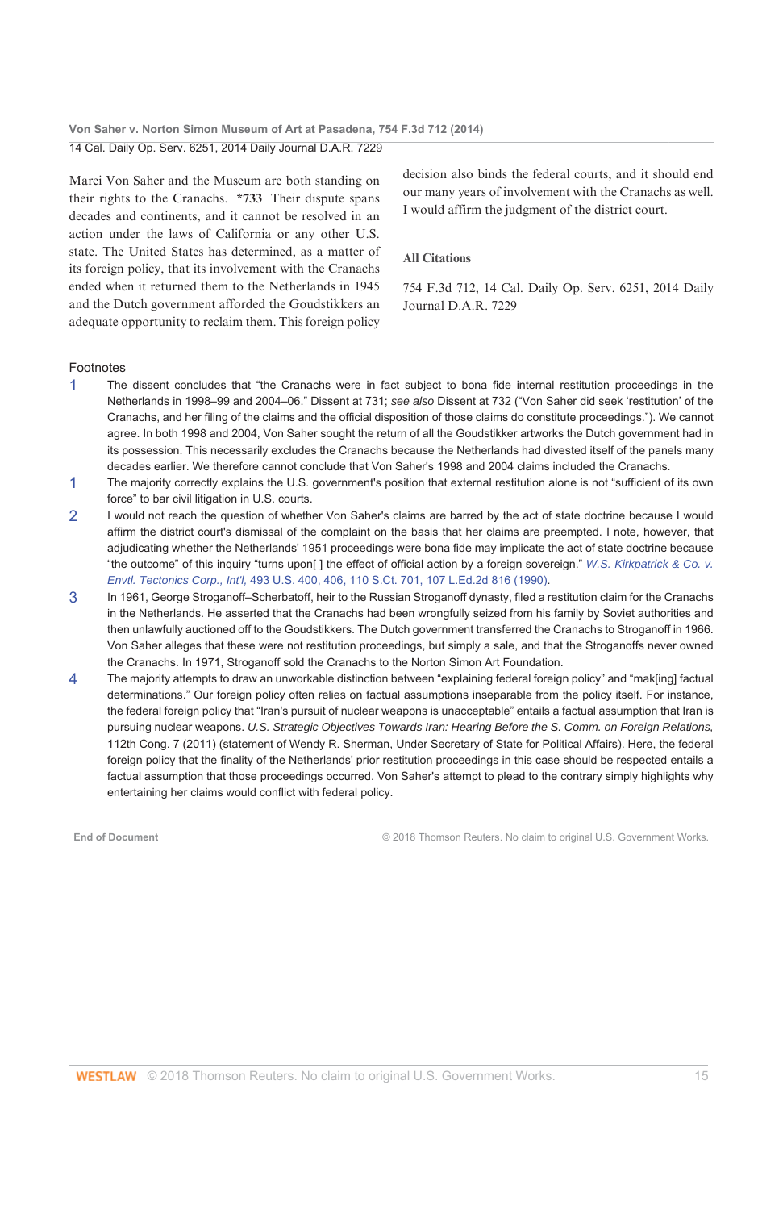Marei Von Saher and the Museum are both standing on their rights to the Cranachs. **\*733** Their dispute spans decades and continents, and it cannot be resolved in an action under the laws of California or any other U.S. state. The United States has determined, as a matter of its foreign policy, that its involvement with the Cranachs ended when it returned them to the Netherlands in 1945 and the Dutch government afforded the Goudstikkers an adequate opportunity to reclaim them. This foreign policy decision also binds the federal courts, and it should end our many years of involvement with the Cranachs as well. I would affirm the judgment of the district court.

### All Citations

754 F.3d 712, 14 Cal. Daily Op. Serv. 6251, 2014 Daily Journal D.A.R. 7229

## Footnotes

1 The dissent concludes that "the Cranachs were in fact subject to bona fide internal restitution proceedings in the Netherlands in 1998–99 and 2004–06." Dissent at 731; *see also* Dissent at 732 ("Von Saher did seek 'restitution' of the Cranachs, and her filing of the claims and the official disposition of those claims do constitute proceedings."). We cannot agree. In both 1998 and 2004, Von Saher sought the return of all the Goudstikker artworks the Dutch government had in its possession. This necessarily excludes the Cranachs because the Netherlands had divested itself of the panels many decades earlier. We therefore cannot conclude that Von Saher's 1998 and 2004 claims included the Cranachs.

1 The majority correctly explains the U.S. government's position that external restitution alone is not "sufficient of its own force" to bar civil litigation in U.S. courts.

2 I would not reach the question of whether Von Saher's claims are barred by the act of state doctrine because I would affirm the district court's dismissal of the complaint on the basis that her claims are preempted. I note, however, that adjudicating whether the Netherlands' 1951 proceedings were bona fide may implicate the act of state doctrine because "the outcome" of this inquiry "turns upon[ ] the effect of official action by a foreign sovereign." *W.S. Kirkpatrick & Co. v. Envtl. Tectonics Corp., Int'l,* 493 U.S. 400, 406, 110 S.Ct. 701, 107 L.Ed.2d 816 (1990).

3 In 1961, George Stroganoff–Scherbatoff, heir to the Russian Stroganoff dynasty, filed a restitution claim for the Cranachs in the Netherlands. He asserted that the Cranachs had been wrongfully seized from his family by Soviet authorities and then unlawfully auctioned off to the Goudstikkers. The Dutch government transferred the Cranachs to Stroganoff in 1966. Von Saher alleges that these were not restitution proceedings, but simply a sale, and that the Stroganoffs never owned the Cranachs. In 1971, Stroganoff sold the Cranachs to the Norton Simon Art Foundation.

4 The majority attempts to draw an unworkable distinction between "explaining federal foreign policy" and "mak[ing] factual determinations." Our foreign policy often relies on factual assumptions inseparable from the policy itself. For instance, the federal foreign policy that "Iran's pursuit of nuclear weapons is unacceptable" entails a factual assumption that Iran is pursuing nuclear weapons. *U.S. Strategic Objectives Towards Iran: Hearing Before the S. Comm. on Foreign Relations,* 112th Cong. 7 (2011) (statement of Wendy R. Sherman, Under Secretary of State for Political Affairs). Here, the federal foreign policy that the finality of the Netherlands' prior restitution proceedings in this case should be respected entails a factual assumption that those proceedings occurred. Von Saher's attempt to plead to the contrary simply highlights why entertaining her claims would conflict with federal policy.

**End of Document** © 2018 Thomson Reuters. No claim to original U.S. Government Works.